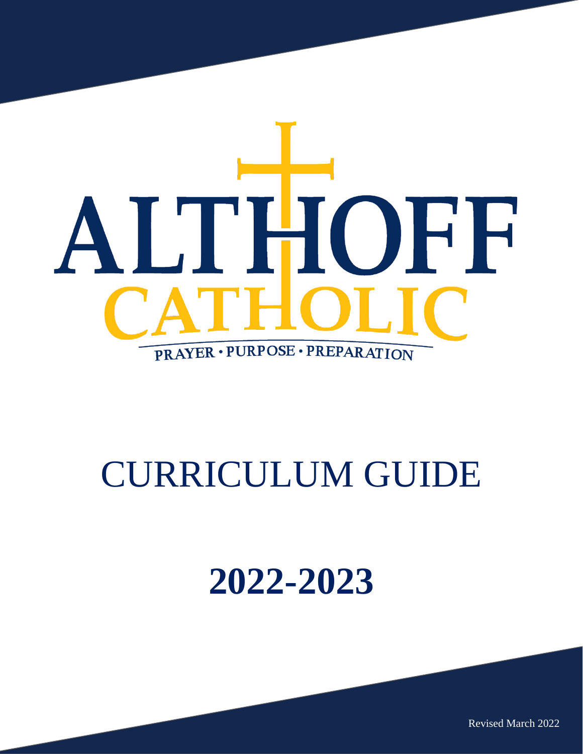# ALTHOFF CATHOLIC

PRAYER • PURPOSE • PREPARATION

# CURRICULUM GUIDE

# 2022-2023

Revised March 2022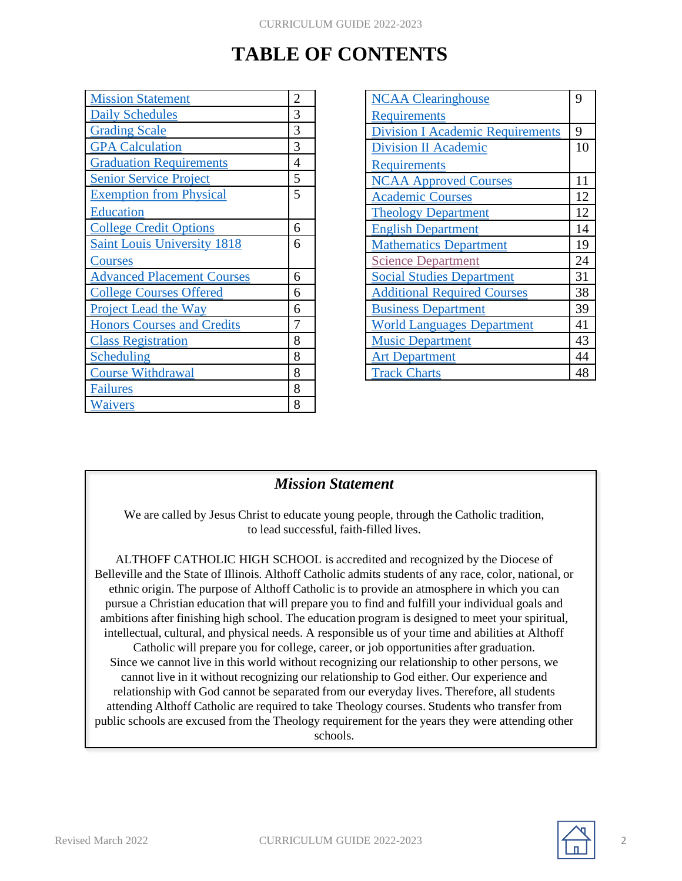# TABLE OF CONTENTS

| Section | Page |
|---|---|
| Mission Statement | 2 |
| Daily Schedules | 3 |
| Grading Scale | 3 |
| GPA Calculation | 3 |
| Graduation Requirements | 4 |
| Senior Service Project | 5 |
| Exemption from Physical Education | 5 |
| College Credit Options | 6 |
| Saint Louis University 1818 Courses | 6 |
| Advanced Placement Courses | 6 |
| College Courses Offered | 6 |
| Project Lead the Way | 6 |
| Honors Courses and Credits | 7 |
| Class Registration | 8 |
| Scheduling | 8 |
| Course Withdrawal | 8 |
| Failures | 8 |
| Waivers | 8 |

| Section | Page |
|---|---|
| NCAA Clearinghouse Requirements | 9 |
| Division I Academic Requirements | 9 |
| Division II Academic Requirements | 10 |
| NCAA Approved Courses | 11 |
| Academic Courses | 12 |
| Theology Department | 12 |
| English Department | 14 |
| Mathematics Department | 19 |
| Science Department | 24 |
| Social Studies Department | 31 |
| Additional Required Courses | 38 |
| Business Department | 39 |
| World Languages Department | 41 |
| Music Department | 43 |
| Art Department | 44 |
| Track Charts | 48 |

## *Mission Statement*

We are called by Jesus Christ to educate young people, through the Catholic tradition, to lead successful, faith-filled lives.

ALTHOFF CATHOLIC HIGH SCHOOL is accredited and recognized by the Diocese of Belleville and the State of Illinois. Althoff Catholic admits students of any race, color, national, or ethnic origin. The purpose of Althoff Catholic is to provide an atmosphere in which you can pursue a Christian education that will prepare you to find and fulfill your individual goals and ambitions after finishing high school. The education program is designed to meet your spiritual, intellectual, cultural, and physical needs. A responsible us of your time and abilities at Althoff Catholic will prepare you for college, career, or job opportunities after graduation.
Since we cannot live in this world without recognizing our relationship to other persons, we cannot live in it without recognizing our relationship to God either. Our experience and relationship with God cannot be separated from our everyday lives. Therefore, all students attending Althoff Catholic are required to take Theology courses. Students who transfer from public schools are excused from the Theology requirement for the years they were attending other schools.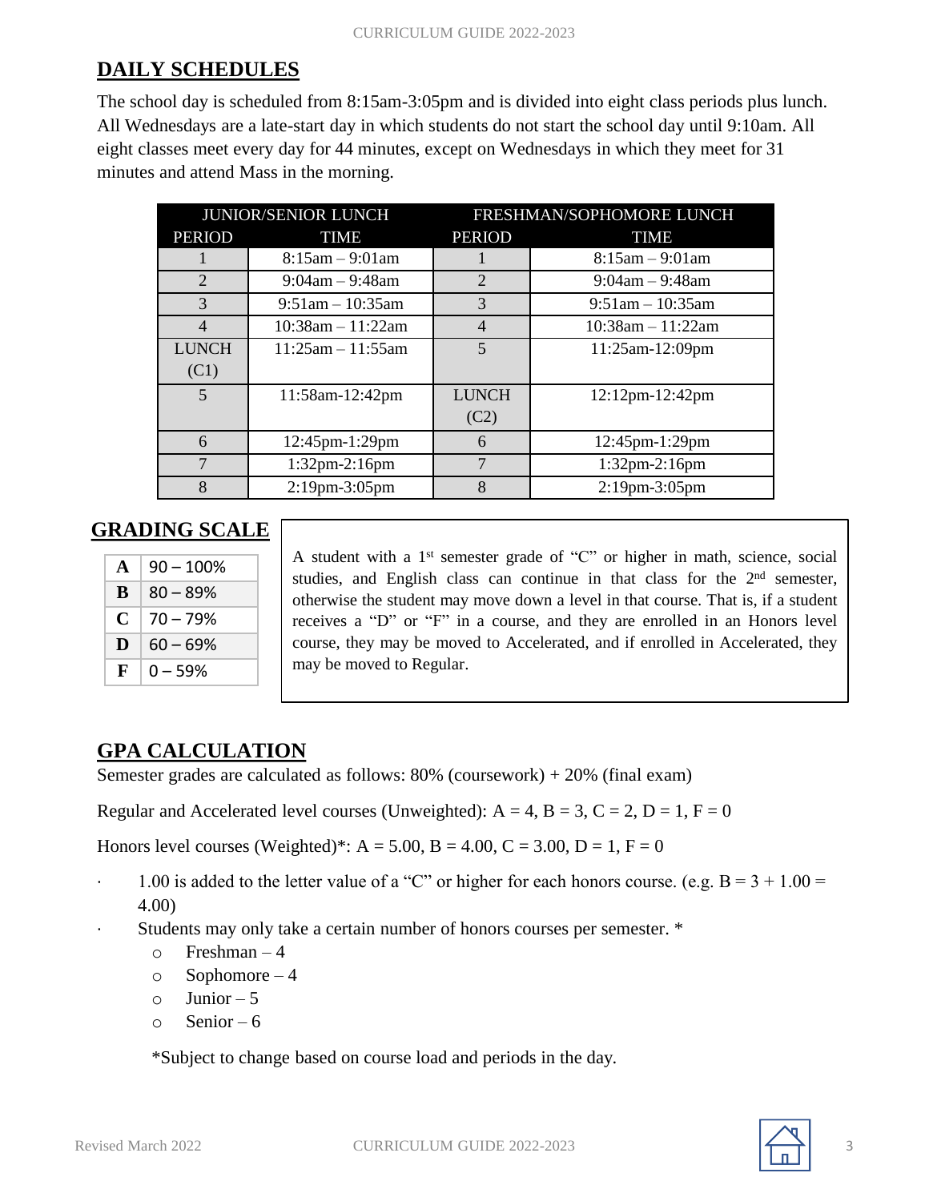## DAILY SCHEDULES

The school day is scheduled from 8:15am-3:05pm and is divided into eight class periods plus lunch. All Wednesdays are a late-start day in which students do not start the school day until 9:10am. All eight classes meet every day for 44 minutes, except on Wednesdays in which they meet for 31 minutes and attend Mass in the morning.

| JUNIOR/SENIOR LUNCH | | FRESHMAN/SOPHOMORE LUNCH | |
|---|---|---|---|
| PERIOD | TIME | PERIOD | TIME |
| 1 | 8:15am – 9:01am | 1 | 8:15am – 9:01am |
| 2 | 9:04am – 9:48am | 2 | 9:04am – 9:48am |
| 3 | 9:51am – 10:35am | 3 | 9:51am – 10:35am |
| 4 | 10:38am – 11:22am | 4 | 10:38am – 11:22am |
| LUNCH (C1) | 11:25am – 11:55am | 5 | 11:25am-12:09pm |
| 5 | 11:58am-12:42pm | LUNCH (C2) | 12:12pm-12:42pm |
| 6 | 12:45pm-1:29pm | 6 | 12:45pm-1:29pm |
| 7 | 1:32pm-2:16pm | 7 | 1:32pm-2:16pm |
| 8 | 2:19pm-3:05pm | 8 | 2:19pm-3:05pm |

## GRADING SCALE

| | |
|---|---|
| **A** | 90 – 100% |
| **B** | 80 – 89% |
| **C** | 70 – 79% |
| **D** | 60 – 69% |
| **F** | 0 – 59% |

A student with a 1st semester grade of "C" or higher in math, science, social studies, and English class can continue in that class for the 2nd semester, otherwise the student may move down a level in that course. That is, if a student receives a "D" or "F" in a course, and they are enrolled in an Honors level course, they may be moved to Accelerated, and if enrolled in Accelerated, they may be moved to Regular.

## GPA CALCULATION

Semester grades are calculated as follows: 80% (coursework) + 20% (final exam)

Regular and Accelerated level courses (Unweighted): A = 4, B = 3, C = 2, D = 1, F = 0

Honors level courses (Weighted)*: A = 5.00, B = 4.00, C = 3.00, D = 1, F = 0

- 1.00 is added to the letter value of a "C" or higher for each honors course. (e.g. B = 3 + 1.00 = 4.00)
- Students may only take a certain number of honors courses per semester. *
  - Freshman – 4
  - Sophomore – 4
  - Junior – 5
  - Senior – 6

*Subject to change based on course load and periods in the day.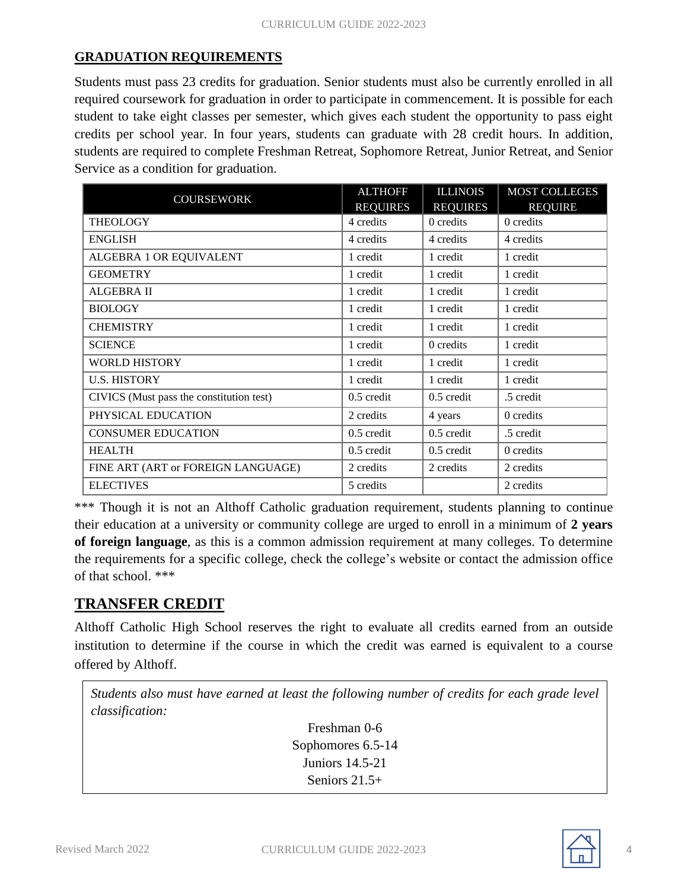## GRADUATION REQUIREMENTS

Students must pass 23 credits for graduation. Senior students must also be currently enrolled in all required coursework for graduation in order to participate in commencement. It is possible for each student to take eight classes per semester, which gives each student the opportunity to pass eight credits per school year. In four years, students can graduate with 28 credit hours. In addition, students are required to complete Freshman Retreat, Sophomore Retreat, Junior Retreat, and Senior Service as a condition for graduation.

| COURSEWORK | ALTHOFF REQUIRES | ILLINOIS REQUIRES | MOST COLLEGES REQUIRE |
|---|---|---|---|
| THEOLOGY | 4 credits | 0 credits | 0 credits |
| ENGLISH | 4 credits | 4 credits | 4 credits |
| ALGEBRA 1 OR EQUIVALENT | 1 credit | 1 credit | 1 credit |
| GEOMETRY | 1 credit | 1 credit | 1 credit |
| ALGEBRA II | 1 credit | 1 credit | 1 credit |
| BIOLOGY | 1 credit | 1 credit | 1 credit |
| CHEMISTRY | 1 credit | 1 credit | 1 credit |
| SCIENCE | 1 credit | 0 credits | 1 credit |
| WORLD HISTORY | 1 credit | 1 credit | 1 credit |
| U.S. HISTORY | 1 credit | 1 credit | 1 credit |
| CIVICS (Must pass the constitution test) | 0.5 credit | 0.5 credit | .5 credit |
| PHYSICAL EDUCATION | 2 credits | 4 years | 0 credits |
| CONSUMER EDUCATION | 0.5 credit | 0.5 credit | .5 credit |
| HEALTH | 0.5 credit | 0.5 credit | 0 credits |
| FINE ART (ART or FOREIGN LANGUAGE) | 2 credits | 2 credits | 2 credits |
| ELECTIVES | 5 credits | | 2 credits |

*** Though it is not an Althoff Catholic graduation requirement, students planning to continue their education at a university or community college are urged to enroll in a minimum of **2 years of foreign language**, as this is a common admission requirement at many colleges. To determine the requirements for a specific college, check the college's website or contact the admission office of that school. ***

## TRANSFER CREDIT

Althoff Catholic High School reserves the right to evaluate all credits earned from an outside institution to determine if the course in which the credit was earned is equivalent to a course offered by Althoff.

*Students also must have earned at least the following number of credits for each grade level classification:*

Freshman 0-6
Sophomores 6.5-14
Juniors 14.5-21
Seniors 21.5+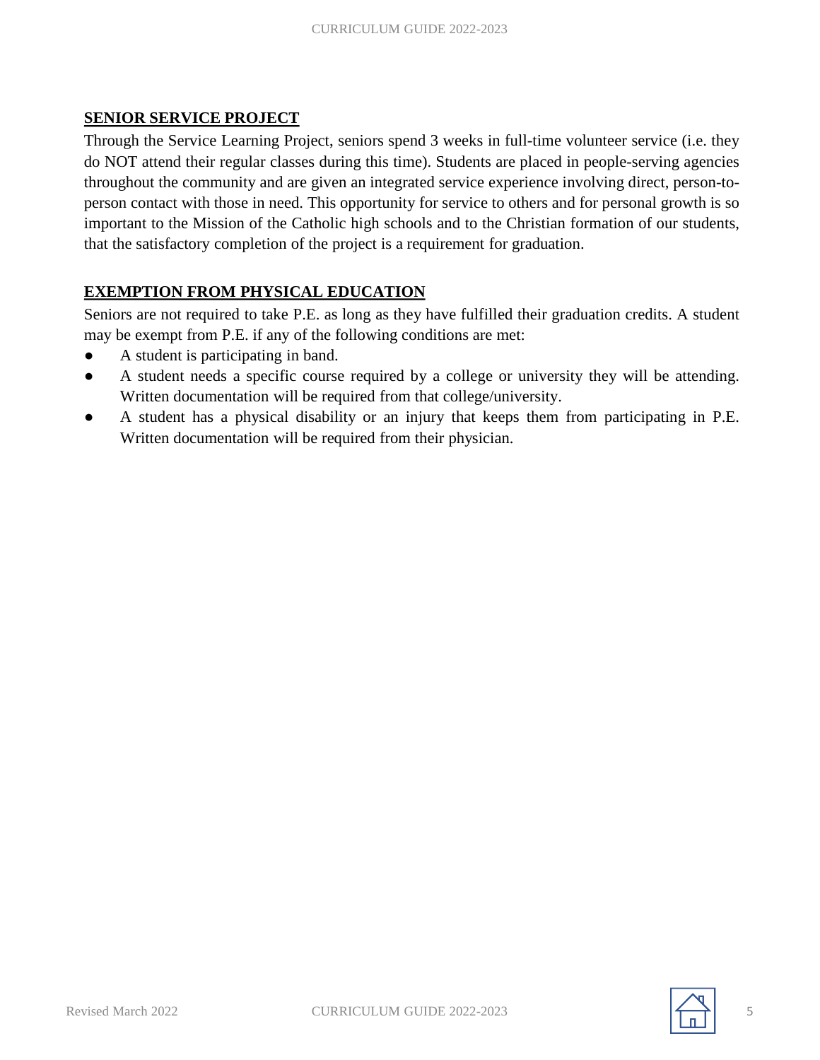## SENIOR SERVICE PROJECT

Through the Service Learning Project, seniors spend 3 weeks in full-time volunteer service (i.e. they do NOT attend their regular classes during this time). Students are placed in people-serving agencies throughout the community and are given an integrated service experience involving direct, person-to-person contact with those in need. This opportunity for service to others and for personal growth is so important to the Mission of the Catholic high schools and to the Christian formation of our students, that the satisfactory completion of the project is a requirement for graduation.

## EXEMPTION FROM PHYSICAL EDUCATION

Seniors are not required to take P.E. as long as they have fulfilled their graduation credits. A student may be exempt from P.E. if any of the following conditions are met:

- A student is participating in band.
- A student needs a specific course required by a college or university they will be attending. Written documentation will be required from that college/university.
- A student has a physical disability or an injury that keeps them from participating in P.E. Written documentation will be required from their physician.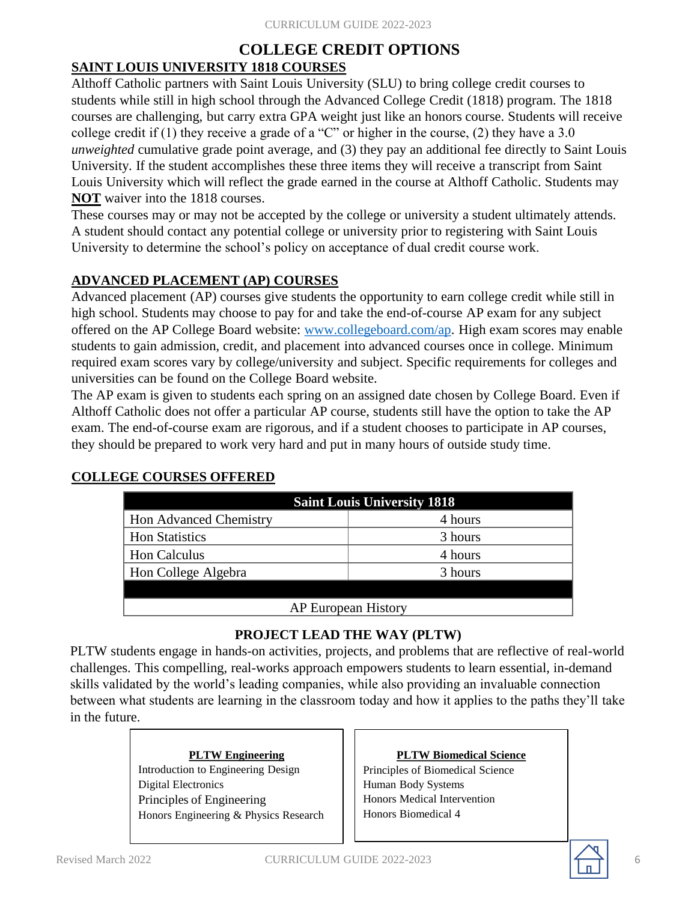# COLLEGE CREDIT OPTIONS

## SAINT LOUIS UNIVERSITY 1818 COURSES

Althoff Catholic partners with Saint Louis University (SLU) to bring college credit courses to students while still in high school through the Advanced College Credit (1818) program. The 1818 courses are challenging, but carry extra GPA weight just like an honors course. Students will receive college credit if (1) they receive a grade of a "C" or higher in the course, (2) they have a 3.0 *unweighted* cumulative grade point average, and (3) they pay an additional fee directly to Saint Louis University. If the student accomplishes these three items they will receive a transcript from Saint Louis University which will reflect the grade earned in the course at Althoff Catholic. Students may **NOT** waiver into the 1818 courses.

These courses may or may not be accepted by the college or university a student ultimately attends. A student should contact any potential college or university prior to registering with Saint Louis University to determine the school's policy on acceptance of dual credit course work.

## ADVANCED PLACEMENT (AP) COURSES

Advanced placement (AP) courses give students the opportunity to earn college credit while still in high school. Students may choose to pay for and take the end-of-course AP exam for any subject offered on the AP College Board website: www.collegeboard.com/ap. High exam scores may enable students to gain admission, credit, and placement into advanced courses once in college. Minimum required exam scores vary by college/university and subject. Specific requirements for colleges and universities can be found on the College Board website.

The AP exam is given to students each spring on an assigned date chosen by College Board. Even if Althoff Catholic does not offer a particular AP course, students still have the option to take the AP exam. The end-of-course exam are rigorous, and if a student chooses to participate in AP courses, they should be prepared to work very hard and put in many hours of outside study time.

## COLLEGE COURSES OFFERED

| Saint Louis University 1818 | |
|---|---|
| Hon Advanced Chemistry | 4 hours |
| Hon Statistics | 3 hours |
| Hon Calculus | 4 hours |
| Hon College Algebra | 3 hours |
| | |
| AP European History | |

## PROJECT LEAD THE WAY (PLTW)

PLTW students engage in hands-on activities, projects, and problems that are reflective of real-world challenges. This compelling, real-works approach empowers students to learn essential, in-demand skills validated by the world's leading companies, while also providing an invaluable connection between what students are learning in the classroom today and how it applies to the paths they'll take in the future.

**PLTW Engineering**

- Introduction to Engineering Design
- Digital Electronics
- Principles of Engineering
- Honors Engineering & Physics Research

**PLTW Biomedical Science**

- Principles of Biomedical Science
- Human Body Systems
- Honors Medical Intervention
- Honors Biomedical 4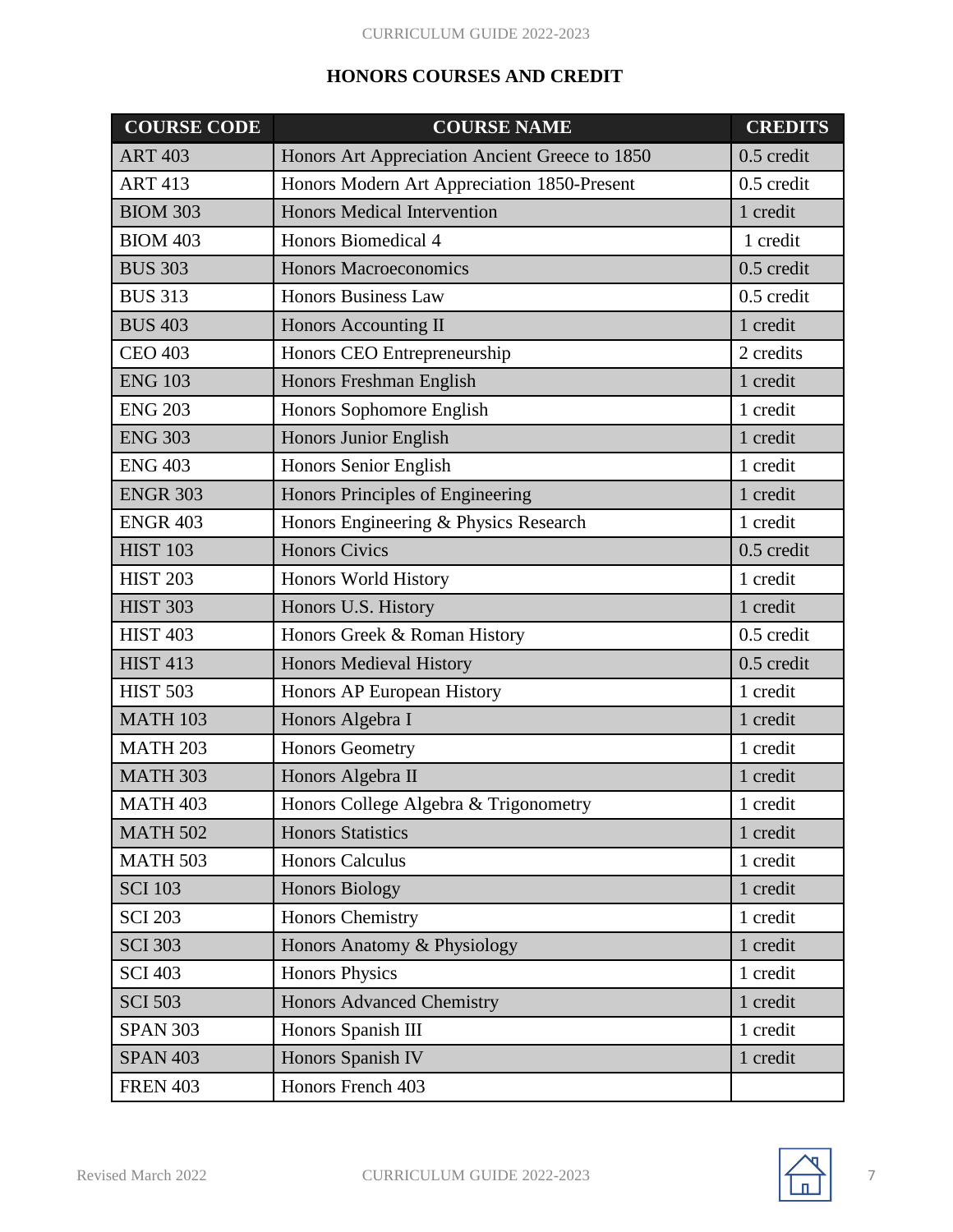## HONORS COURSES AND CREDIT

| COURSE CODE | COURSE NAME | CREDITS |
|---|---|---|
| ART 403 | Honors Art Appreciation Ancient Greece to 1850 | 0.5 credit |
| ART 413 | Honors Modern Art Appreciation 1850-Present | 0.5 credit |
| BIOM 303 | Honors Medical Intervention | 1 credit |
| BIOM 403 | Honors Biomedical 4 | 1 credit |
| BUS 303 | Honors Macroeconomics | 0.5 credit |
| BUS 313 | Honors Business Law | 0.5 credit |
| BUS 403 | Honors Accounting II | 1 credit |
| CEO 403 | Honors CEO Entrepreneurship | 2 credits |
| ENG 103 | Honors Freshman English | 1 credit |
| ENG 203 | Honors Sophomore English | 1 credit |
| ENG 303 | Honors Junior English | 1 credit |
| ENG 403 | Honors Senior English | 1 credit |
| ENGR 303 | Honors Principles of Engineering | 1 credit |
| ENGR 403 | Honors Engineering & Physics Research | 1 credit |
| HIST 103 | Honors Civics | 0.5 credit |
| HIST 203 | Honors World History | 1 credit |
| HIST 303 | Honors U.S. History | 1 credit |
| HIST 403 | Honors Greek & Roman History | 0.5 credit |
| HIST 413 | Honors Medieval History | 0.5 credit |
| HIST 503 | Honors AP European History | 1 credit |
| MATH 103 | Honors Algebra I | 1 credit |
| MATH 203 | Honors Geometry | 1 credit |
| MATH 303 | Honors Algebra II | 1 credit |
| MATH 403 | Honors College Algebra & Trigonometry | 1 credit |
| MATH 502 | Honors Statistics | 1 credit |
| MATH 503 | Honors Calculus | 1 credit |
| SCI 103 | Honors Biology | 1 credit |
| SCI 203 | Honors Chemistry | 1 credit |
| SCI 303 | Honors Anatomy & Physiology | 1 credit |
| SCI 403 | Honors Physics | 1 credit |
| SCI 503 | Honors Advanced Chemistry | 1 credit |
| SPAN 303 | Honors Spanish III | 1 credit |
| SPAN 403 | Honors Spanish IV | 1 credit |
| FREN 403 | Honors French 403 | |

Revised March 2022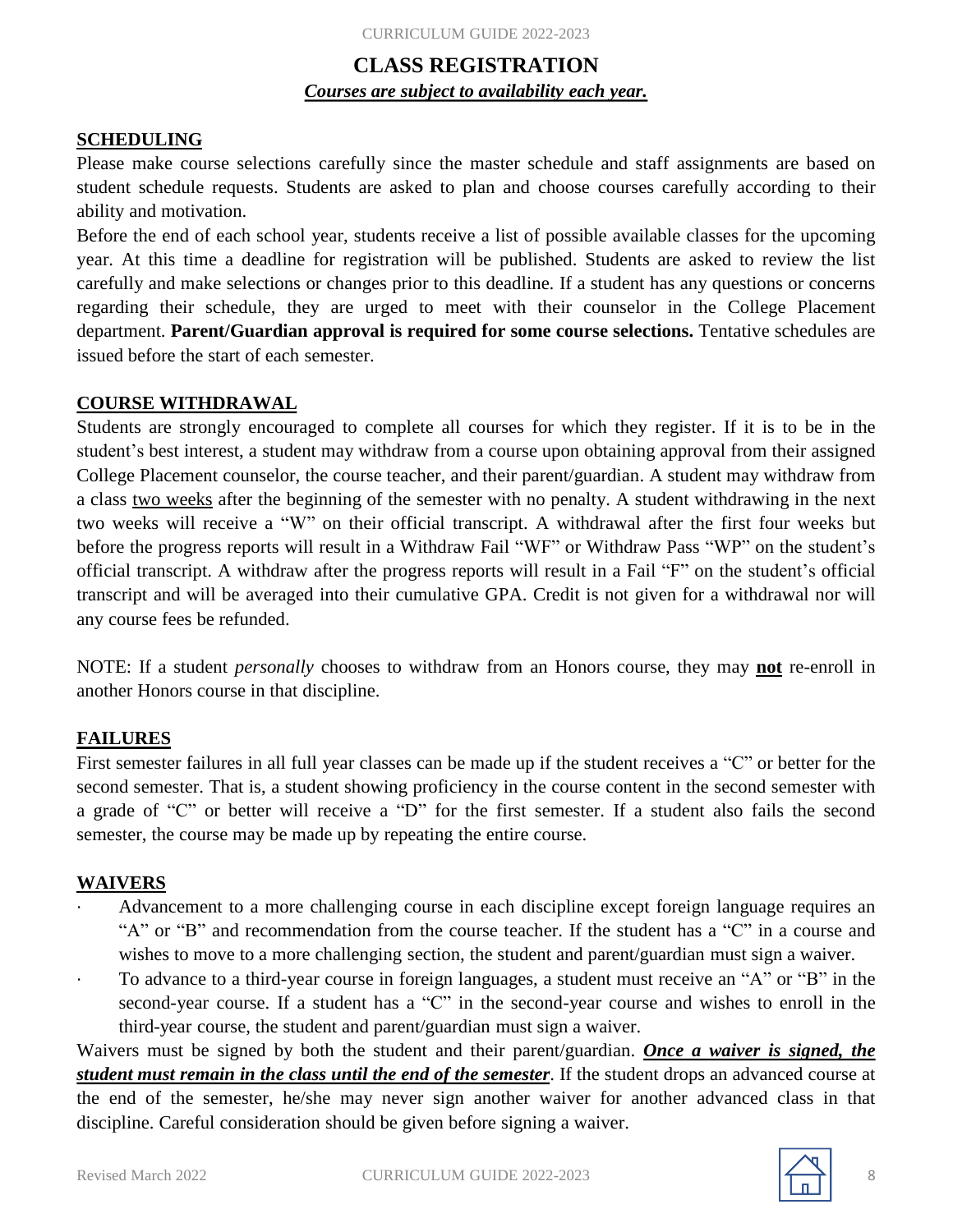# CLASS REGISTRATION

***Courses are subject to availability each year.***

## SCHEDULING

Please make course selections carefully since the master schedule and staff assignments are based on student schedule requests. Students are asked to plan and choose courses carefully according to their ability and motivation.

Before the end of each school year, students receive a list of possible available classes for the upcoming year. At this time a deadline for registration will be published. Students are asked to review the list carefully and make selections or changes prior to this deadline. If a student has any questions or concerns regarding their schedule, they are urged to meet with their counselor in the College Placement department. **Parent/Guardian approval is required for some course selections.** Tentative schedules are issued before the start of each semester.

## COURSE WITHDRAWAL

Students are strongly encouraged to complete all courses for which they register. If it is to be in the student's best interest, a student may withdraw from a course upon obtaining approval from their assigned College Placement counselor, the course teacher, and their parent/guardian. A student may withdraw from a class two weeks after the beginning of the semester with no penalty. A student withdrawing in the next two weeks will receive a "W" on their official transcript. A withdrawal after the first four weeks but before the progress reports will result in a Withdraw Fail "WF" or Withdraw Pass "WP" on the student's official transcript. A withdraw after the progress reports will result in a Fail "F" on the student's official transcript and will be averaged into their cumulative GPA. Credit is not given for a withdrawal nor will any course fees be refunded.

NOTE: If a student *personally* chooses to withdraw from an Honors course, they may **not** re-enroll in another Honors course in that discipline.

## FAILURES

First semester failures in all full year classes can be made up if the student receives a "C" or better for the second semester. That is, a student showing proficiency in the course content in the second semester with a grade of "C" or better will receive a "D" for the first semester. If a student also fails the second semester, the course may be made up by repeating the entire course.

## WAIVERS

- Advancement to a more challenging course in each discipline except foreign language requires an "A" or "B" and recommendation from the course teacher. If the student has a "C" in a course and wishes to move to a more challenging section, the student and parent/guardian must sign a waiver.
- To advance to a third-year course in foreign languages, a student must receive an "A" or "B" in the second-year course. If a student has a "C" in the second-year course and wishes to enroll in the third-year course, the student and parent/guardian must sign a waiver.

Waivers must be signed by both the student and their parent/guardian. ***Once a waiver is signed, the student must remain in the class until the end of the semester***. If the student drops an advanced course at the end of the semester, he/she may never sign another waiver for another advanced class in that discipline. Careful consideration should be given before signing a waiver.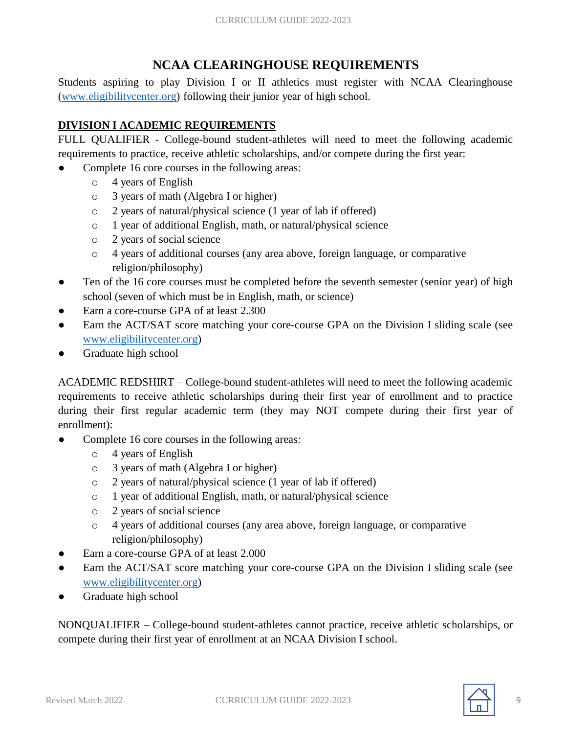## NCAA CLEARINGHOUSE REQUIREMENTS

Students aspiring to play Division I or II athletics must register with NCAA Clearinghouse ([www.eligibilitycenter.org](http://www.eligibilitycenter.org)) following their junior year of high school.

### DIVISION I ACADEMIC REQUIREMENTS

FULL QUALIFIER - College-bound student-athletes will need to meet the following academic requirements to practice, receive athletic scholarships, and/or compete during the first year:

- Complete 16 core courses in the following areas:
  - 4 years of English
  - 3 years of math (Algebra I or higher)
  - 2 years of natural/physical science (1 year of lab if offered)
  - 1 year of additional English, math, or natural/physical science
  - 2 years of social science
  - 4 years of additional courses (any area above, foreign language, or comparative religion/philosophy)
- Ten of the 16 core courses must be completed before the seventh semester (senior year) of high school (seven of which must be in English, math, or science)
- Earn a core-course GPA of at least 2.300
- Earn the ACT/SAT score matching your core-course GPA on the Division I sliding scale (see [www.eligibilitycenter.org](http://www.eligibilitycenter.org))
- Graduate high school

ACADEMIC REDSHIRT – College-bound student-athletes will need to meet the following academic requirements to receive athletic scholarships during their first year of enrollment and to practice during their first regular academic term (they may NOT compete during their first year of enrollment):

- Complete 16 core courses in the following areas:
  - 4 years of English
  - 3 years of math (Algebra I or higher)
  - 2 years of natural/physical science (1 year of lab if offered)
  - 1 year of additional English, math, or natural/physical science
  - 2 years of social science
  - 4 years of additional courses (any area above, foreign language, or comparative religion/philosophy)
- Earn a core-course GPA of at least 2.000
- Earn the ACT/SAT score matching your core-course GPA on the Division I sliding scale (see [www.eligibilitycenter.org](http://www.eligibilitycenter.org))
- Graduate high school

NONQUALIFIER – College-bound student-athletes cannot practice, receive athletic scholarships, or compete during their first year of enrollment at an NCAA Division I school.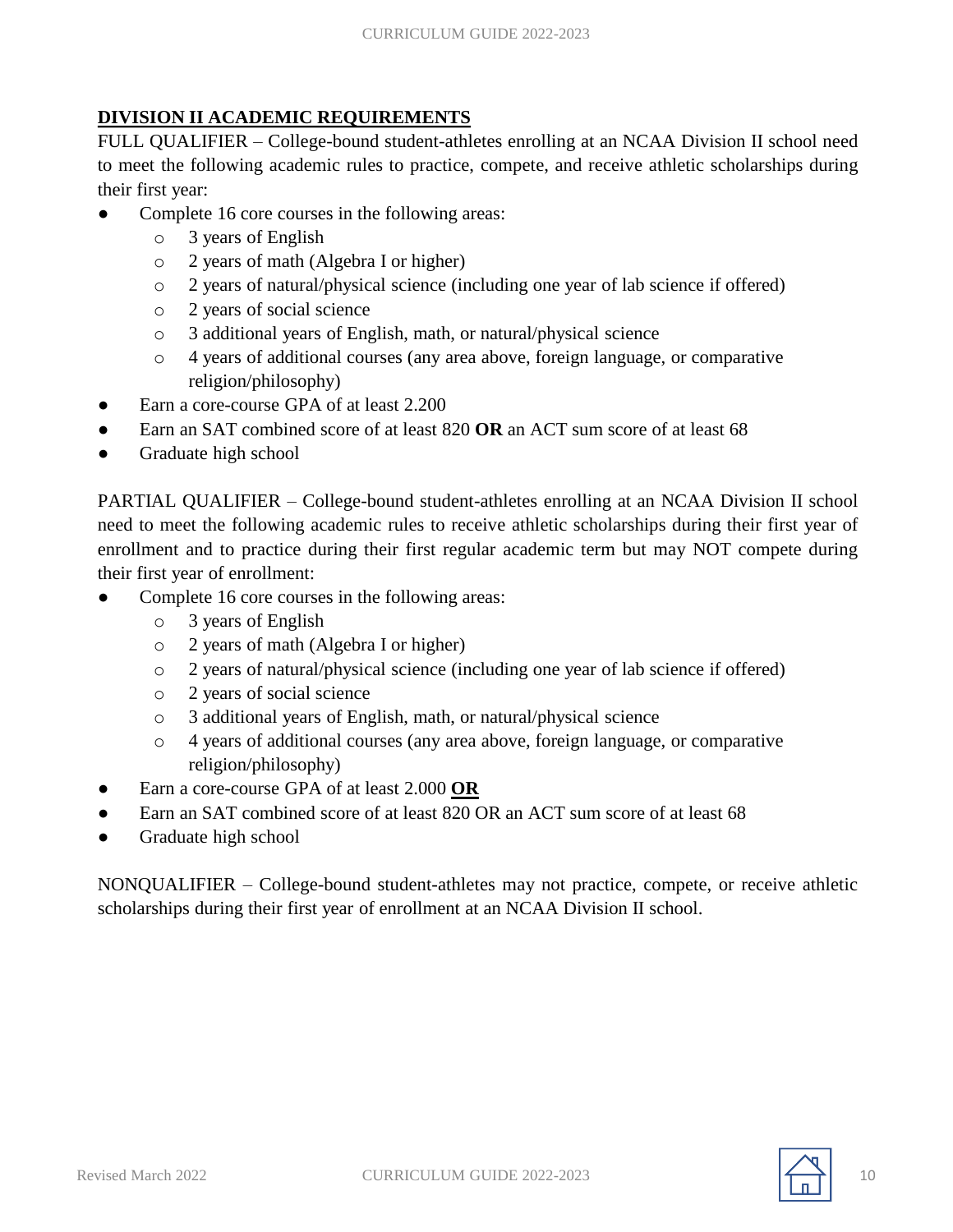## DIVISION II ACADEMIC REQUIREMENTS

FULL QUALIFIER – College-bound student-athletes enrolling at an NCAA Division II school need to meet the following academic rules to practice, compete, and receive athletic scholarships during their first year:

- Complete 16 core courses in the following areas:
    - 3 years of English
    - 2 years of math (Algebra I or higher)
    - 2 years of natural/physical science (including one year of lab science if offered)
    - 2 years of social science
    - 3 additional years of English, math, or natural/physical science
    - 4 years of additional courses (any area above, foreign language, or comparative religion/philosophy)
- Earn a core-course GPA of at least 2.200
- Earn an SAT combined score of at least 820 **OR** an ACT sum score of at least 68
- Graduate high school

PARTIAL QUALIFIER – College-bound student-athletes enrolling at an NCAA Division II school need to meet the following academic rules to receive athletic scholarships during their first year of enrollment and to practice during their first regular academic term but may NOT compete during their first year of enrollment:

- Complete 16 core courses in the following areas:
    - 3 years of English
    - 2 years of math (Algebra I or higher)
    - 2 years of natural/physical science (including one year of lab science if offered)
    - 2 years of social science
    - 3 additional years of English, math, or natural/physical science
    - 4 years of additional courses (any area above, foreign language, or comparative religion/philosophy)
- Earn a core-course GPA of at least 2.000 **OR**
- Earn an SAT combined score of at least 820 OR an ACT sum score of at least 68
- Graduate high school

NONQUALIFIER – College-bound student-athletes may not practice, compete, or receive athletic scholarships during their first year of enrollment at an NCAA Division II school.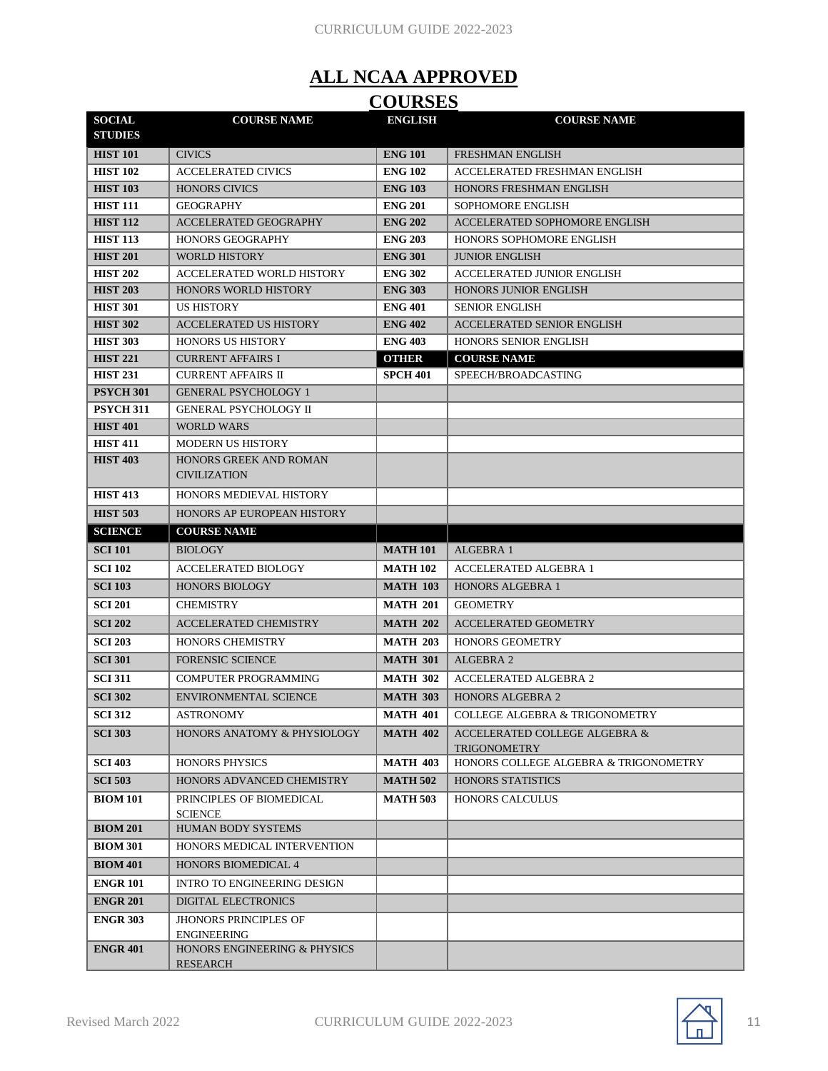# ALL NCAA APPROVED COURSES

| SOCIAL STUDIES | COURSE NAME | ENGLISH | COURSE NAME |
|---|---|---|---|
| **HIST 101** | CIVICS | **ENG 101** | FRESHMAN ENGLISH |
| **HIST 102** | ACCELERATED CIVICS | **ENG 102** | ACCELERATED FRESHMAN ENGLISH |
| **HIST 103** | HONORS CIVICS | **ENG 103** | HONORS FRESHMAN ENGLISH |
| **HIST 111** | GEOGRAPHY | **ENG 201** | SOPHOMORE ENGLISH |
| **HIST 112** | ACCELERATED GEOGRAPHY | **ENG 202** | ACCELERATED SOPHOMORE ENGLISH |
| **HIST 113** | HONORS GEOGRAPHY | **ENG 203** | HONORS SOPHOMORE ENGLISH |
| **HIST 201** | WORLD HISTORY | **ENG 301** | JUNIOR ENGLISH |
| **HIST 202** | ACCELERATED WORLD HISTORY | **ENG 302** | ACCELERATED JUNIOR ENGLISH |
| **HIST 203** | HONORS WORLD HISTORY | **ENG 303** | HONORS JUNIOR ENGLISH |
| **HIST 301** | US HISTORY | **ENG 401** | SENIOR ENGLISH |
| **HIST 302** | ACCELERATED US HISTORY | **ENG 402** | ACCELERATED SENIOR ENGLISH |
| **HIST 303** | HONORS US HISTORY | **ENG 403** | HONORS SENIOR ENGLISH |
| **HIST 221** | CURRENT AFFAIRS I | **OTHER** | **COURSE NAME** |
| **HIST 231** | CURRENT AFFAIRS II | **SPCH 401** | SPEECH/BROADCASTING |
| **PSYCH 301** | GENERAL PSYCHOLOGY 1 | | |
| **PSYCH 311** | GENERAL PSYCHOLOGY II | | |
| **HIST 401** | WORLD WARS | | |
| **HIST 411** | MODERN US HISTORY | | |
| **HIST 403** | HONORS GREEK AND ROMAN CIVILIZATION | | |
| **HIST 413** | HONORS MEDIEVAL HISTORY | | |
| **HIST 503** | HONORS AP EUROPEAN HISTORY | | |
| **SCIENCE** | **COURSE NAME** | | |
| **SCI 101** | BIOLOGY | **MATH 101** | ALGEBRA 1 |
| **SCI 102** | ACCELERATED BIOLOGY | **MATH 102** | ACCELERATED ALGEBRA 1 |
| **SCI 103** | HONORS BIOLOGY | **MATH 103** | HONORS ALGEBRA 1 |
| **SCI 201** | CHEMISTRY | **MATH 201** | GEOMETRY |
| **SCI 202** | ACCELERATED CHEMISTRY | **MATH 202** | ACCELERATED GEOMETRY |
| **SCI 203** | HONORS CHEMISTRY | **MATH 203** | HONORS GEOMETRY |
| **SCI 301** | FORENSIC SCIENCE | **MATH 301** | ALGEBRA 2 |
| **SCI 311** | COMPUTER PROGRAMMING | **MATH 302** | ACCELERATED ALGEBRA 2 |
| **SCI 302** | ENVIRONMENTAL SCIENCE | **MATH 303** | HONORS ALGEBRA 2 |
| **SCI 312** | ASTRONOMY | **MATH 401** | COLLEGE ALGEBRA & TRIGONOMETRY |
| **SCI 303** | HONORS ANATOMY & PHYSIOLOGY | **MATH 402** | ACCELERATED COLLEGE ALGEBRA & TRIGONOMETRY |
| **SCI 403** | HONORS PHYSICS | **MATH 403** | HONORS COLLEGE ALGEBRA & TRIGONOMETRY |
| **SCI 503** | HONORS ADVANCED CHEMISTRY | **MATH 502** | HONORS STATISTICS |
| **BIOM 101** | PRINCIPLES OF BIOMEDICAL SCIENCE | **MATH 503** | HONORS CALCULUS |
| **BIOM 201** | HUMAN BODY SYSTEMS | | |
| **BIOM 301** | HONORS MEDICAL INTERVENTION | | |
| **BIOM 401** | HONORS BIOMEDICAL 4 | | |
| **ENGR 101** | INTRO TO ENGINEERING DESIGN | | |
| **ENGR 201** | DIGITAL ELECTRONICS | | |
| **ENGR 303** | JHONORS PRINCIPLES OF ENGINEERING | | |
| **ENGR 401** | HONORS ENGINEERING & PHYSICS RESEARCH | | |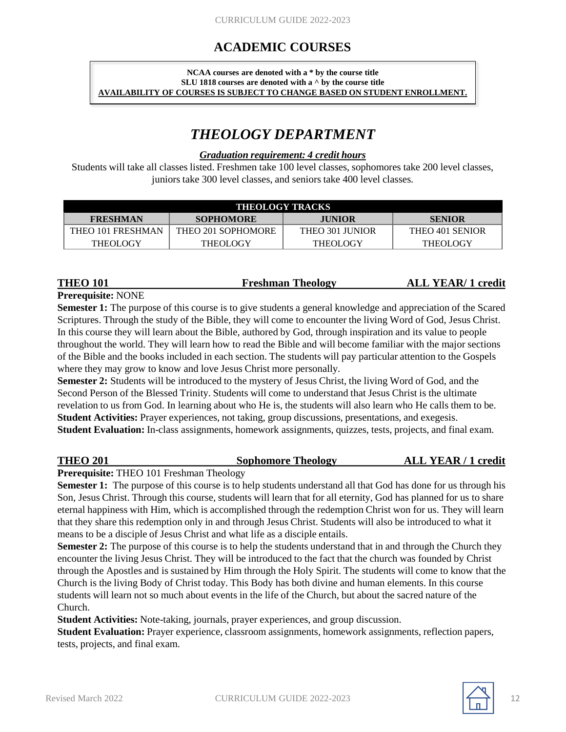# ACADEMIC COURSES

**NCAA courses are denoted with a * by the course title**
**SLU 1818 courses are denoted with a ^ by the course title**
**AVAILABILITY OF COURSES IS SUBJECT TO CHANGE BASED ON STUDENT ENROLLMENT.**

## *THEOLOGY DEPARTMENT*

***Graduation requirement: 4 credit hours***

Students will take all classes listed. Freshmen take 100 level classes, sophomores take 200 level classes, juniors take 300 level classes, and seniors take 400 level classes.

| THEOLOGY TRACKS | | | |
|---|---|---|---|
| **FRESHMAN** | **SOPHOMORE** | **JUNIOR** | **SENIOR** |
| THEO 101 FRESHMAN THEOLOGY | THEO 201 SOPHOMORE THEOLOGY | THEO 301 JUNIOR THEOLOGY | THEO 401 SENIOR THEOLOGY |

### THEO 101 — Freshman Theology — ALL YEAR/ 1 credit

**Prerequisite:** NONE

**Semester 1:** The purpose of this course is to give students a general knowledge and appreciation of the Scared Scriptures. Through the study of the Bible, they will come to encounter the living Word of God, Jesus Christ. In this course they will learn about the Bible, authored by God, through inspiration and its value to people throughout the world. They will learn how to read the Bible and will become familiar with the major sections of the Bible and the books included in each section. The students will pay particular attention to the Gospels where they may grow to know and love Jesus Christ more personally.

**Semester 2:** Students will be introduced to the mystery of Jesus Christ, the living Word of God, and the Second Person of the Blessed Trinity. Students will come to understand that Jesus Christ is the ultimate revelation to us from God. In learning about who He is, the students will also learn who He calls them to be.

**Student Activities:** Prayer experiences, not taking, group discussions, presentations, and exegesis.

**Student Evaluation:** In-class assignments, homework assignments, quizzes, tests, projects, and final exam.

### THEO 201 — Sophomore Theology — ALL YEAR / 1 credit

**Prerequisite:** THEO 101 Freshman Theology

**Semester 1:** The purpose of this course is to help students understand all that God has done for us through his Son, Jesus Christ. Through this course, students will learn that for all eternity, God has planned for us to share eternal happiness with Him, which is accomplished through the redemption Christ won for us. They will learn that they share this redemption only in and through Jesus Christ. Students will also be introduced to what it means to be a disciple of Jesus Christ and what life as a disciple entails.

**Semester 2:** The purpose of this course is to help the students understand that in and through the Church they encounter the living Jesus Christ. They will be introduced to the fact that the church was founded by Christ through the Apostles and is sustained by Him through the Holy Spirit. The students will come to know that the Church is the living Body of Christ today. This Body has both divine and human elements. In this course students will learn not so much about events in the life of the Church, but about the sacred nature of the Church.

**Student Activities:** Note-taking, journals, prayer experiences, and group discussion.

**Student Evaluation:** Prayer experience, classroom assignments, homework assignments, reflection papers, tests, projects, and final exam.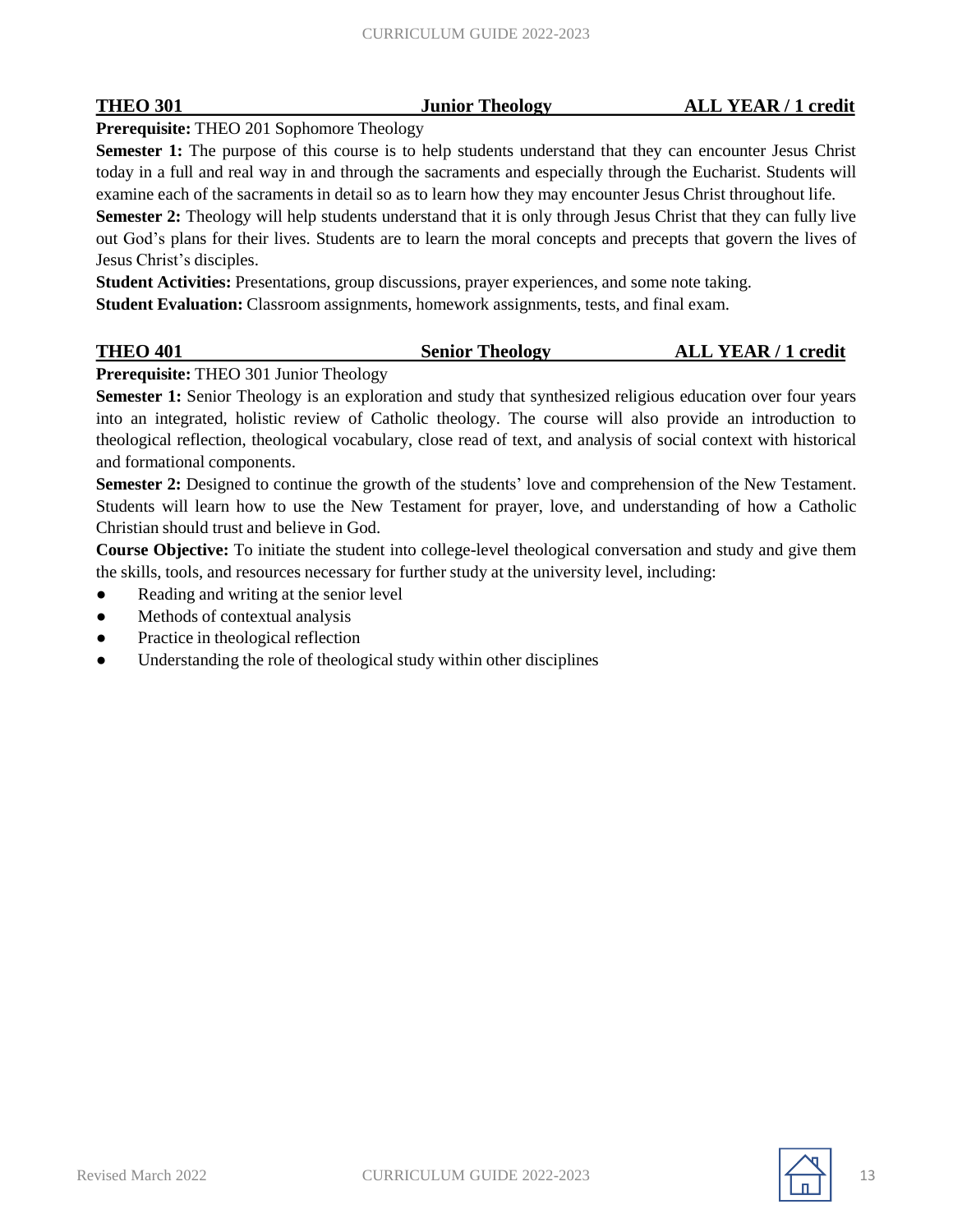**THEO 301 Junior Theology ALL YEAR / 1 credit**

**Prerequisite:** THEO 201 Sophomore Theology

**Semester 1:** The purpose of this course is to help students understand that they can encounter Jesus Christ today in a full and real way in and through the sacraments and especially through the Eucharist. Students will examine each of the sacraments in detail so as to learn how they may encounter Jesus Christ throughout life.

**Semester 2:** Theology will help students understand that it is only through Jesus Christ that they can fully live out God's plans for their lives. Students are to learn the moral concepts and precepts that govern the lives of Jesus Christ's disciples.

**Student Activities:** Presentations, group discussions, prayer experiences, and some note taking.

**Student Evaluation:** Classroom assignments, homework assignments, tests, and final exam.

**THEO 401 Senior Theology ALL YEAR / 1 credit**

**Prerequisite:** THEO 301 Junior Theology

**Semester 1:** Senior Theology is an exploration and study that synthesized religious education over four years into an integrated, holistic review of Catholic theology. The course will also provide an introduction to theological reflection, theological vocabulary, close read of text, and analysis of social context with historical and formational components.

**Semester 2:** Designed to continue the growth of the students' love and comprehension of the New Testament. Students will learn how to use the New Testament for prayer, love, and understanding of how a Catholic Christian should trust and believe in God.

**Course Objective:** To initiate the student into college-level theological conversation and study and give them the skills, tools, and resources necessary for further study at the university level, including:

- Reading and writing at the senior level
- Methods of contextual analysis
- Practice in theological reflection
- Understanding the role of theological study within other disciplines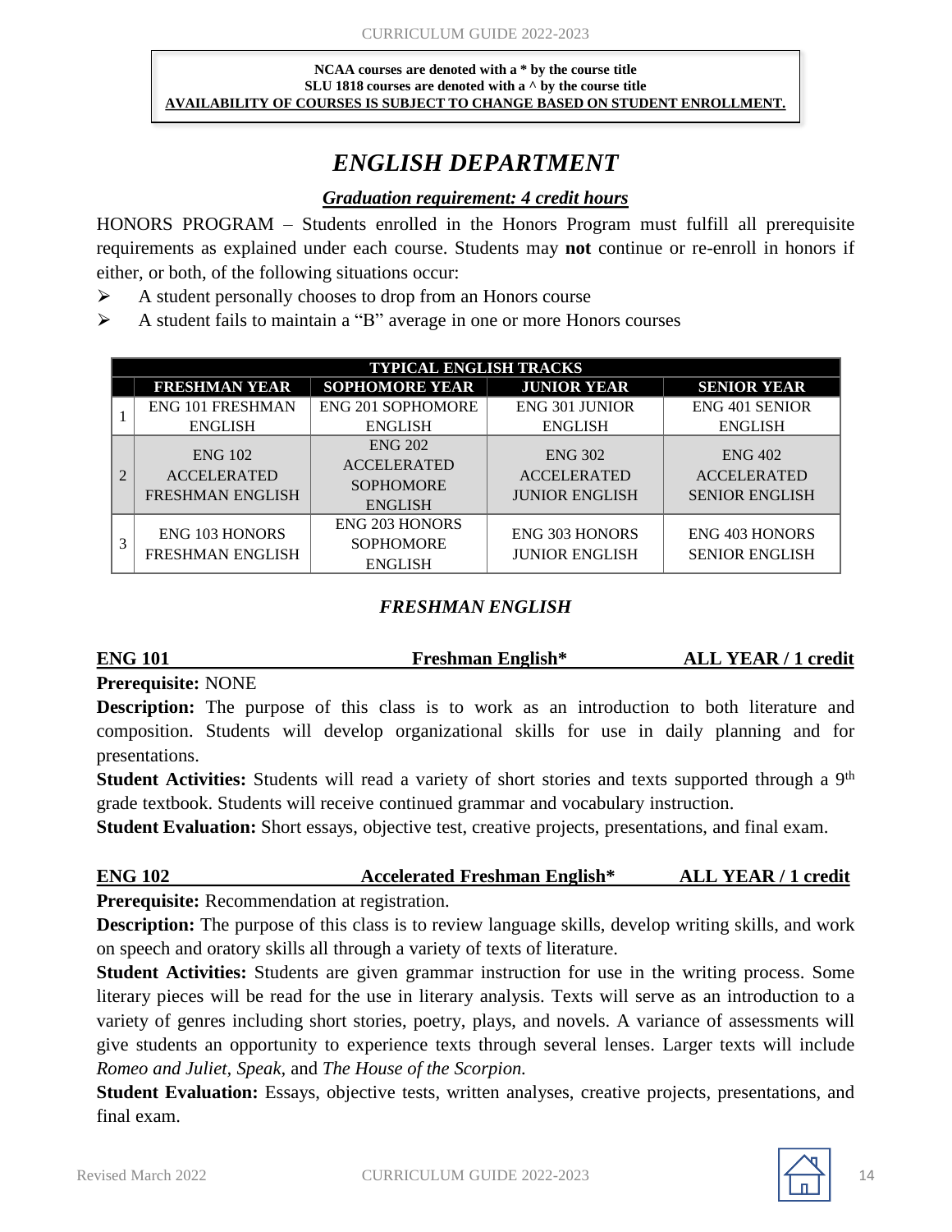**NCAA courses are denoted with a * by the course title**
**SLU 1818 courses are denoted with a ^ by the course title**
**AVAILABILITY OF COURSES IS SUBJECT TO CHANGE BASED ON STUDENT ENROLLMENT.**

# *ENGLISH DEPARTMENT*

***Graduation requirement: 4 credit hours***

HONORS PROGRAM – Students enrolled in the Honors Program must fulfill all prerequisite requirements as explained under each course. Students may **not** continue or re-enroll in honors if either, or both, of the following situations occur:

- A student personally chooses to drop from an Honors course
- A student fails to maintain a "B" average in one or more Honors courses

| TYPICAL ENGLISH TRACKS | | | | |
|---|---|---|---|---|
| | **FRESHMAN YEAR** | **SOPHOMORE YEAR** | **JUNIOR YEAR** | **SENIOR YEAR** |
| 1 | ENG 101 FRESHMAN ENGLISH | ENG 201 SOPHOMORE ENGLISH | ENG 301 JUNIOR ENGLISH | ENG 401 SENIOR ENGLISH |
| 2 | ENG 102 ACCELERATED FRESHMAN ENGLISH | ENG 202 ACCELERATED SOPHOMORE ENGLISH | ENG 302 ACCELERATED JUNIOR ENGLISH | ENG 402 ACCELERATED SENIOR ENGLISH |
| 3 | ENG 103 HONORS FRESHMAN ENGLISH | ENG 203 HONORS SOPHOMORE ENGLISH | ENG 303 HONORS JUNIOR ENGLISH | ENG 403 HONORS SENIOR ENGLISH |

## *FRESHMAN ENGLISH*

**ENG 101 — Freshman English* — ALL YEAR / 1 credit**

**Prerequisite:** NONE

**Description:** The purpose of this class is to work as an introduction to both literature and composition. Students will develop organizational skills for use in daily planning and for presentations.

**Student Activities:** Students will read a variety of short stories and texts supported through a 9th grade textbook. Students will receive continued grammar and vocabulary instruction.

**Student Evaluation:** Short essays, objective test, creative projects, presentations, and final exam.

**ENG 102 — Accelerated Freshman English* — ALL YEAR / 1 credit**

**Prerequisite:** Recommendation at registration.

**Description:** The purpose of this class is to review language skills, develop writing skills, and work on speech and oratory skills all through a variety of texts of literature.

**Student Activities:** Students are given grammar instruction for use in the writing process. Some literary pieces will be read for the use in literary analysis. Texts will serve as an introduction to a variety of genres including short stories, poetry, plays, and novels. A variance of assessments will give students an opportunity to experience texts through several lenses. Larger texts will include *Romeo and Juliet*, *Speak*, and *The House of the Scorpion.*

**Student Evaluation:** Essays, objective tests, written analyses, creative projects, presentations, and final exam.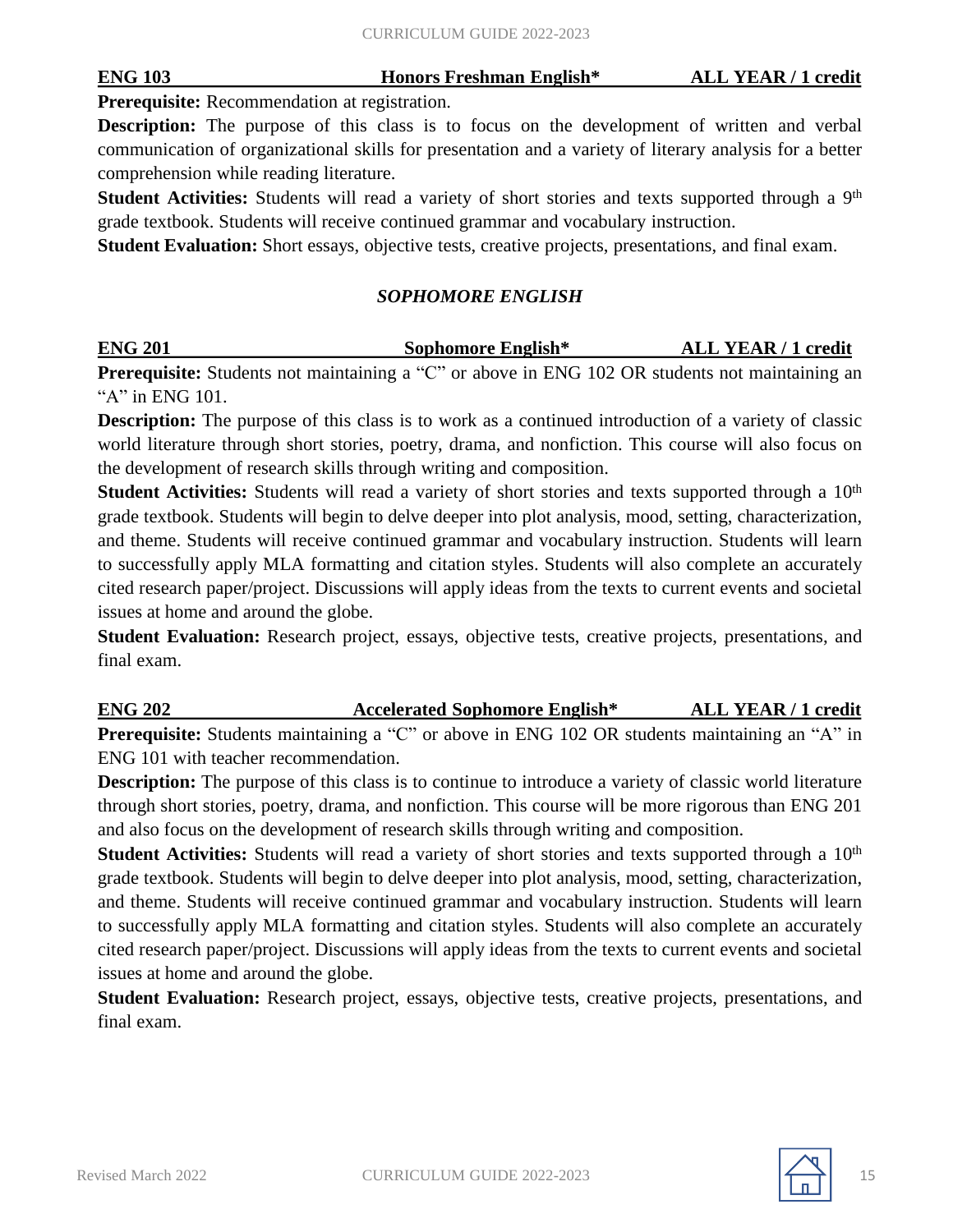**ENG 103 Honors Freshman English* ALL YEAR / 1 credit**

**Prerequisite:** Recommendation at registration.

**Description:** The purpose of this class is to focus on the development of written and verbal communication of organizational skills for presentation and a variety of literary analysis for a better comprehension while reading literature.

**Student Activities:** Students will read a variety of short stories and texts supported through a 9th grade textbook. Students will receive continued grammar and vocabulary instruction.

**Student Evaluation:** Short essays, objective tests, creative projects, presentations, and final exam.

## *SOPHOMORE ENGLISH*

**ENG 201 Sophomore English* ALL YEAR / 1 credit**

**Prerequisite:** Students not maintaining a "C" or above in ENG 102 OR students not maintaining an "A" in ENG 101.

**Description:** The purpose of this class is to work as a continued introduction of a variety of classic world literature through short stories, poetry, drama, and nonfiction. This course will also focus on the development of research skills through writing and composition.

**Student Activities:** Students will read a variety of short stories and texts supported through a 10th grade textbook. Students will begin to delve deeper into plot analysis, mood, setting, characterization, and theme. Students will receive continued grammar and vocabulary instruction. Students will learn to successfully apply MLA formatting and citation styles. Students will also complete an accurately cited research paper/project. Discussions will apply ideas from the texts to current events and societal issues at home and around the globe.

**Student Evaluation:** Research project, essays, objective tests, creative projects, presentations, and final exam.

**ENG 202 Accelerated Sophomore English* ALL YEAR / 1 credit**

**Prerequisite:** Students maintaining a "C" or above in ENG 102 OR students maintaining an "A" in ENG 101 with teacher recommendation.

**Description:** The purpose of this class is to continue to introduce a variety of classic world literature through short stories, poetry, drama, and nonfiction. This course will be more rigorous than ENG 201 and also focus on the development of research skills through writing and composition.

**Student Activities:** Students will read a variety of short stories and texts supported through a 10th grade textbook. Students will begin to delve deeper into plot analysis, mood, setting, characterization, and theme. Students will receive continued grammar and vocabulary instruction. Students will learn to successfully apply MLA formatting and citation styles. Students will also complete an accurately cited research paper/project. Discussions will apply ideas from the texts to current events and societal issues at home and around the globe.

**Student Evaluation:** Research project, essays, objective tests, creative projects, presentations, and final exam.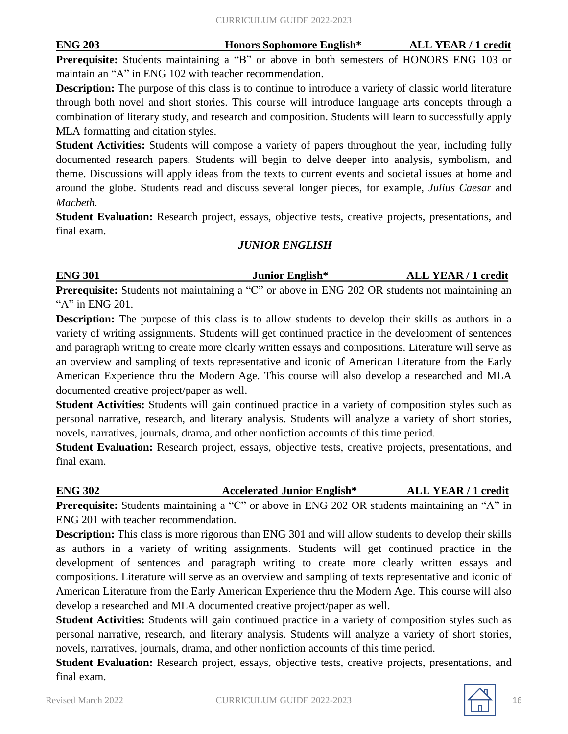**ENG 203 Honors Sophomore English* ALL YEAR / 1 credit**

**Prerequisite:** Students maintaining a "B" or above in both semesters of HONORS ENG 103 or maintain an "A" in ENG 102 with teacher recommendation.

**Description:** The purpose of this class is to continue to introduce a variety of classic world literature through both novel and short stories. This course will introduce language arts concepts through a combination of literary study, and research and composition. Students will learn to successfully apply MLA formatting and citation styles.

**Student Activities:** Students will compose a variety of papers throughout the year, including fully documented research papers. Students will begin to delve deeper into analysis, symbolism, and theme. Discussions will apply ideas from the texts to current events and societal issues at home and around the globe. Students read and discuss several longer pieces, for example, *Julius Caesar* and *Macbeth.*

**Student Evaluation:** Research project, essays, objective tests, creative projects, presentations, and final exam.

## *JUNIOR ENGLISH*

**ENG 301 Junior English* ALL YEAR / 1 credit**

**Prerequisite:** Students not maintaining a "C" or above in ENG 202 OR students not maintaining an "A" in ENG 201.

**Description:** The purpose of this class is to allow students to develop their skills as authors in a variety of writing assignments. Students will get continued practice in the development of sentences and paragraph writing to create more clearly written essays and compositions. Literature will serve as an overview and sampling of texts representative and iconic of American Literature from the Early American Experience thru the Modern Age. This course will also develop a researched and MLA documented creative project/paper as well.

**Student Activities:** Students will gain continued practice in a variety of composition styles such as personal narrative, research, and literary analysis. Students will analyze a variety of short stories, novels, narratives, journals, drama, and other nonfiction accounts of this time period.

**Student Evaluation:** Research project, essays, objective tests, creative projects, presentations, and final exam.

**ENG 302 Accelerated Junior English* ALL YEAR / 1 credit**

**Prerequisite:** Students maintaining a "C" or above in ENG 202 OR students maintaining an "A" in ENG 201 with teacher recommendation.

**Description:** This class is more rigorous than ENG 301 and will allow students to develop their skills as authors in a variety of writing assignments. Students will get continued practice in the development of sentences and paragraph writing to create more clearly written essays and compositions. Literature will serve as an overview and sampling of texts representative and iconic of American Literature from the Early American Experience thru the Modern Age. This course will also develop a researched and MLA documented creative project/paper as well.

**Student Activities:** Students will gain continued practice in a variety of composition styles such as personal narrative, research, and literary analysis. Students will analyze a variety of short stories, novels, narratives, journals, drama, and other nonfiction accounts of this time period.

**Student Evaluation:** Research project, essays, objective tests, creative projects, presentations, and final exam.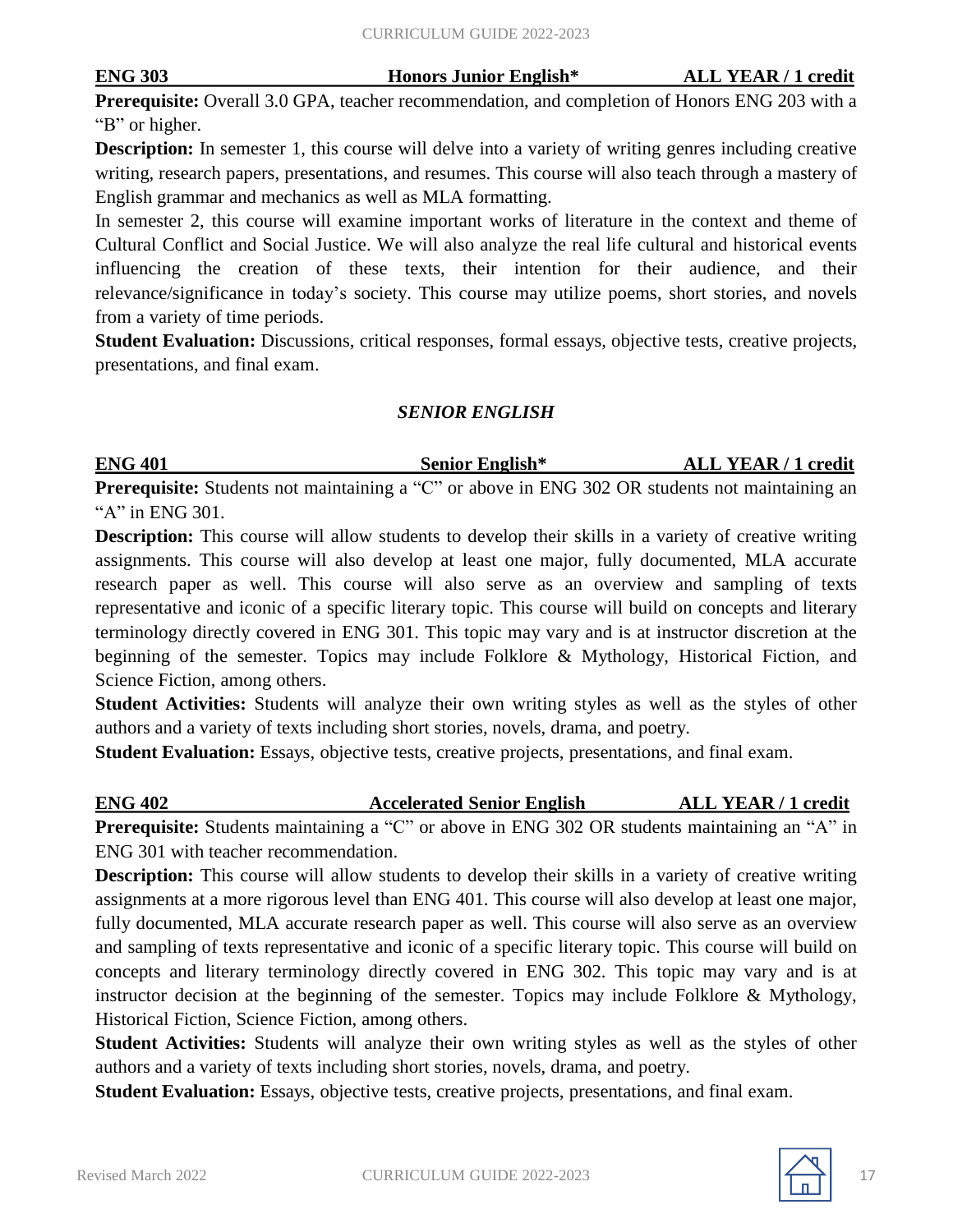**ENG 303 — Honors Junior English* — ALL YEAR / 1 credit**

**Prerequisite:** Overall 3.0 GPA, teacher recommendation, and completion of Honors ENG 203 with a "B" or higher.

**Description:** In semester 1, this course will delve into a variety of writing genres including creative writing, research papers, presentations, and resumes. This course will also teach through a mastery of English grammar and mechanics as well as MLA formatting.

In semester 2, this course will examine important works of literature in the context and theme of Cultural Conflict and Social Justice. We will also analyze the real life cultural and historical events influencing the creation of these texts, their intention for their audience, and their relevance/significance in today's society. This course may utilize poems, short stories, and novels from a variety of time periods.

**Student Evaluation:** Discussions, critical responses, formal essays, objective tests, creative projects, presentations, and final exam.

## *SENIOR ENGLISH*

**ENG 401 — Senior English* — ALL YEAR / 1 credit**

**Prerequisite:** Students not maintaining a "C" or above in ENG 302 OR students not maintaining an "A" in ENG 301.

**Description:** This course will allow students to develop their skills in a variety of creative writing assignments. This course will also develop at least one major, fully documented, MLA accurate research paper as well. This course will also serve as an overview and sampling of texts representative and iconic of a specific literary topic. This course will build on concepts and literary terminology directly covered in ENG 301. This topic may vary and is at instructor discretion at the beginning of the semester. Topics may include Folklore & Mythology, Historical Fiction, and Science Fiction, among others.

**Student Activities:** Students will analyze their own writing styles as well as the styles of other authors and a variety of texts including short stories, novels, drama, and poetry.

**Student Evaluation:** Essays, objective tests, creative projects, presentations, and final exam.

**ENG 402 — Accelerated Senior English — ALL YEAR / 1 credit**

**Prerequisite:** Students maintaining a "C" or above in ENG 302 OR students maintaining an "A" in ENG 301 with teacher recommendation.

**Description:** This course will allow students to develop their skills in a variety of creative writing assignments at a more rigorous level than ENG 401. This course will also develop at least one major, fully documented, MLA accurate research paper as well. This course will also serve as an overview and sampling of texts representative and iconic of a specific literary topic. This course will build on concepts and literary terminology directly covered in ENG 302. This topic may vary and is at instructor decision at the beginning of the semester. Topics may include Folklore & Mythology, Historical Fiction, Science Fiction, among others.

**Student Activities:** Students will analyze their own writing styles as well as the styles of other authors and a variety of texts including short stories, novels, drama, and poetry.

**Student Evaluation:** Essays, objective tests, creative projects, presentations, and final exam.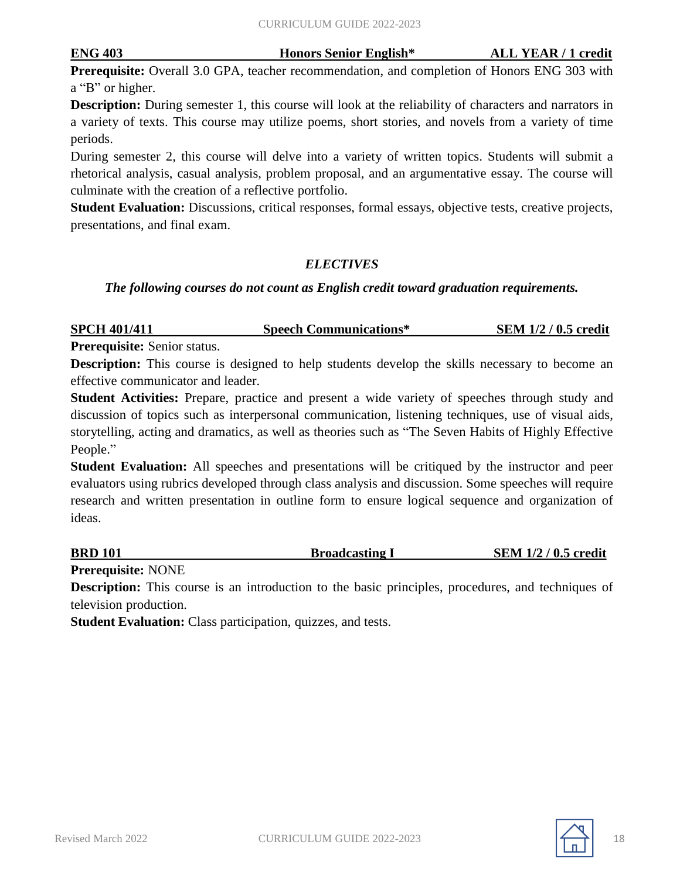**ENG 403 — Honors Senior English* — ALL YEAR / 1 credit**

**Prerequisite:** Overall 3.0 GPA, teacher recommendation, and completion of Honors ENG 303 with a "B" or higher.

**Description:** During semester 1, this course will look at the reliability of characters and narrators in a variety of texts. This course may utilize poems, short stories, and novels from a variety of time periods.

During semester 2, this course will delve into a variety of written topics. Students will submit a rhetorical analysis, casual analysis, problem proposal, and an argumentative essay. The course will culminate with the creation of a reflective portfolio.

**Student Evaluation:** Discussions, critical responses, formal essays, objective tests, creative projects, presentations, and final exam.

## *ELECTIVES*

***The following courses do not count as English credit toward graduation requirements.***

**SPCH 401/411 — Speech Communications* — SEM 1/2 / 0.5 credit**

**Prerequisite:** Senior status.

**Description:** This course is designed to help students develop the skills necessary to become an effective communicator and leader.

**Student Activities:** Prepare, practice and present a wide variety of speeches through study and discussion of topics such as interpersonal communication, listening techniques, use of visual aids, storytelling, acting and dramatics, as well as theories such as "The Seven Habits of Highly Effective People."

**Student Evaluation:** All speeches and presentations will be critiqued by the instructor and peer evaluators using rubrics developed through class analysis and discussion. Some speeches will require research and written presentation in outline form to ensure logical sequence and organization of ideas.

**BRD 101 — Broadcasting I — SEM 1/2 / 0.5 credit**

**Prerequisite:** NONE

**Description:** This course is an introduction to the basic principles, procedures, and techniques of television production.

**Student Evaluation:** Class participation, quizzes, and tests.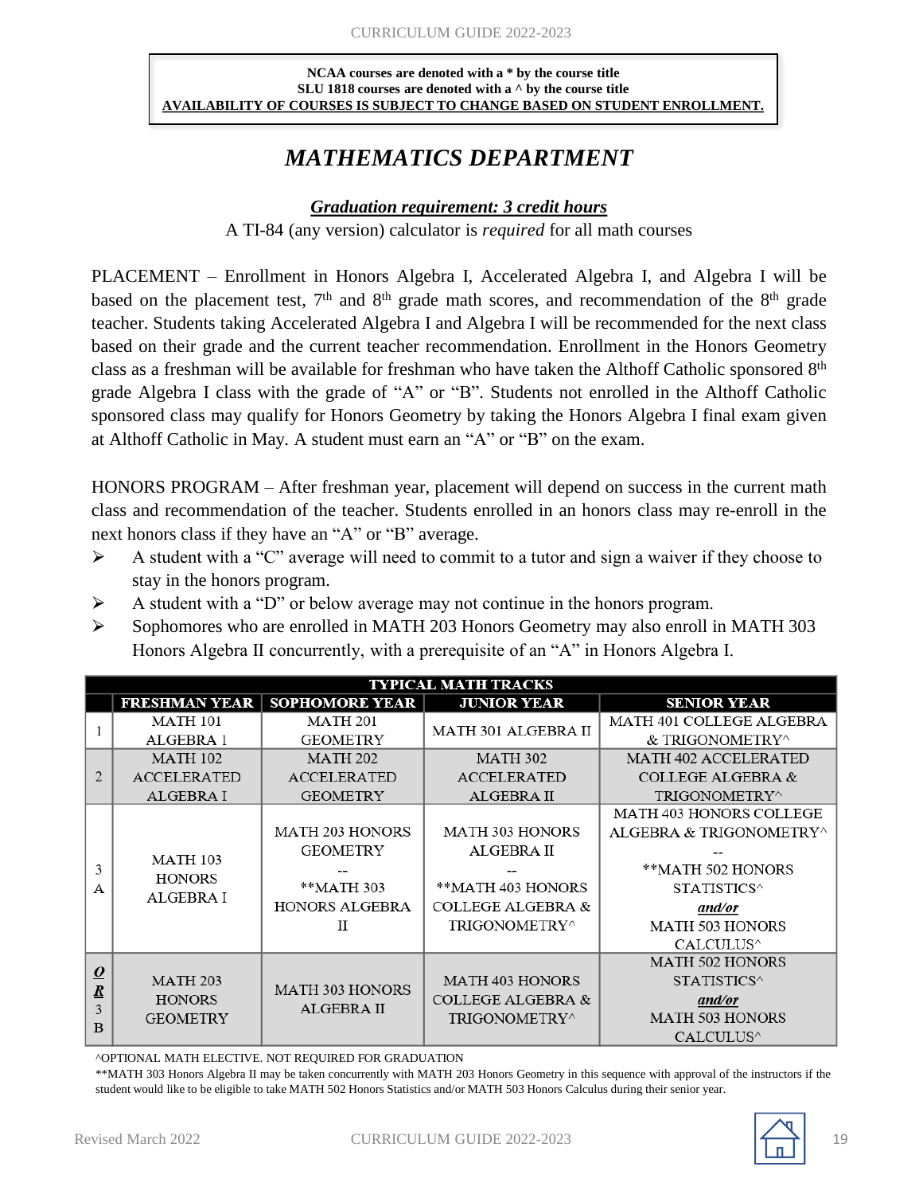**NCAA courses are denoted with a * by the course title**
**SLU 1818 courses are denoted with a ^ by the course title**
**AVAILABILITY OF COURSES IS SUBJECT TO CHANGE BASED ON STUDENT ENROLLMENT.**

# *MATHEMATICS DEPARTMENT*

***Graduation requirement: 3 credit hours***

A TI-84 (any version) calculator is *required* for all math courses

PLACEMENT – Enrollment in Honors Algebra I, Accelerated Algebra I, and Algebra I will be based on the placement test, 7th and 8th grade math scores, and recommendation of the 8th grade teacher. Students taking Accelerated Algebra I and Algebra I will be recommended for the next class based on their grade and the current teacher recommendation. Enrollment in the Honors Geometry class as a freshman will be available for freshman who have taken the Althoff Catholic sponsored 8th grade Algebra I class with the grade of "A" or "B". Students not enrolled in the Althoff Catholic sponsored class may qualify for Honors Geometry by taking the Honors Algebra I final exam given at Althoff Catholic in May. A student must earn an "A" or "B" on the exam.

HONORS PROGRAM – After freshman year, placement will depend on success in the current math class and recommendation of the teacher. Students enrolled in an honors class may re-enroll in the next honors class if they have an "A" or "B" average.

- A student with a "C" average will need to commit to a tutor and sign a waiver if they choose to stay in the honors program.
- A student with a "D" or below average may not continue in the honors program.
- Sophomores who are enrolled in MATH 203 Honors Geometry may also enroll in MATH 303 Honors Algebra II concurrently, with a prerequisite of an "A" in Honors Algebra I.

| TYPICAL MATH TRACKS | | | | |
|---|---|---|---|---|
| | **FRESHMAN YEAR** | **SOPHOMORE YEAR** | **JUNIOR YEAR** | **SENIOR YEAR** |
| 1 | MATH 101 ALGEBRA 1 | MATH 201 GEOMETRY | MATH 301 ALGEBRA II | MATH 401 COLLEGE ALGEBRA & TRIGONOMETRY^ |
| 2 | MATH 102 ACCELERATED ALGEBRA I | MATH 202 ACCELERATED GEOMETRY | MATH 302 ACCELERATED ALGEBRA II | MATH 402 ACCELERATED COLLEGE ALGEBRA & TRIGONOMETRY^ |
| 3 A | MATH 103 HONORS ALGEBRA I | MATH 203 HONORS GEOMETRY -- **MATH 303 HONORS ALGEBRA II | MATH 303 HONORS ALGEBRA II -- **MATH 403 HONORS COLLEGE ALGEBRA & TRIGONOMETRY^ | MATH 403 HONORS COLLEGE ALGEBRA & TRIGONOMETRY^ -- **MATH 502 HONORS STATISTICS^ ***and/or*** MATH 503 HONORS CALCULUS^ |
| ***OR*** 3 B | MATH 203 HONORS GEOMETRY | MATH 303 HONORS ALGEBRA II | MATH 403 HONORS COLLEGE ALGEBRA & TRIGONOMETRY^ | MATH 502 HONORS STATISTICS^ ***and/or*** MATH 503 HONORS CALCULUS^ |

^OPTIONAL MATH ELECTIVE. NOT REQUIRED FOR GRADUATION

**MATH 303 Honors Algebra II may be taken concurrently with MATH 203 Honors Geometry in this sequence with approval of the instructors if the student would like to be eligible to take MATH 502 Honors Statistics and/or MATH 503 Honors Calculus during their senior year.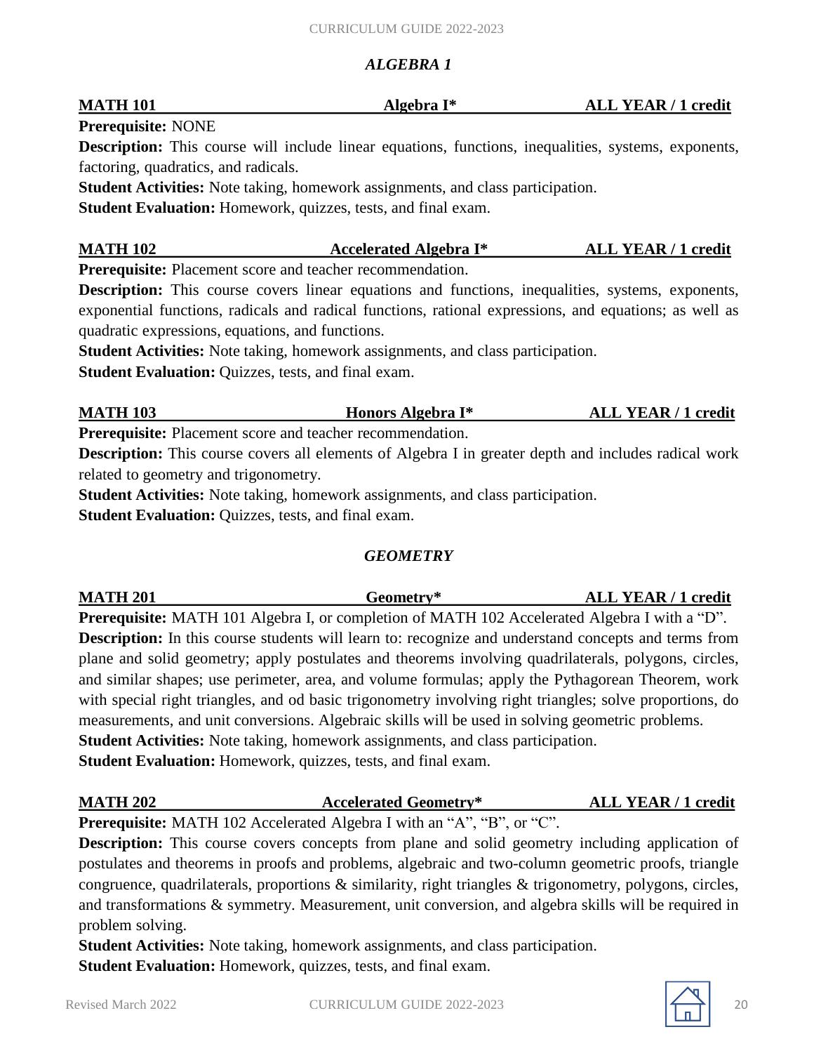## *ALGEBRA 1*

**MATH 101 — Algebra I* — ALL YEAR / 1 credit**

**Prerequisite:** NONE

**Description:** This course will include linear equations, functions, inequalities, systems, exponents, factoring, quadratics, and radicals.

**Student Activities:** Note taking, homework assignments, and class participation.

**Student Evaluation:** Homework, quizzes, tests, and final exam.

**MATH 102 — Accelerated Algebra I* — ALL YEAR / 1 credit**

**Prerequisite:** Placement score and teacher recommendation.

**Description:** This course covers linear equations and functions, inequalities, systems, exponents, exponential functions, radicals and radical functions, rational expressions, and equations; as well as quadratic expressions, equations, and functions.

**Student Activities:** Note taking, homework assignments, and class participation.

**Student Evaluation:** Quizzes, tests, and final exam.

**MATH 103 — Honors Algebra I* — ALL YEAR / 1 credit**

**Prerequisite:** Placement score and teacher recommendation.

**Description:** This course covers all elements of Algebra I in greater depth and includes radical work related to geometry and trigonometry.

**Student Activities:** Note taking, homework assignments, and class participation.

**Student Evaluation:** Quizzes, tests, and final exam.

## *GEOMETRY*

**MATH 201 — Geometry* — ALL YEAR / 1 credit**

**Prerequisite:** MATH 101 Algebra I, or completion of MATH 102 Accelerated Algebra I with a "D".

**Description:** In this course students will learn to: recognize and understand concepts and terms from plane and solid geometry; apply postulates and theorems involving quadrilaterals, polygons, circles, and similar shapes; use perimeter, area, and volume formulas; apply the Pythagorean Theorem, work with special right triangles, and od basic trigonometry involving right triangles; solve proportions, do measurements, and unit conversions. Algebraic skills will be used in solving geometric problems.

**Student Activities:** Note taking, homework assignments, and class participation.

**Student Evaluation:** Homework, quizzes, tests, and final exam.

**MATH 202 — Accelerated Geometry* — ALL YEAR / 1 credit**

**Prerequisite:** MATH 102 Accelerated Algebra I with an "A", "B", or "C".

**Description:** This course covers concepts from plane and solid geometry including application of postulates and theorems in proofs and problems, algebraic and two-column geometric proofs, triangle congruence, quadrilaterals, proportions & similarity, right triangles & trigonometry, polygons, circles, and transformations & symmetry. Measurement, unit conversion, and algebra skills will be required in problem solving.

**Student Activities:** Note taking, homework assignments, and class participation.

**Student Evaluation:** Homework, quizzes, tests, and final exam.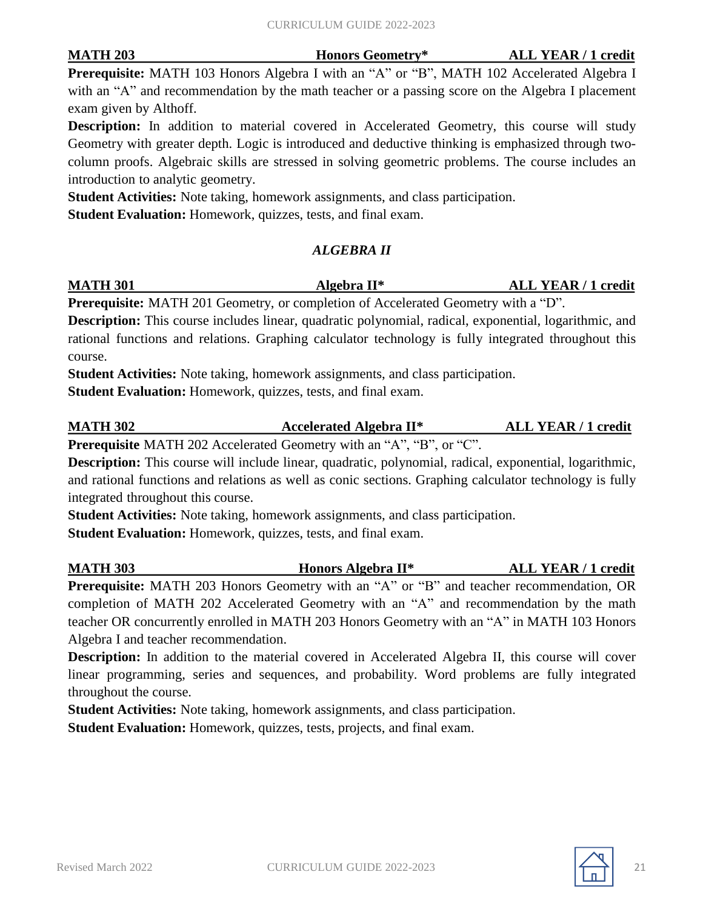**MATH 203** **Honors Geometry*** **ALL YEAR / 1 credit**

**Prerequisite:** MATH 103 Honors Algebra I with an "A" or "B", MATH 102 Accelerated Algebra I with an "A" and recommendation by the math teacher or a passing score on the Algebra I placement exam given by Althoff.

**Description:** In addition to material covered in Accelerated Geometry, this course will study Geometry with greater depth. Logic is introduced and deductive thinking is emphasized through two-column proofs. Algebraic skills are stressed in solving geometric problems. The course includes an introduction to analytic geometry.

**Student Activities:** Note taking, homework assignments, and class participation.

**Student Evaluation:** Homework, quizzes, tests, and final exam.

### *ALGEBRA II*

**MATH 301** **Algebra II*** **ALL YEAR / 1 credit**

**Prerequisite:** MATH 201 Geometry, or completion of Accelerated Geometry with a "D".

**Description:** This course includes linear, quadratic polynomial, radical, exponential, logarithmic, and rational functions and relations. Graphing calculator technology is fully integrated throughout this course.

**Student Activities:** Note taking, homework assignments, and class participation.

**Student Evaluation:** Homework, quizzes, tests, and final exam.

**MATH 302** **Accelerated Algebra II*** **ALL YEAR / 1 credit**

**Prerequisite** MATH 202 Accelerated Geometry with an "A", "B", or "C".

**Description:** This course will include linear, quadratic, polynomial, radical, exponential, logarithmic, and rational functions and relations as well as conic sections. Graphing calculator technology is fully integrated throughout this course.

**Student Activities:** Note taking, homework assignments, and class participation.

**Student Evaluation:** Homework, quizzes, tests, and final exam.

**MATH 303** **Honors Algebra II*** **ALL YEAR / 1 credit**

**Prerequisite:** MATH 203 Honors Geometry with an "A" or "B" and teacher recommendation, OR completion of MATH 202 Accelerated Geometry with an "A" and recommendation by the math teacher OR concurrently enrolled in MATH 203 Honors Geometry with an "A" in MATH 103 Honors Algebra I and teacher recommendation.

**Description:** In addition to the material covered in Accelerated Algebra II, this course will cover linear programming, series and sequences, and probability. Word problems are fully integrated throughout the course.

**Student Activities:** Note taking, homework assignments, and class participation.

**Student Evaluation:** Homework, quizzes, tests, projects, and final exam.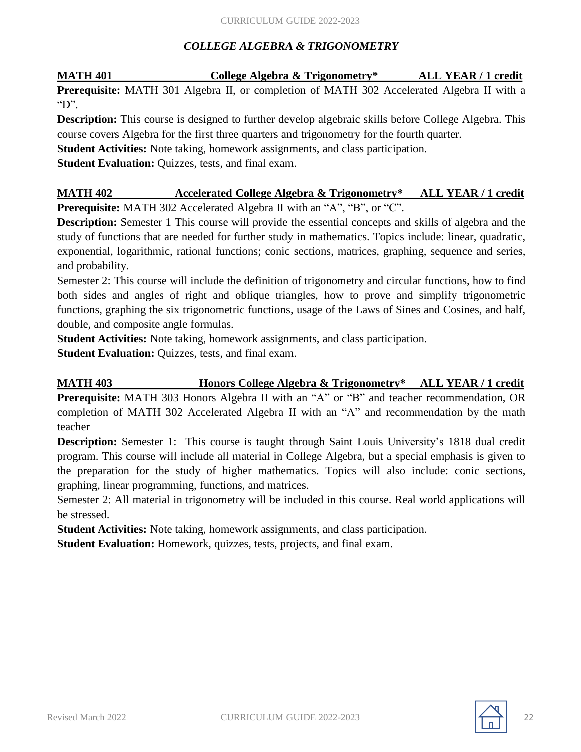## *COLLEGE ALGEBRA & TRIGONOMETRY*

**MATH 401 College Algebra & Trigonometry* ALL YEAR / 1 credit**

**Prerequisite:** MATH 301 Algebra II, or completion of MATH 302 Accelerated Algebra II with a "D".

**Description:** This course is designed to further develop algebraic skills before College Algebra. This course covers Algebra for the first three quarters and trigonometry for the fourth quarter.

**Student Activities:** Note taking, homework assignments, and class participation.

**Student Evaluation:** Quizzes, tests, and final exam.

**MATH 402 Accelerated College Algebra & Trigonometry* ALL YEAR / 1 credit**

**Prerequisite:** MATH 302 Accelerated Algebra II with an "A", "B", or "C".

**Description:** Semester 1 This course will provide the essential concepts and skills of algebra and the study of functions that are needed for further study in mathematics. Topics include: linear, quadratic, exponential, logarithmic, rational functions; conic sections, matrices, graphing, sequence and series, and probability.

Semester 2: This course will include the definition of trigonometry and circular functions, how to find both sides and angles of right and oblique triangles, how to prove and simplify trigonometric functions, graphing the six trigonometric functions, usage of the Laws of Sines and Cosines, and half, double, and composite angle formulas.

**Student Activities:** Note taking, homework assignments, and class participation.

**Student Evaluation:** Quizzes, tests, and final exam.

**MATH 403 Honors College Algebra & Trigonometry* ALL YEAR / 1 credit**

**Prerequisite:** MATH 303 Honors Algebra II with an "A" or "B" and teacher recommendation, OR completion of MATH 302 Accelerated Algebra II with an "A" and recommendation by the math teacher

**Description:** Semester 1: This course is taught through Saint Louis University's 1818 dual credit program. This course will include all material in College Algebra, but a special emphasis is given to the preparation for the study of higher mathematics. Topics will also include: conic sections, graphing, linear programming, functions, and matrices.

Semester 2: All material in trigonometry will be included in this course. Real world applications will be stressed.

**Student Activities:** Note taking, homework assignments, and class participation.

**Student Evaluation:** Homework, quizzes, tests, projects, and final exam.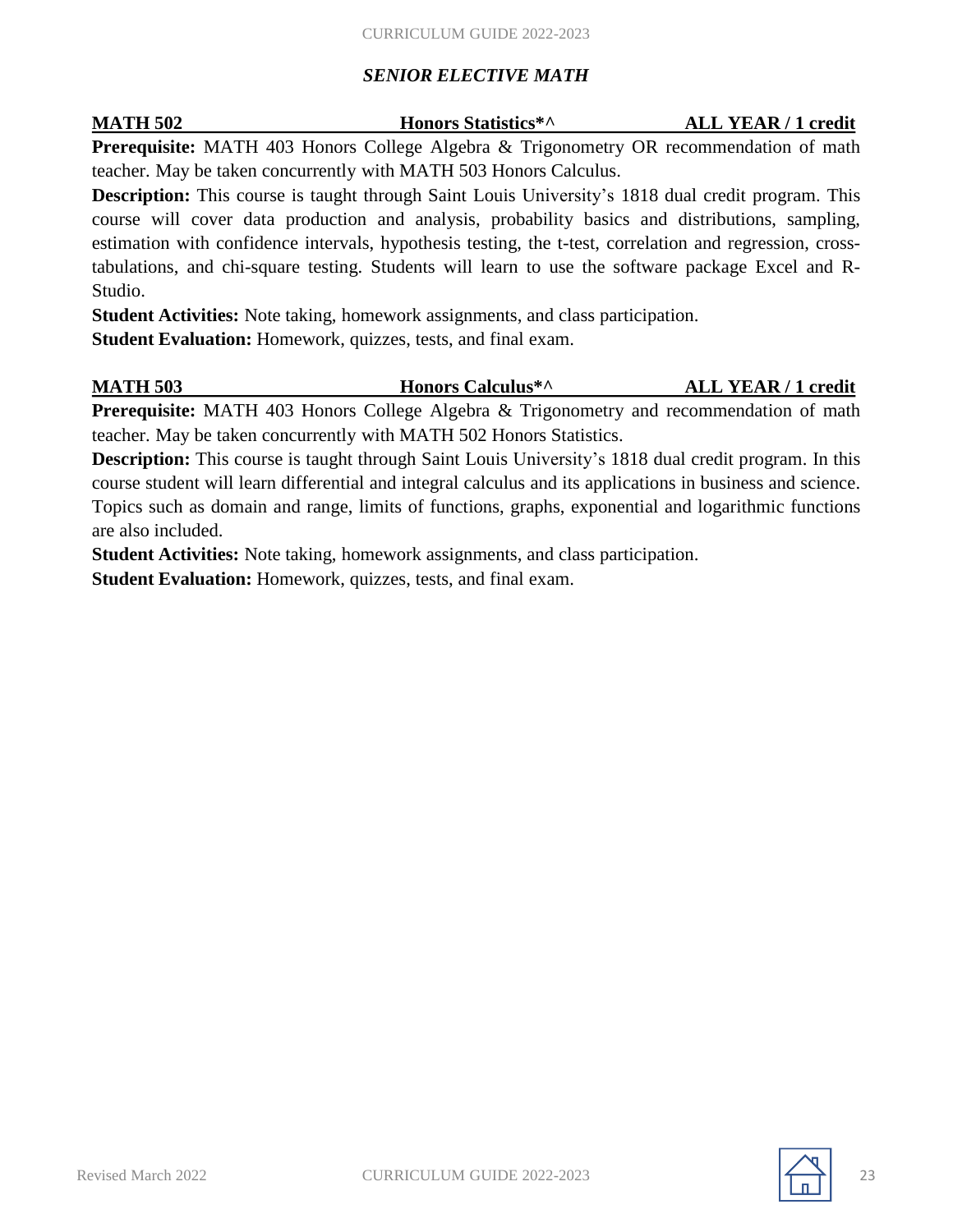## *SENIOR ELECTIVE MATH*

**MATH 502 — Honors Statistics*^ — ALL YEAR / 1 credit**

**Prerequisite:** MATH 403 Honors College Algebra & Trigonometry OR recommendation of math teacher. May be taken concurrently with MATH 503 Honors Calculus.

**Description:** This course is taught through Saint Louis University's 1818 dual credit program. This course will cover data production and analysis, probability basics and distributions, sampling, estimation with confidence intervals, hypothesis testing, the t-test, correlation and regression, cross-tabulations, and chi-square testing. Students will learn to use the software package Excel and R-Studio.

**Student Activities:** Note taking, homework assignments, and class participation.

**Student Evaluation:** Homework, quizzes, tests, and final exam.

**MATH 503 — Honors Calculus*^ — ALL YEAR / 1 credit**

**Prerequisite:** MATH 403 Honors College Algebra & Trigonometry and recommendation of math teacher. May be taken concurrently with MATH 502 Honors Statistics.

**Description:** This course is taught through Saint Louis University's 1818 dual credit program. In this course student will learn differential and integral calculus and its applications in business and science. Topics such as domain and range, limits of functions, graphs, exponential and logarithmic functions are also included.

**Student Activities:** Note taking, homework assignments, and class participation.

**Student Evaluation:** Homework, quizzes, tests, and final exam.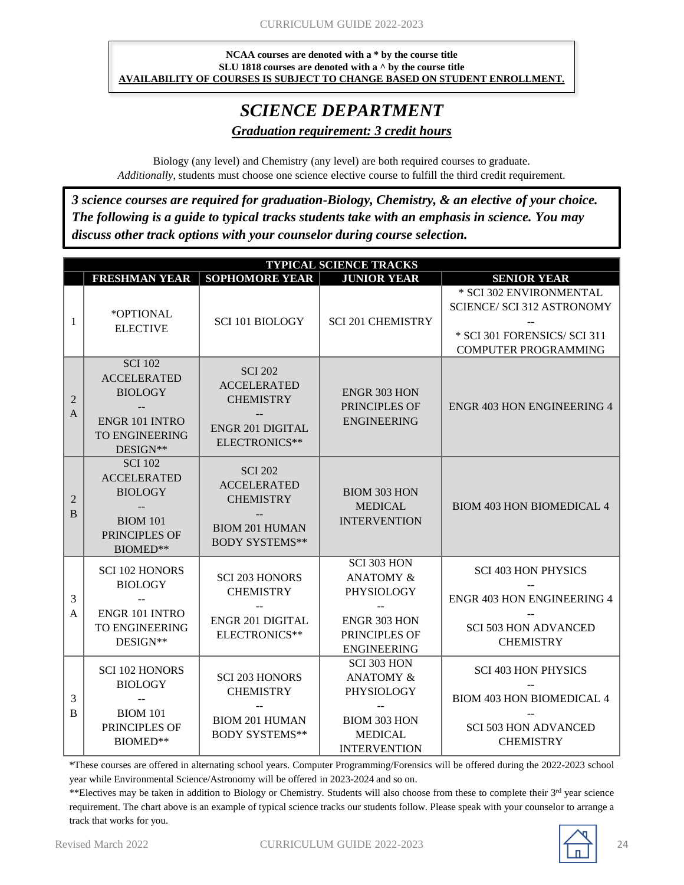**NCAA courses are denoted with a * by the course title**
**SLU 1818 courses are denoted with a ^ by the course title**
**AVAILABILITY OF COURSES IS SUBJECT TO CHANGE BASED ON STUDENT ENROLLMENT.**

# *SCIENCE DEPARTMENT*

## ***Graduation requirement: 3 credit hours***

Biology (any level) and Chemistry (any level) are both required courses to graduate. *Additionally*, students must choose one science elective course to fulfill the third credit requirement.

***3 science courses are required for graduation-Biology, Chemistry, & an elective of your choice. The following is a guide to typical tracks students take with an emphasis in science. You may discuss other track options with your counselor during course selection.***

| TYPICAL SCIENCE TRACKS | | | | |
|---|---|---|---|---|
| | **FRESHMAN YEAR** | **SOPHOMORE YEAR** | **JUNIOR YEAR** | **SENIOR YEAR** |
| 1 | *OPTIONAL ELECTIVE | SCI 101 BIOLOGY | SCI 201 CHEMISTRY | * SCI 302 ENVIRONMENTAL SCIENCE/ SCI 312 ASTRONOMY -- * SCI 301 FORENSICS/ SCI 311 COMPUTER PROGRAMMING |
| 2 A | SCI 102 ACCELERATED BIOLOGY -- ENGR 101 INTRO TO ENGINEERING DESIGN** | SCI 202 ACCELERATED CHEMISTRY -- ENGR 201 DIGITAL ELECTRONICS** | ENGR 303 HON PRINCIPLES OF ENGINEERING | ENGR 403 HON ENGINEERING 4 |
| 2 B | SCI 102 ACCELERATED BIOLOGY -- BIOM 101 PRINCIPLES OF BIOMED** | SCI 202 ACCELERATED CHEMISTRY -- BIOM 201 HUMAN BODY SYSTEMS** | BIOM 303 HON MEDICAL INTERVENTION | BIOM 403 HON BIOMEDICAL 4 |
| 3 A | SCI 102 HONORS BIOLOGY -- ENGR 101 INTRO TO ENGINEERING DESIGN** | SCI 203 HONORS CHEMISTRY -- ENGR 201 DIGITAL ELECTRONICS** | SCI 303 HON ANATOMY & PHYSIOLOGY -- ENGR 303 HON PRINCIPLES OF ENGINEERING | SCI 403 HON PHYSICS -- ENGR 403 HON ENGINEERING 4 -- SCI 503 HON ADVANCED CHEMISTRY |
| 3 B | SCI 102 HONORS BIOLOGY -- BIOM 101 PRINCIPLES OF BIOMED** | SCI 203 HONORS CHEMISTRY -- BIOM 201 HUMAN BODY SYSTEMS** | SCI 303 HON ANATOMY & PHYSIOLOGY -- BIOM 303 HON MEDICAL INTERVENTION | SCI 403 HON PHYSICS -- BIOM 403 HON BIOMEDICAL 4 -- SCI 503 HON ADVANCED CHEMISTRY |

*These courses are offered in alternating school years. Computer Programming/Forensics will be offered during the 2022-2023 school year while Environmental Science/Astronomy will be offered in 2023-2024 and so on.

**Electives may be taken in addition to Biology or Chemistry. Students will also choose from these to complete their 3rd year science requirement. The chart above is an example of typical science tracks our students follow. Please speak with your counselor to arrange a track that works for you.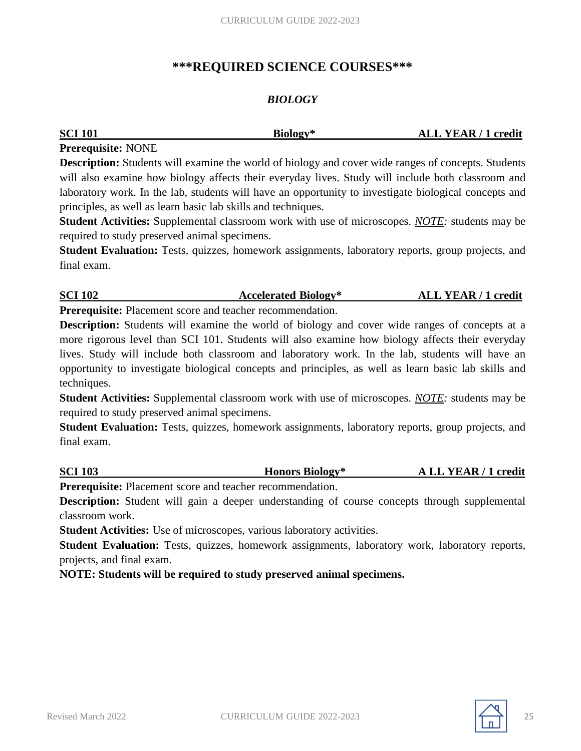# ***REQUIRED SCIENCE COURSES***

## *BIOLOGY*

**SCI 101 — Biology* — ALL YEAR / 1 credit**

**Prerequisite:** NONE

**Description:** Students will examine the world of biology and cover wide ranges of concepts. Students will also examine how biology affects their everyday lives. Study will include both classroom and laboratory work. In the lab, students will have an opportunity to investigate biological concepts and principles, as well as learn basic lab skills and techniques.

**Student Activities:** Supplemental classroom work with use of microscopes. *NOTE:* students may be required to study preserved animal specimens.

**Student Evaluation:** Tests, quizzes, homework assignments, laboratory reports, group projects, and final exam.

**SCI 102 — Accelerated Biology* — ALL YEAR / 1 credit**

**Prerequisite:** Placement score and teacher recommendation.

**Description:** Students will examine the world of biology and cover wide ranges of concepts at a more rigorous level than SCI 101. Students will also examine how biology affects their everyday lives. Study will include both classroom and laboratory work. In the lab, students will have an opportunity to investigate biological concepts and principles, as well as learn basic lab skills and techniques.

**Student Activities:** Supplemental classroom work with use of microscopes. *NOTE:* students may be required to study preserved animal specimens.

**Student Evaluation:** Tests, quizzes, homework assignments, laboratory reports, group projects, and final exam.

**SCI 103 — Honors Biology* — A LL YEAR / 1 credit**

**Prerequisite:** Placement score and teacher recommendation.

**Description:** Student will gain a deeper understanding of course concepts through supplemental classroom work.

**Student Activities:** Use of microscopes, various laboratory activities.

**Student Evaluation:** Tests, quizzes, homework assignments, laboratory work, laboratory reports, projects, and final exam.

**NOTE: Students will be required to study preserved animal specimens.**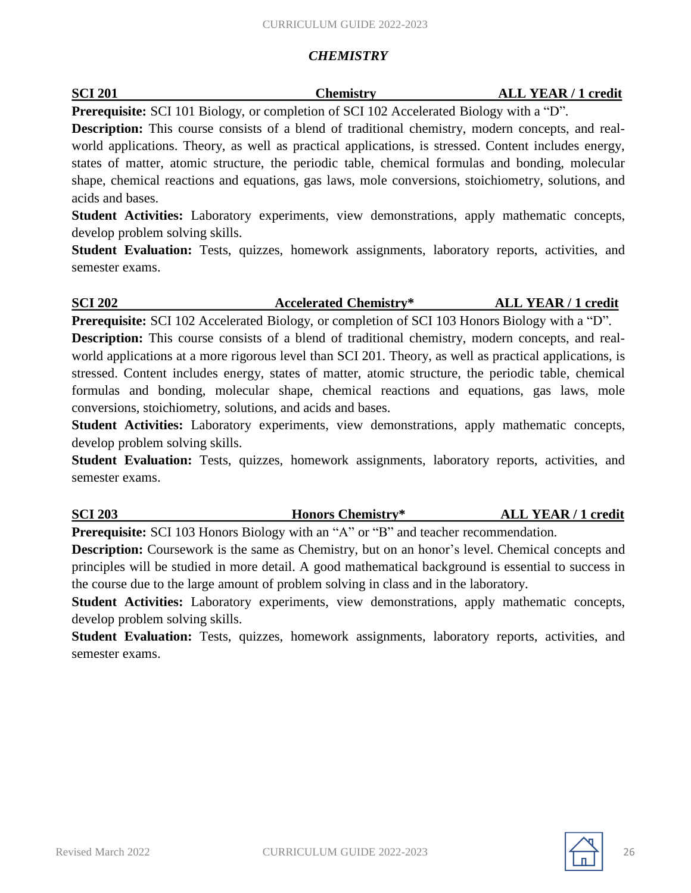## *CHEMISTRY*

**SCI 201 — Chemistry — ALL YEAR / 1 credit**

**Prerequisite:** SCI 101 Biology, or completion of SCI 102 Accelerated Biology with a "D".

**Description:** This course consists of a blend of traditional chemistry, modern concepts, and real-world applications. Theory, as well as practical applications, is stressed. Content includes energy, states of matter, atomic structure, the periodic table, chemical formulas and bonding, molecular shape, chemical reactions and equations, gas laws, mole conversions, stoichiometry, solutions, and acids and bases.

**Student Activities:** Laboratory experiments, view demonstrations, apply mathematic concepts, develop problem solving skills.

**Student Evaluation:** Tests, quizzes, homework assignments, laboratory reports, activities, and semester exams.

**SCI 202 — Accelerated Chemistry* — ALL YEAR / 1 credit**

**Prerequisite:** SCI 102 Accelerated Biology, or completion of SCI 103 Honors Biology with a "D".

**Description:** This course consists of a blend of traditional chemistry, modern concepts, and real-world applications at a more rigorous level than SCI 201. Theory, as well as practical applications, is stressed. Content includes energy, states of matter, atomic structure, the periodic table, chemical formulas and bonding, molecular shape, chemical reactions and equations, gas laws, mole conversions, stoichiometry, solutions, and acids and bases.

**Student Activities:** Laboratory experiments, view demonstrations, apply mathematic concepts, develop problem solving skills.

**Student Evaluation:** Tests, quizzes, homework assignments, laboratory reports, activities, and semester exams.

**SCI 203 — Honors Chemistry* — ALL YEAR / 1 credit**

**Prerequisite:** SCI 103 Honors Biology with an "A" or "B" and teacher recommendation.

**Description:** Coursework is the same as Chemistry, but on an honor's level. Chemical concepts and principles will be studied in more detail. A good mathematical background is essential to success in the course due to the large amount of problem solving in class and in the laboratory.

**Student Activities:** Laboratory experiments, view demonstrations, apply mathematic concepts, develop problem solving skills.

**Student Evaluation:** Tests, quizzes, homework assignments, laboratory reports, activities, and semester exams.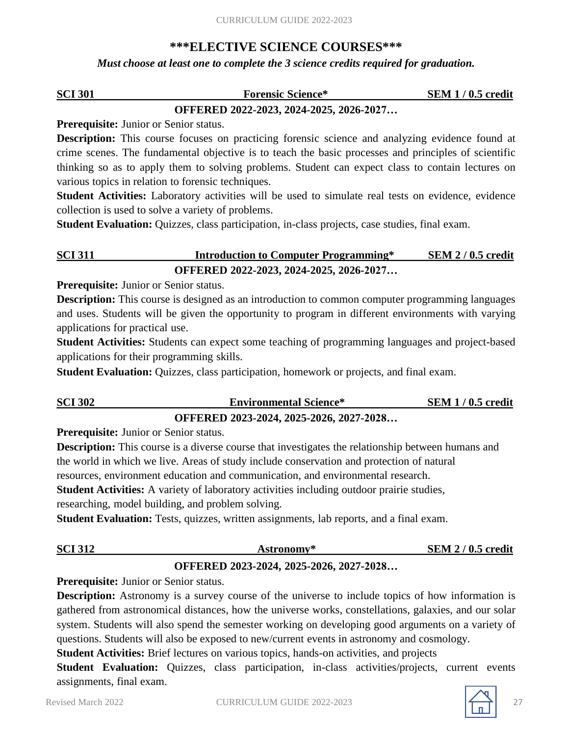## \*\*\*ELECTIVE SCIENCE COURSES\*\*\*

***Must choose at least one to complete the 3 science credits required for graduation.***

**SCI 301 — Forensic Science\* — SEM 1 / 0.5 credit**

**OFFERED 2022-2023, 2024-2025, 2026-2027…**

**Prerequisite:** Junior or Senior status.

**Description:** This course focuses on practicing forensic science and analyzing evidence found at crime scenes. The fundamental objective is to teach the basic processes and principles of scientific thinking so as to apply them to solving problems. Student can expect class to contain lectures on various topics in relation to forensic techniques.

**Student Activities:** Laboratory activities will be used to simulate real tests on evidence, evidence collection is used to solve a variety of problems.

**Student Evaluation:** Quizzes, class participation, in-class projects, case studies, final exam.

**SCI 311 — Introduction to Computer Programming\* — SEM 2 / 0.5 credit**

**OFFERED 2022-2023, 2024-2025, 2026-2027…**

**Prerequisite:** Junior or Senior status.

**Description:** This course is designed as an introduction to common computer programming languages and uses. Students will be given the opportunity to program in different environments with varying applications for practical use.

**Student Activities:** Students can expect some teaching of programming languages and project-based applications for their programming skills.

**Student Evaluation:** Quizzes, class participation, homework or projects, and final exam.

**SCI 302 — Environmental Science\* — SEM 1 / 0.5 credit**

**OFFERED 2023-2024, 2025-2026, 2027-2028…**

**Prerequisite:** Junior or Senior status.

**Description:** This course is a diverse course that investigates the relationship between humans and the world in which we live. Areas of study include conservation and protection of natural resources, environment education and communication, and environmental research.

**Student Activities:** A variety of laboratory activities including outdoor prairie studies, researching, model building, and problem solving.

**Student Evaluation:** Tests, quizzes, written assignments, lab reports, and a final exam.

**SCI 312 — Astronomy\* — SEM 2 / 0.5 credit**

**OFFERED 2023-2024, 2025-2026, 2027-2028…**

**Prerequisite:** Junior or Senior status.

**Description:** Astronomy is a survey course of the universe to include topics of how information is gathered from astronomical distances, how the universe works, constellations, galaxies, and our solar system. Students will also spend the semester working on developing good arguments on a variety of questions. Students will also be exposed to new/current events in astronomy and cosmology.

**Student Activities:** Brief lectures on various topics, hands-on activities, and projects

**Student Evaluation:** Quizzes, class participation, in-class activities/projects, current events assignments, final exam.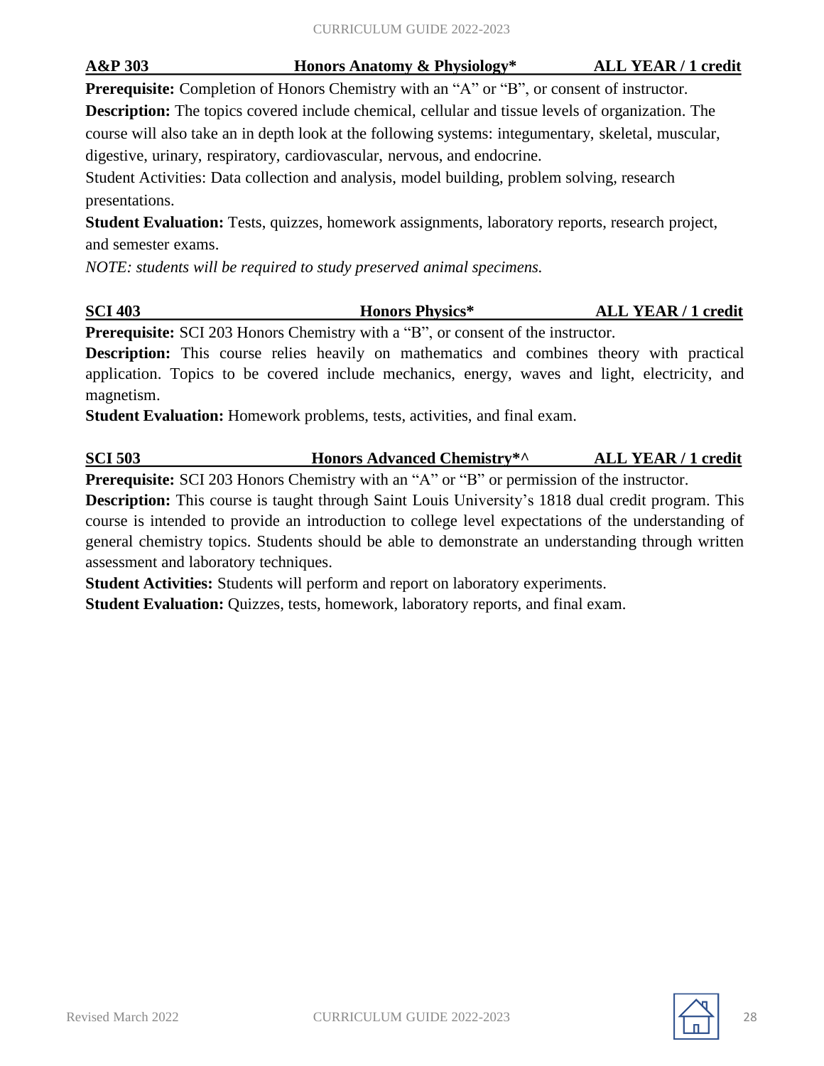**A&P 303 Honors Anatomy & Physiology* ALL YEAR / 1 credit**

**Prerequisite:** Completion of Honors Chemistry with an "A" or "B", or consent of instructor.

**Description:** The topics covered include chemical, cellular and tissue levels of organization. The course will also take an in depth look at the following systems: integumentary, skeletal, muscular, digestive, urinary, respiratory, cardiovascular, nervous, and endocrine.

Student Activities: Data collection and analysis, model building, problem solving, research presentations.

**Student Evaluation:** Tests, quizzes, homework assignments, laboratory reports, research project, and semester exams.

*NOTE: students will be required to study preserved animal specimens.*

**SCI 403 Honors Physics* ALL YEAR / 1 credit**

**Prerequisite:** SCI 203 Honors Chemistry with a "B", or consent of the instructor.

**Description:** This course relies heavily on mathematics and combines theory with practical application. Topics to be covered include mechanics, energy, waves and light, electricity, and magnetism.

**Student Evaluation:** Homework problems, tests, activities, and final exam.

**SCI 503 Honors Advanced Chemistry*^ ALL YEAR / 1 credit**

**Prerequisite:** SCI 203 Honors Chemistry with an "A" or "B" or permission of the instructor.

**Description:** This course is taught through Saint Louis University's 1818 dual credit program. This course is intended to provide an introduction to college level expectations of the understanding of general chemistry topics. Students should be able to demonstrate an understanding through written assessment and laboratory techniques.

**Student Activities:** Students will perform and report on laboratory experiments.

**Student Evaluation:** Quizzes, tests, homework, laboratory reports, and final exam.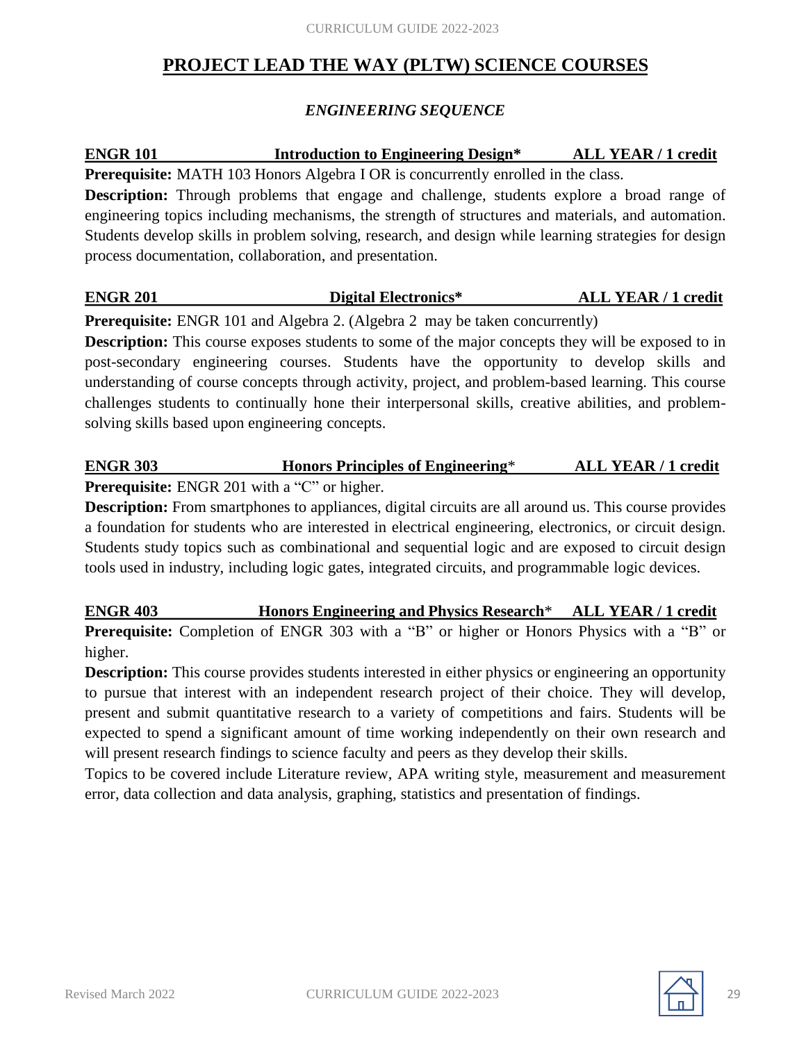# PROJECT LEAD THE WAY (PLTW) SCIENCE COURSES

## *ENGINEERING SEQUENCE*

**ENGR 101 — Introduction to Engineering Design* — ALL YEAR / 1 credit**

**Prerequisite:** MATH 103 Honors Algebra I OR is concurrently enrolled in the class.

**Description:** Through problems that engage and challenge, students explore a broad range of engineering topics including mechanisms, the strength of structures and materials, and automation. Students develop skills in problem solving, research, and design while learning strategies for design process documentation, collaboration, and presentation.

**ENGR 201 — Digital Electronics* — ALL YEAR / 1 credit**

**Prerequisite:** ENGR 101 and Algebra 2. (Algebra 2 may be taken concurrently)

**Description:** This course exposes students to some of the major concepts they will be exposed to in post-secondary engineering courses. Students have the opportunity to develop skills and understanding of course concepts through activity, project, and problem-based learning. This course challenges students to continually hone their interpersonal skills, creative abilities, and problem-solving skills based upon engineering concepts.

**ENGR 303 — Honors Principles of Engineering* — ALL YEAR / 1 credit**

**Prerequisite:** ENGR 201 with a "C" or higher.

**Description:** From smartphones to appliances, digital circuits are all around us. This course provides a foundation for students who are interested in electrical engineering, electronics, or circuit design. Students study topics such as combinational and sequential logic and are exposed to circuit design tools used in industry, including logic gates, integrated circuits, and programmable logic devices.

**ENGR 403 — Honors Engineering and Physics Research* — ALL YEAR / 1 credit**

**Prerequisite:** Completion of ENGR 303 with a "B" or higher or Honors Physics with a "B" or higher.

**Description:** This course provides students interested in either physics or engineering an opportunity to pursue that interest with an independent research project of their choice. They will develop, present and submit quantitative research to a variety of competitions and fairs. Students will be expected to spend a significant amount of time working independently on their own research and will present research findings to science faculty and peers as they develop their skills.

Topics to be covered include Literature review, APA writing style, measurement and measurement error, data collection and data analysis, graphing, statistics and presentation of findings.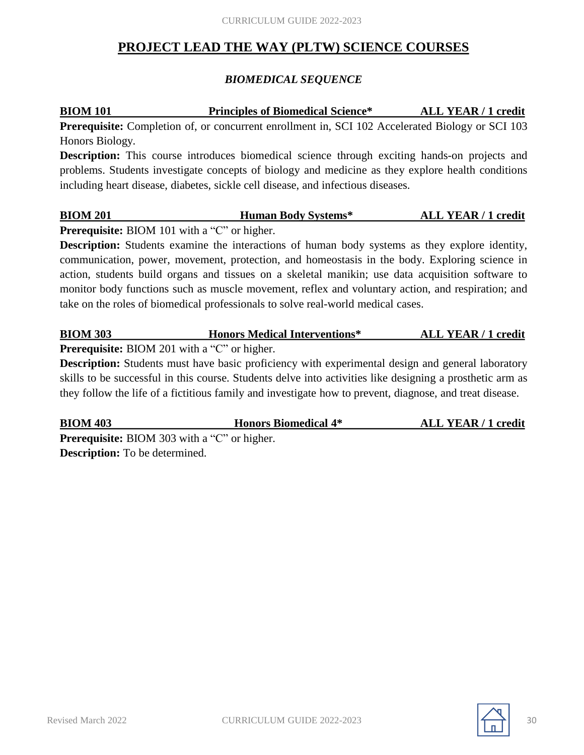## PROJECT LEAD THE WAY (PLTW) SCIENCE COURSES

### *BIOMEDICAL SEQUENCE*

**BIOM 101 — Principles of Biomedical Science* — ALL YEAR / 1 credit**

**Prerequisite:** Completion of, or concurrent enrollment in, SCI 102 Accelerated Biology or SCI 103 Honors Biology.

**Description:** This course introduces biomedical science through exciting hands-on projects and problems. Students investigate concepts of biology and medicine as they explore health conditions including heart disease, diabetes, sickle cell disease, and infectious diseases.

**BIOM 201 — Human Body Systems* — ALL YEAR / 1 credit**

**Prerequisite:** BIOM 101 with a "C" or higher.

**Description:** Students examine the interactions of human body systems as they explore identity, communication, power, movement, protection, and homeostasis in the body. Exploring science in action, students build organs and tissues on a skeletal manikin; use data acquisition software to monitor body functions such as muscle movement, reflex and voluntary action, and respiration; and take on the roles of biomedical professionals to solve real-world medical cases.

**BIOM 303 — Honors Medical Interventions* — ALL YEAR / 1 credit**

**Prerequisite:** BIOM 201 with a "C" or higher.

**Description:** Students must have basic proficiency with experimental design and general laboratory skills to be successful in this course. Students delve into activities like designing a prosthetic arm as they follow the life of a fictitious family and investigate how to prevent, diagnose, and treat disease.

**BIOM 403 — Honors Biomedical 4* — ALL YEAR / 1 credit**

**Prerequisite:** BIOM 303 with a "C" or higher.

**Description:** To be determined.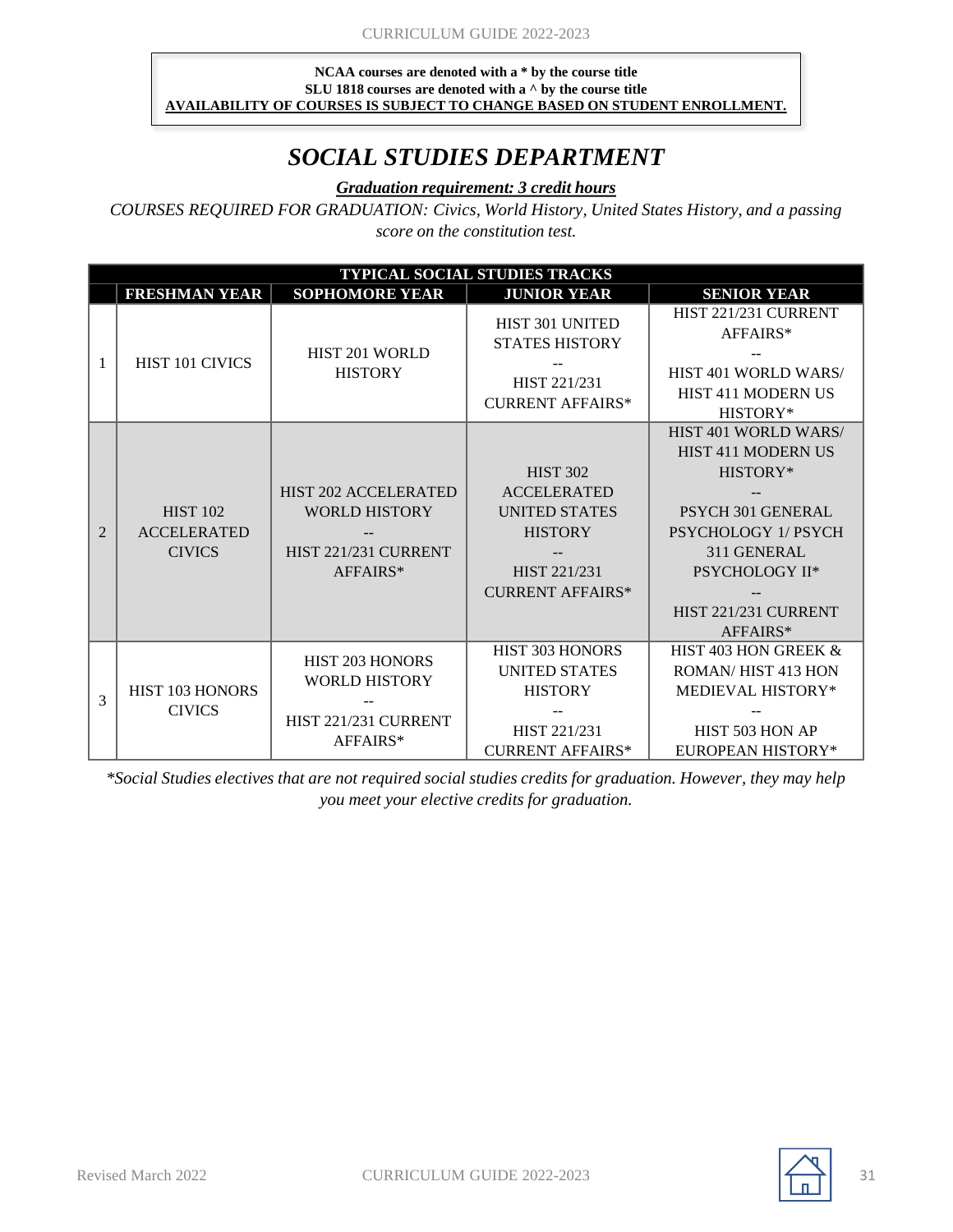**NCAA courses are denoted with a * by the course title**
**SLU 1818 courses are denoted with a ^ by the course title**
**AVAILABILITY OF COURSES IS SUBJECT TO CHANGE BASED ON STUDENT ENROLLMENT.**

# *SOCIAL STUDIES DEPARTMENT*

***Graduation requirement: 3 credit hours***

*COURSES REQUIRED FOR GRADUATION: Civics, World History, United States History, and a passing score on the constitution test.*

| TYPICAL SOCIAL STUDIES TRACKS | | | | |
|---|---|---|---|---|
| | **FRESHMAN YEAR** | **SOPHOMORE YEAR** | **JUNIOR YEAR** | **SENIOR YEAR** |
| 1 | HIST 101 CIVICS | HIST 201 WORLD HISTORY | HIST 301 UNITED STATES HISTORY -- HIST 221/231 CURRENT AFFAIRS* | HIST 221/231 CURRENT AFFAIRS* -- HIST 401 WORLD WARS/ HIST 411 MODERN US HISTORY* |
| 2 | HIST 102 ACCELERATED CIVICS | HIST 202 ACCELERATED WORLD HISTORY -- HIST 221/231 CURRENT AFFAIRS* | HIST 302 ACCELERATED UNITED STATES HISTORY -- HIST 221/231 CURRENT AFFAIRS* | HIST 401 WORLD WARS/ HIST 411 MODERN US HISTORY* -- PSYCH 301 GENERAL PSYCHOLOGY 1/ PSYCH 311 GENERAL PSYCHOLOGY II* -- HIST 221/231 CURRENT AFFAIRS* |
| 3 | HIST 103 HONORS CIVICS | HIST 203 HONORS WORLD HISTORY -- HIST 221/231 CURRENT AFFAIRS* | HIST 303 HONORS UNITED STATES HISTORY -- HIST 221/231 CURRENT AFFAIRS* | HIST 403 HON GREEK & ROMAN/ HIST 413 HON MEDIEVAL HISTORY* -- HIST 503 HON AP EUROPEAN HISTORY* |

**Social Studies electives that are not required social studies credits for graduation. However, they may help you meet your elective credits for graduation.*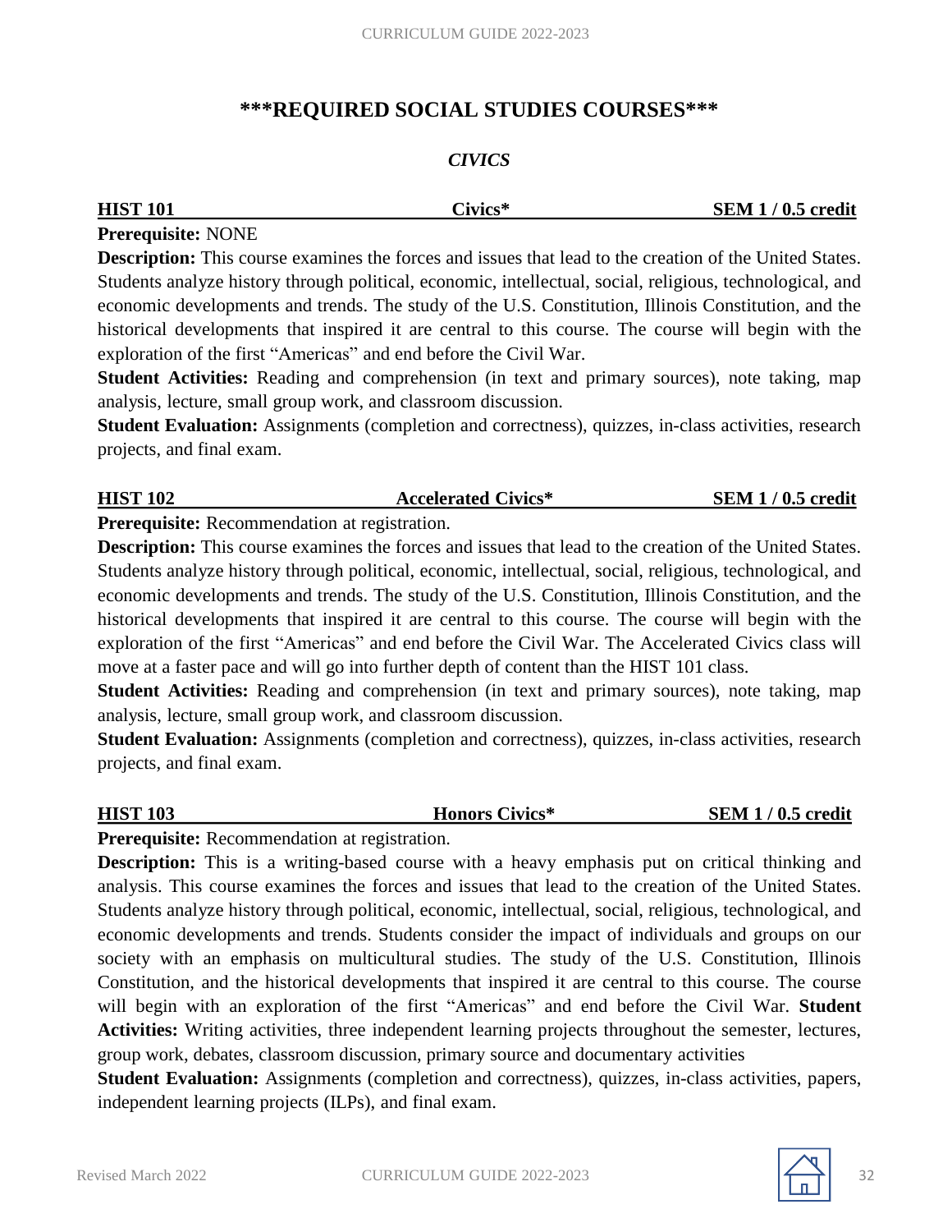# ***REQUIRED SOCIAL STUDIES COURSES***

## *CIVICS*

**HIST 101 — Civics* — SEM 1 / 0.5 credit**

**Prerequisite:** NONE

**Description:** This course examines the forces and issues that lead to the creation of the United States. Students analyze history through political, economic, intellectual, social, religious, technological, and economic developments and trends. The study of the U.S. Constitution, Illinois Constitution, and the historical developments that inspired it are central to this course. The course will begin with the exploration of the first "Americas" and end before the Civil War.

**Student Activities:** Reading and comprehension (in text and primary sources), note taking, map analysis, lecture, small group work, and classroom discussion.

**Student Evaluation:** Assignments (completion and correctness), quizzes, in-class activities, research projects, and final exam.

**HIST 102 — Accelerated Civics* — SEM 1 / 0.5 credit**

**Prerequisite:** Recommendation at registration.

**Description:** This course examines the forces and issues that lead to the creation of the United States. Students analyze history through political, economic, intellectual, social, religious, technological, and economic developments and trends. The study of the U.S. Constitution, Illinois Constitution, and the historical developments that inspired it are central to this course. The course will begin with the exploration of the first "Americas" and end before the Civil War. The Accelerated Civics class will move at a faster pace and will go into further depth of content than the HIST 101 class.

**Student Activities:** Reading and comprehension (in text and primary sources), note taking, map analysis, lecture, small group work, and classroom discussion.

**Student Evaluation:** Assignments (completion and correctness), quizzes, in-class activities, research projects, and final exam.

**HIST 103 — Honors Civics* — SEM 1 / 0.5 credit**

**Prerequisite:** Recommendation at registration.

**Description:** This is a writing-based course with a heavy emphasis put on critical thinking and analysis. This course examines the forces and issues that lead to the creation of the United States. Students analyze history through political, economic, intellectual, social, religious, technological, and economic developments and trends. Students consider the impact of individuals and groups on our society with an emphasis on multicultural studies. The study of the U.S. Constitution, Illinois Constitution, and the historical developments that inspired it are central to this course. The course will begin with an exploration of the first "Americas" and end before the Civil War. **Student Activities:** Writing activities, three independent learning projects throughout the semester, lectures, group work, debates, classroom discussion, primary source and documentary activities

**Student Evaluation:** Assignments (completion and correctness), quizzes, in-class activities, papers, independent learning projects (ILPs), and final exam.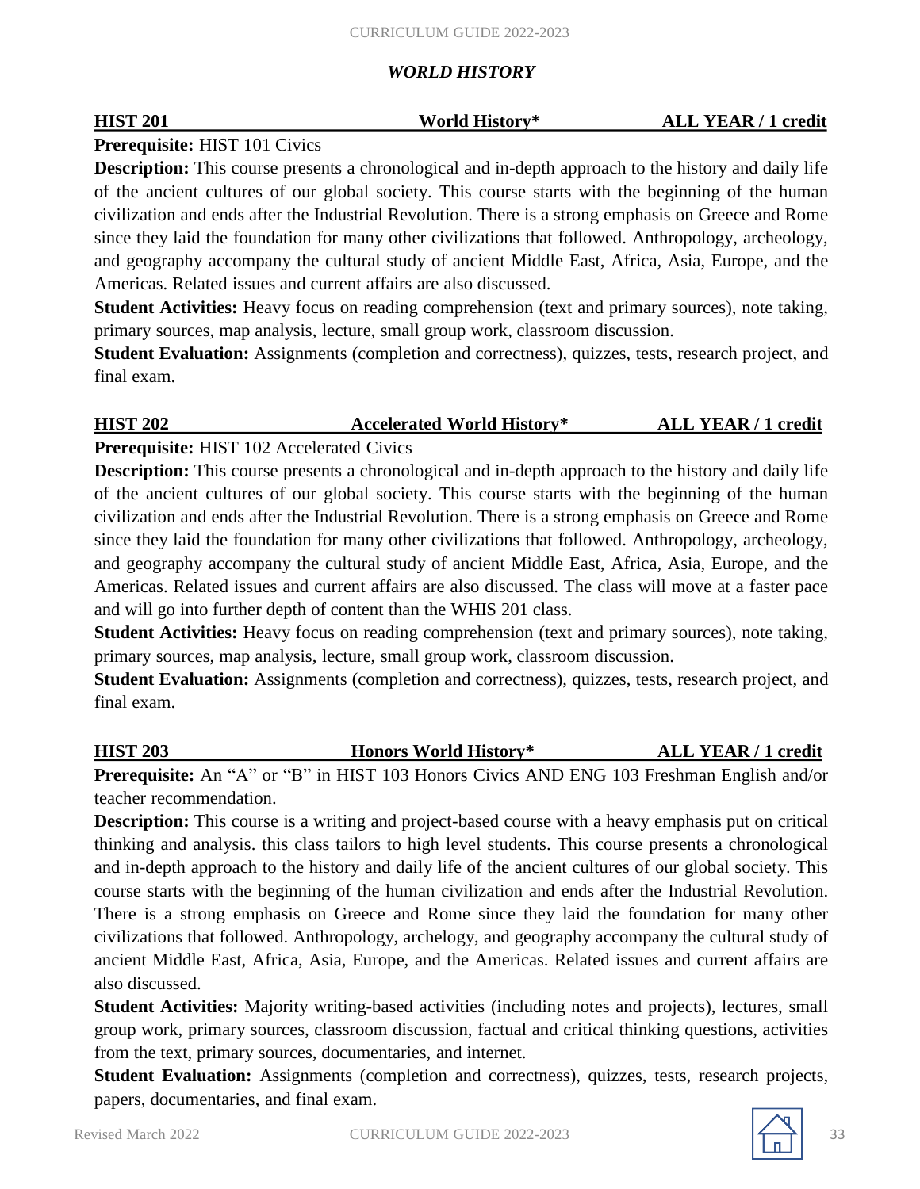## *WORLD HISTORY*

**HIST 201 — World History* — ALL YEAR / 1 credit**

**Prerequisite:** HIST 101 Civics

**Description:** This course presents a chronological and in-depth approach to the history and daily life of the ancient cultures of our global society. This course starts with the beginning of the human civilization and ends after the Industrial Revolution. There is a strong emphasis on Greece and Rome since they laid the foundation for many other civilizations that followed. Anthropology, archeology, and geography accompany the cultural study of ancient Middle East, Africa, Asia, Europe, and the Americas. Related issues and current affairs are also discussed.

**Student Activities:** Heavy focus on reading comprehension (text and primary sources), note taking, primary sources, map analysis, lecture, small group work, classroom discussion.

**Student Evaluation:** Assignments (completion and correctness), quizzes, tests, research project, and final exam.

**HIST 202 — Accelerated World History* — ALL YEAR / 1 credit**

**Prerequisite:** HIST 102 Accelerated Civics

**Description:** This course presents a chronological and in-depth approach to the history and daily life of the ancient cultures of our global society. This course starts with the beginning of the human civilization and ends after the Industrial Revolution. There is a strong emphasis on Greece and Rome since they laid the foundation for many other civilizations that followed. Anthropology, archeology, and geography accompany the cultural study of ancient Middle East, Africa, Asia, Europe, and the Americas. Related issues and current affairs are also discussed. The class will move at a faster pace and will go into further depth of content than the WHIS 201 class.

**Student Activities:** Heavy focus on reading comprehension (text and primary sources), note taking, primary sources, map analysis, lecture, small group work, classroom discussion.

**Student Evaluation:** Assignments (completion and correctness), quizzes, tests, research project, and final exam.

**HIST 203 — Honors World History* — ALL YEAR / 1 credit**

**Prerequisite:** An "A" or "B" in HIST 103 Honors Civics AND ENG 103 Freshman English and/or teacher recommendation.

**Description:** This course is a writing and project-based course with a heavy emphasis put on critical thinking and analysis. this class tailors to high level students. This course presents a chronological and in-depth approach to the history and daily life of the ancient cultures of our global society. This course starts with the beginning of the human civilization and ends after the Industrial Revolution. There is a strong emphasis on Greece and Rome since they laid the foundation for many other civilizations that followed. Anthropology, archelogy, and geography accompany the cultural study of ancient Middle East, Africa, Asia, Europe, and the Americas. Related issues and current affairs are also discussed.

**Student Activities:** Majority writing-based activities (including notes and projects), lectures, small group work, primary sources, classroom discussion, factual and critical thinking questions, activities from the text, primary sources, documentaries, and internet.

**Student Evaluation:** Assignments (completion and correctness), quizzes, tests, research projects, papers, documentaries, and final exam.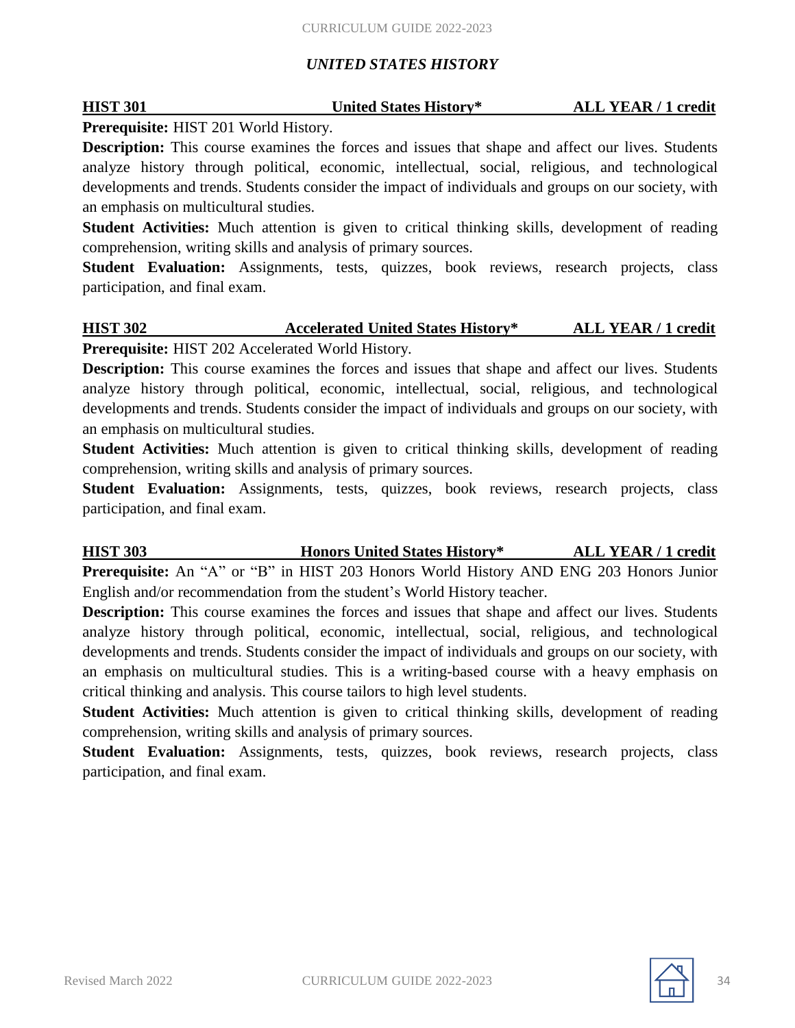## *UNITED STATES HISTORY*

### HIST 301 — United States History* — ALL YEAR / 1 credit

**Prerequisite:** HIST 201 World History.

**Description:** This course examines the forces and issues that shape and affect our lives. Students analyze history through political, economic, intellectual, social, religious, and technological developments and trends. Students consider the impact of individuals and groups on our society, with an emphasis on multicultural studies.

**Student Activities:** Much attention is given to critical thinking skills, development of reading comprehension, writing skills and analysis of primary sources.

**Student Evaluation:** Assignments, tests, quizzes, book reviews, research projects, class participation, and final exam.

### HIST 302 — Accelerated United States History* — ALL YEAR / 1 credit

**Prerequisite:** HIST 202 Accelerated World History.

**Description:** This course examines the forces and issues that shape and affect our lives. Students analyze history through political, economic, intellectual, social, religious, and technological developments and trends. Students consider the impact of individuals and groups on our society, with an emphasis on multicultural studies.

**Student Activities:** Much attention is given to critical thinking skills, development of reading comprehension, writing skills and analysis of primary sources.

**Student Evaluation:** Assignments, tests, quizzes, book reviews, research projects, class participation, and final exam.

### HIST 303 — Honors United States History* — ALL YEAR / 1 credit

**Prerequisite:** An "A" or "B" in HIST 203 Honors World History AND ENG 203 Honors Junior English and/or recommendation from the student's World History teacher.

**Description:** This course examines the forces and issues that shape and affect our lives. Students analyze history through political, economic, intellectual, social, religious, and technological developments and trends. Students consider the impact of individuals and groups on our society, with an emphasis on multicultural studies. This is a writing-based course with a heavy emphasis on critical thinking and analysis. This course tailors to high level students.

**Student Activities:** Much attention is given to critical thinking skills, development of reading comprehension, writing skills and analysis of primary sources.

**Student Evaluation:** Assignments, tests, quizzes, book reviews, research projects, class participation, and final exam.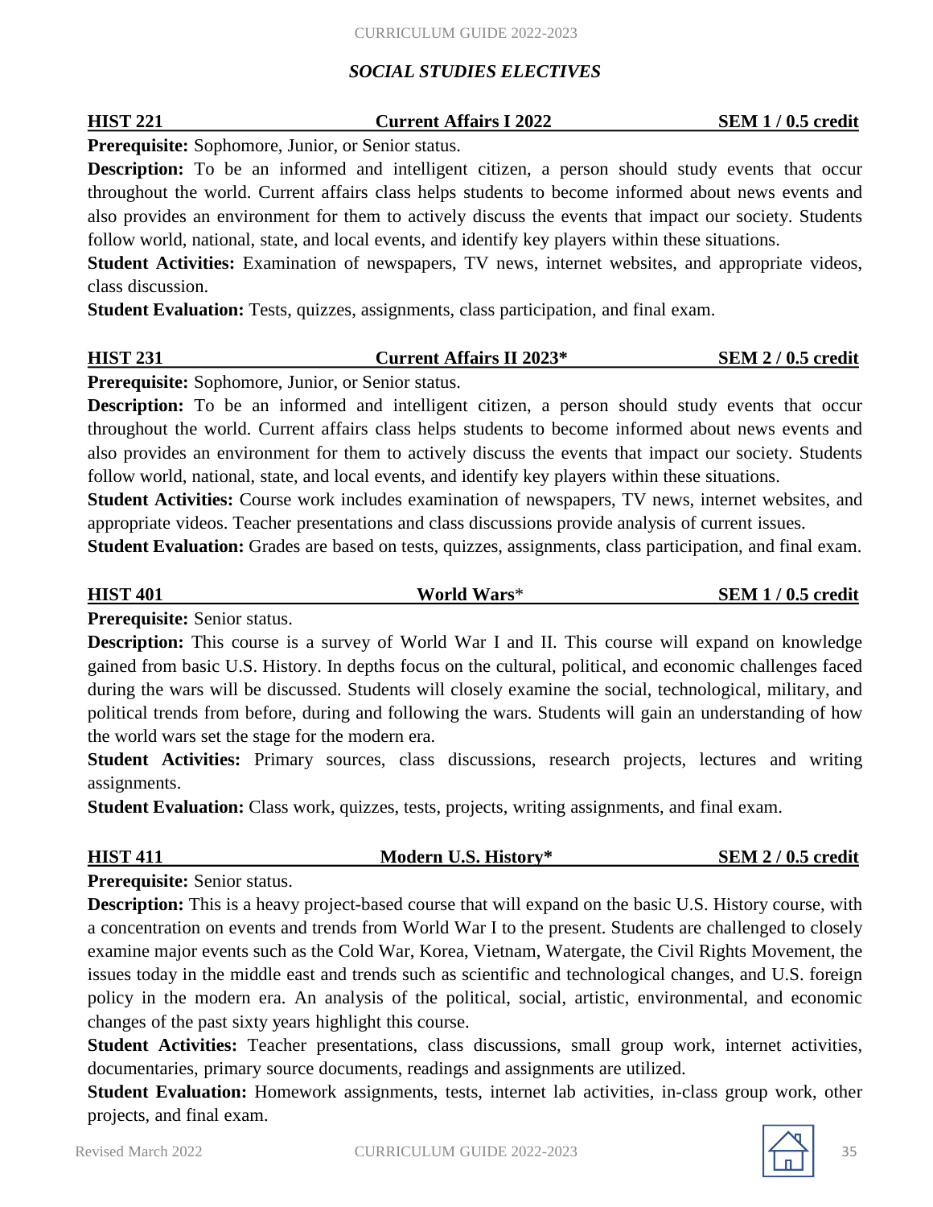## *SOCIAL STUDIES ELECTIVES*

### HIST 221 — Current Affairs I 2022 — SEM 1 / 0.5 credit

**Prerequisite:** Sophomore, Junior, or Senior status.

**Description:** To be an informed and intelligent citizen, a person should study events that occur throughout the world. Current affairs class helps students to become informed about news events and also provides an environment for them to actively discuss the events that impact our society. Students follow world, national, state, and local events, and identify key players within these situations.

**Student Activities:** Examination of newspapers, TV news, internet websites, and appropriate videos, class discussion.

**Student Evaluation:** Tests, quizzes, assignments, class participation, and final exam.

### HIST 231 — Current Affairs II 2023* — SEM 2 / 0.5 credit

**Prerequisite:** Sophomore, Junior, or Senior status.

**Description:** To be an informed and intelligent citizen, a person should study events that occur throughout the world. Current affairs class helps students to become informed about news events and also provides an environment for them to actively discuss the events that impact our society. Students follow world, national, state, and local events, and identify key players within these situations.

**Student Activities:** Course work includes examination of newspapers, TV news, internet websites, and appropriate videos. Teacher presentations and class discussions provide analysis of current issues.

**Student Evaluation:** Grades are based on tests, quizzes, assignments, class participation, and final exam.

### HIST 401 — World Wars* — SEM 1 / 0.5 credit

**Prerequisite:** Senior status.

**Description:** This course is a survey of World War I and II. This course will expand on knowledge gained from basic U.S. History. In depths focus on the cultural, political, and economic challenges faced during the wars will be discussed. Students will closely examine the social, technological, military, and political trends from before, during and following the wars. Students will gain an understanding of how the world wars set the stage for the modern era.

**Student Activities:** Primary sources, class discussions, research projects, lectures and writing assignments.

**Student Evaluation:** Class work, quizzes, tests, projects, writing assignments, and final exam.

### HIST 411 — Modern U.S. History* — SEM 2 / 0.5 credit

**Prerequisite:** Senior status.

**Description:** This is a heavy project-based course that will expand on the basic U.S. History course, with a concentration on events and trends from World War I to the present. Students are challenged to closely examine major events such as the Cold War, Korea, Vietnam, Watergate, the Civil Rights Movement, the issues today in the middle east and trends such as scientific and technological changes, and U.S. foreign policy in the modern era. An analysis of the political, social, artistic, environmental, and economic changes of the past sixty years highlight this course.

**Student Activities:** Teacher presentations, class discussions, small group work, internet activities, documentaries, primary source documents, readings and assignments are utilized.

**Student Evaluation:** Homework assignments, tests, internet lab activities, in-class group work, other projects, and final exam.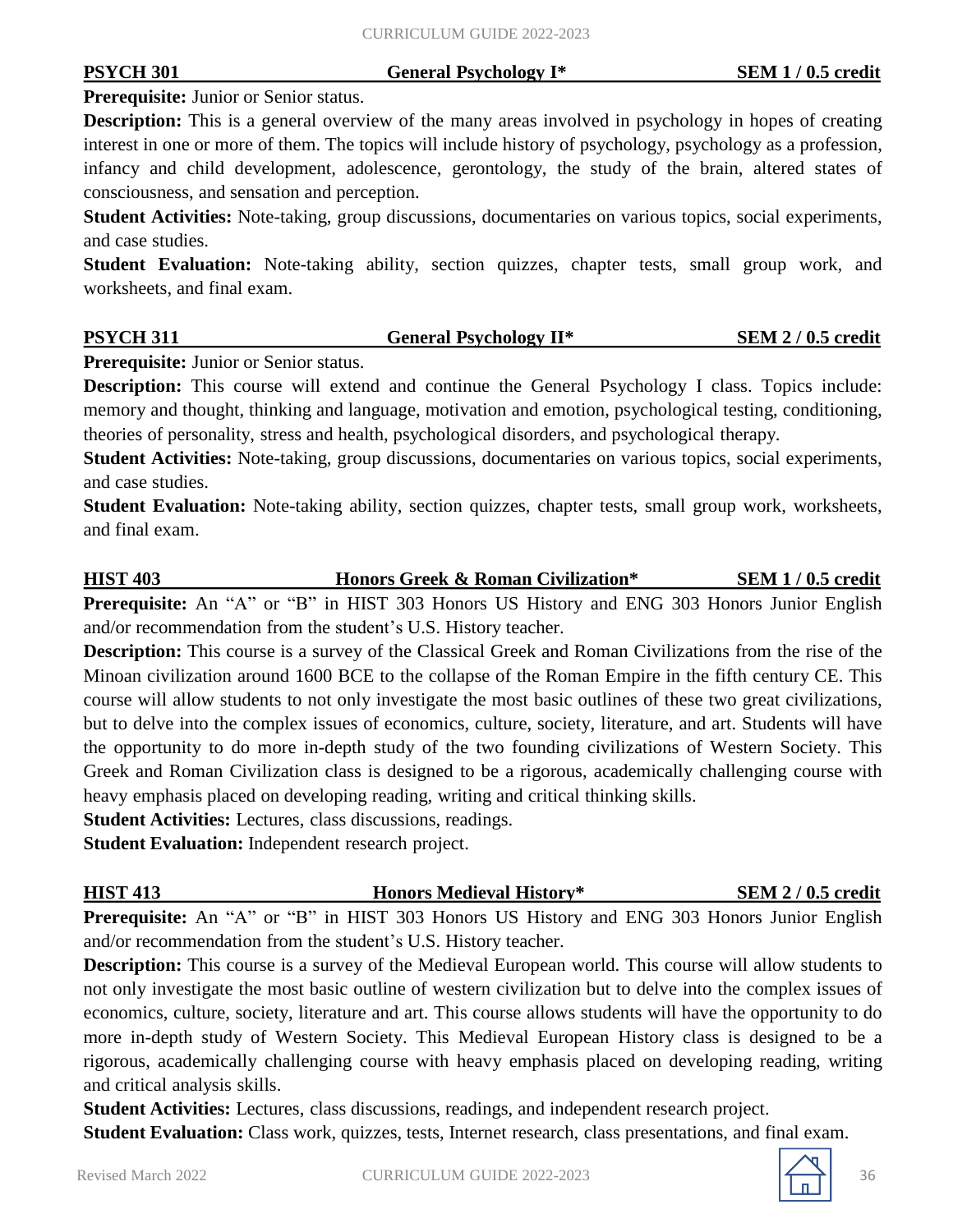**PSYCH 301 — General Psychology I* — SEM 1 / 0.5 credit**

**Prerequisite:** Junior or Senior status.

**Description:** This is a general overview of the many areas involved in psychology in hopes of creating interest in one or more of them. The topics will include history of psychology, psychology as a profession, infancy and child development, adolescence, gerontology, the study of the brain, altered states of consciousness, and sensation and perception.

**Student Activities:** Note-taking, group discussions, documentaries on various topics, social experiments, and case studies.

**Student Evaluation:** Note-taking ability, section quizzes, chapter tests, small group work, and worksheets, and final exam.

**PSYCH 311 — General Psychology II* — SEM 2 / 0.5 credit**

**Prerequisite:** Junior or Senior status.

**Description:** This course will extend and continue the General Psychology I class. Topics include: memory and thought, thinking and language, motivation and emotion, psychological testing, conditioning, theories of personality, stress and health, psychological disorders, and psychological therapy.

**Student Activities:** Note-taking, group discussions, documentaries on various topics, social experiments, and case studies.

**Student Evaluation:** Note-taking ability, section quizzes, chapter tests, small group work, worksheets, and final exam.

**HIST 403 — Honors Greek & Roman Civilization* — SEM 1 / 0.5 credit**

**Prerequisite:** An "A" or "B" in HIST 303 Honors US History and ENG 303 Honors Junior English and/or recommendation from the student's U.S. History teacher.

**Description:** This course is a survey of the Classical Greek and Roman Civilizations from the rise of the Minoan civilization around 1600 BCE to the collapse of the Roman Empire in the fifth century CE. This course will allow students to not only investigate the most basic outlines of these two great civilizations, but to delve into the complex issues of economics, culture, society, literature, and art. Students will have the opportunity to do more in-depth study of the two founding civilizations of Western Society. This Greek and Roman Civilization class is designed to be a rigorous, academically challenging course with heavy emphasis placed on developing reading, writing and critical thinking skills.

**Student Activities:** Lectures, class discussions, readings.

**Student Evaluation:** Independent research project.

**HIST 413 — Honors Medieval History* — SEM 2 / 0.5 credit**

**Prerequisite:** An "A" or "B" in HIST 303 Honors US History and ENG 303 Honors Junior English and/or recommendation from the student's U.S. History teacher.

**Description:** This course is a survey of the Medieval European world. This course will allow students to not only investigate the most basic outline of western civilization but to delve into the complex issues of economics, culture, society, literature and art. This course allows students will have the opportunity to do more in-depth study of Western Society. This Medieval European History class is designed to be a rigorous, academically challenging course with heavy emphasis placed on developing reading, writing and critical analysis skills.

**Student Activities:** Lectures, class discussions, readings, and independent research project.

**Student Evaluation:** Class work, quizzes, tests, Internet research, class presentations, and final exam.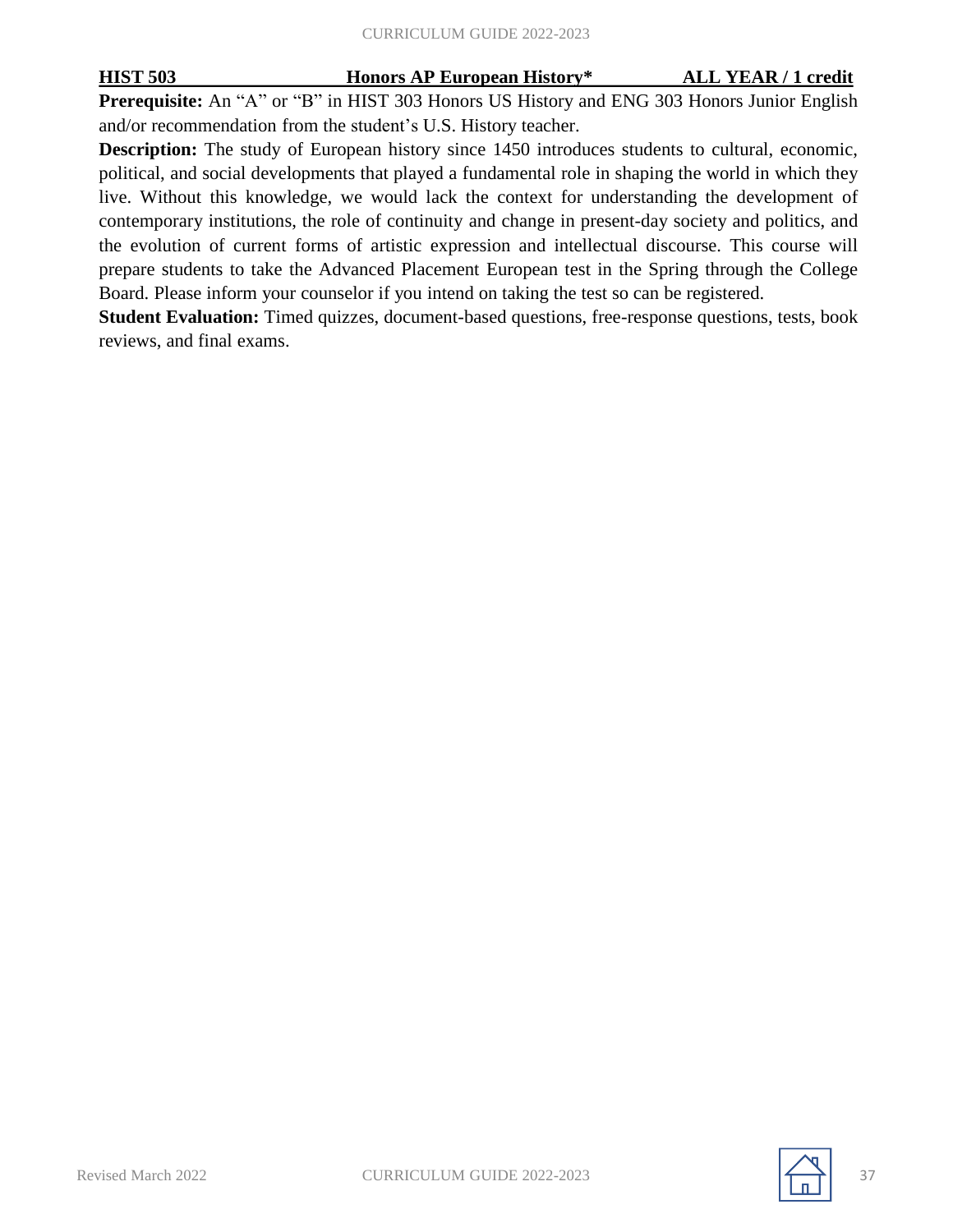**HIST 503 Honors AP European History* ALL YEAR / 1 credit**

**Prerequisite:** An "A" or "B" in HIST 303 Honors US History and ENG 303 Honors Junior English and/or recommendation from the student's U.S. History teacher.

**Description:** The study of European history since 1450 introduces students to cultural, economic, political, and social developments that played a fundamental role in shaping the world in which they live. Without this knowledge, we would lack the context for understanding the development of contemporary institutions, the role of continuity and change in present-day society and politics, and the evolution of current forms of artistic expression and intellectual discourse. This course will prepare students to take the Advanced Placement European test in the Spring through the College Board. Please inform your counselor if you intend on taking the test so can be registered.

**Student Evaluation:** Timed quizzes, document-based questions, free-response questions, tests, book reviews, and final exams.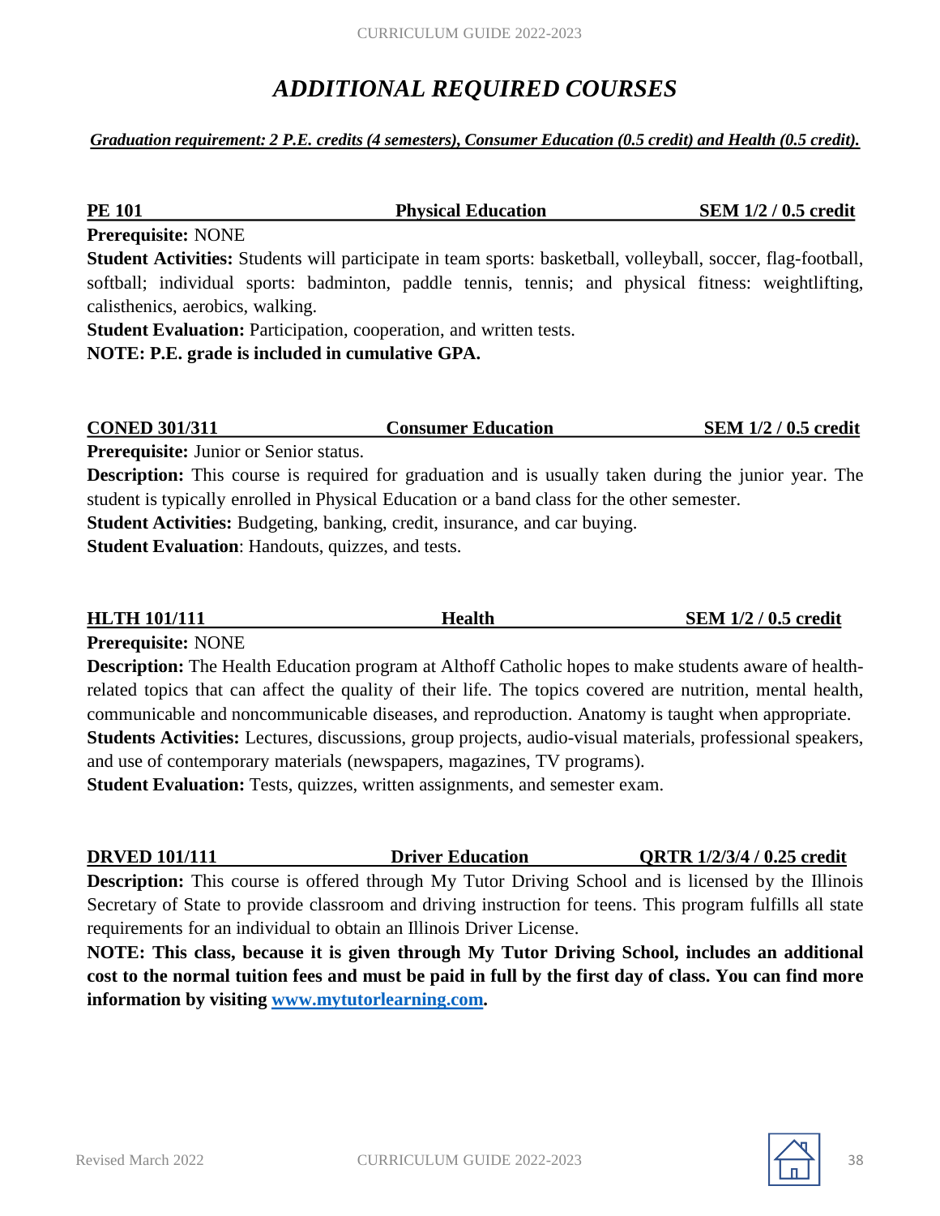# ADDITIONAL REQUIRED COURSES

***Graduation requirement: 2 P.E. credits (4 semesters), Consumer Education (0.5 credit) and Health (0.5 credit).***

**PE 101 — Physical Education — SEM 1/2 / 0.5 credit**

**Prerequisite:** NONE

**Student Activities:** Students will participate in team sports: basketball, volleyball, soccer, flag-football, softball; individual sports: badminton, paddle tennis, tennis; and physical fitness: weightlifting, calisthenics, aerobics, walking.

**Student Evaluation:** Participation, cooperation, and written tests.

**NOTE: P.E. grade is included in cumulative GPA.**

**CONED 301/311 — Consumer Education — SEM 1/2 / 0.5 credit**

**Prerequisite:** Junior or Senior status.

**Description:** This course is required for graduation and is usually taken during the junior year. The student is typically enrolled in Physical Education or a band class for the other semester.

**Student Activities:** Budgeting, banking, credit, insurance, and car buying.

**Student Evaluation**: Handouts, quizzes, and tests.

**HLTH 101/111 — Health — SEM 1/2 / 0.5 credit**

**Prerequisite:** NONE

**Description:** The Health Education program at Althoff Catholic hopes to make students aware of health-related topics that can affect the quality of their life. The topics covered are nutrition, mental health, communicable and noncommunicable diseases, and reproduction. Anatomy is taught when appropriate.

**Students Activities:** Lectures, discussions, group projects, audio-visual materials, professional speakers, and use of contemporary materials (newspapers, magazines, TV programs).

**Student Evaluation:** Tests, quizzes, written assignments, and semester exam.

**DRVED 101/111 — Driver Education — QRTR 1/2/3/4 / 0.25 credit**

**Description:** This course is offered through My Tutor Driving School and is licensed by the Illinois Secretary of State to provide classroom and driving instruction for teens. This program fulfills all state requirements for an individual to obtain an Illinois Driver License.

**NOTE: This class, because it is given through My Tutor Driving School, includes an additional cost to the normal tuition fees and must be paid in full by the first day of class. You can find more information by visiting [www.mytutorlearning.com](http://www.mytutorlearning.com).**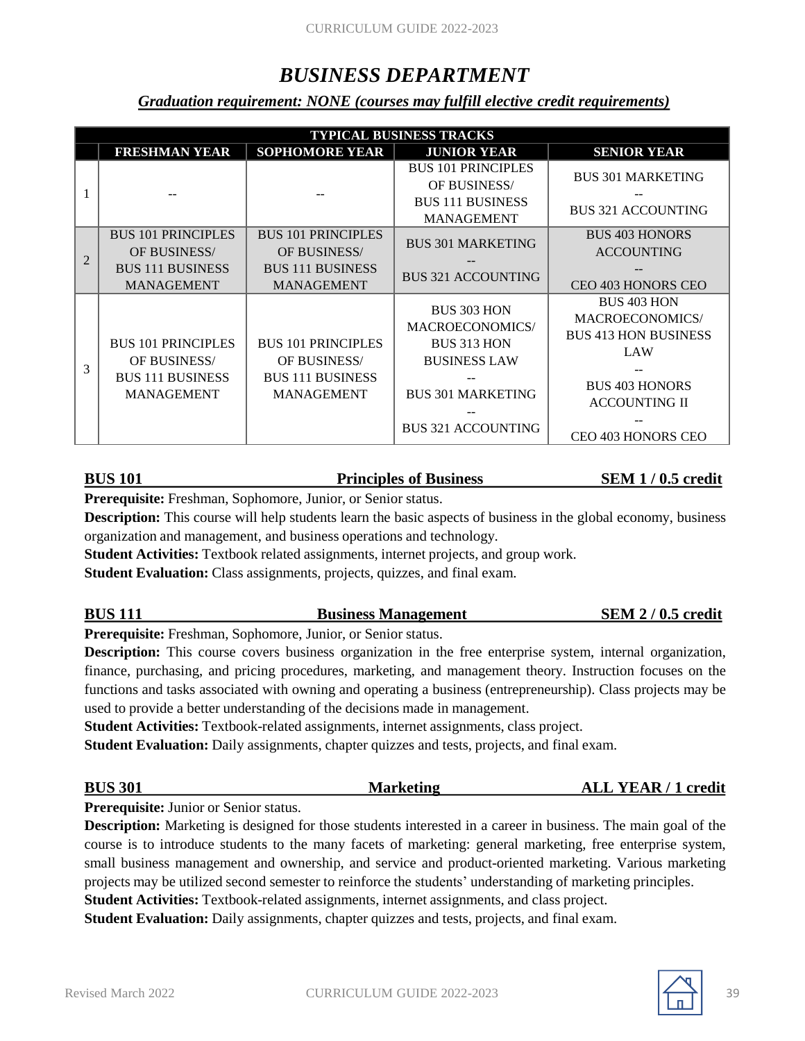# BUSINESS DEPARTMENT

***Graduation requirement: NONE (courses may fulfill elective credit requirements)***

| TYPICAL BUSINESS TRACKS | | | | |
|---|---|---|---|---|
| | **FRESHMAN YEAR** | **SOPHOMORE YEAR** | **JUNIOR YEAR** | **SENIOR YEAR** |
| 1 | -- | -- | BUS 101 PRINCIPLES OF BUSINESS/ BUS 111 BUSINESS MANAGEMENT | BUS 301 MARKETING -- BUS 321 ACCOUNTING |
| 2 | BUS 101 PRINCIPLES OF BUSINESS/ BUS 111 BUSINESS MANAGEMENT | BUS 101 PRINCIPLES OF BUSINESS/ BUS 111 BUSINESS MANAGEMENT | BUS 301 MARKETING -- BUS 321 ACCOUNTING | BUS 403 HONORS ACCOUNTING -- CEO 403 HONORS CEO |
| 3 | BUS 101 PRINCIPLES OF BUSINESS/ BUS 111 BUSINESS MANAGEMENT | BUS 101 PRINCIPLES OF BUSINESS/ BUS 111 BUSINESS MANAGEMENT | BUS 303 HON MACROECONOMICS/ BUS 313 HON BUSINESS LAW -- BUS 301 MARKETING -- BUS 321 ACCOUNTING | BUS 403 HON MACROECONOMICS/ BUS 413 HON BUSINESS LAW -- BUS 403 HONORS ACCOUNTING II -- CEO 403 HONORS CEO |

**BUS 101 — Principles of Business — SEM 1 / 0.5 credit**

**Prerequisite:** Freshman, Sophomore, Junior, or Senior status.

**Description:** This course will help students learn the basic aspects of business in the global economy, business organization and management, and business operations and technology.

**Student Activities:** Textbook related assignments, internet projects, and group work.

**Student Evaluation:** Class assignments, projects, quizzes, and final exam.

**BUS 111 — Business Management — SEM 2 / 0.5 credit**

**Prerequisite:** Freshman, Sophomore, Junior, or Senior status.

**Description:** This course covers business organization in the free enterprise system, internal organization, finance, purchasing, and pricing procedures, marketing, and management theory. Instruction focuses on the functions and tasks associated with owning and operating a business (entrepreneurship). Class projects may be used to provide a better understanding of the decisions made in management.

**Student Activities:** Textbook-related assignments, internet assignments, class project.

**Student Evaluation:** Daily assignments, chapter quizzes and tests, projects, and final exam.

**BUS 301 — Marketing — ALL YEAR / 1 credit**

**Prerequisite:** Junior or Senior status.

**Description:** Marketing is designed for those students interested in a career in business. The main goal of the course is to introduce students to the many facets of marketing: general marketing, free enterprise system, small business management and ownership, and service and product-oriented marketing. Various marketing projects may be utilized second semester to reinforce the students' understanding of marketing principles.

**Student Activities:** Textbook-related assignments, internet assignments, and class project.

**Student Evaluation:** Daily assignments, chapter quizzes and tests, projects, and final exam.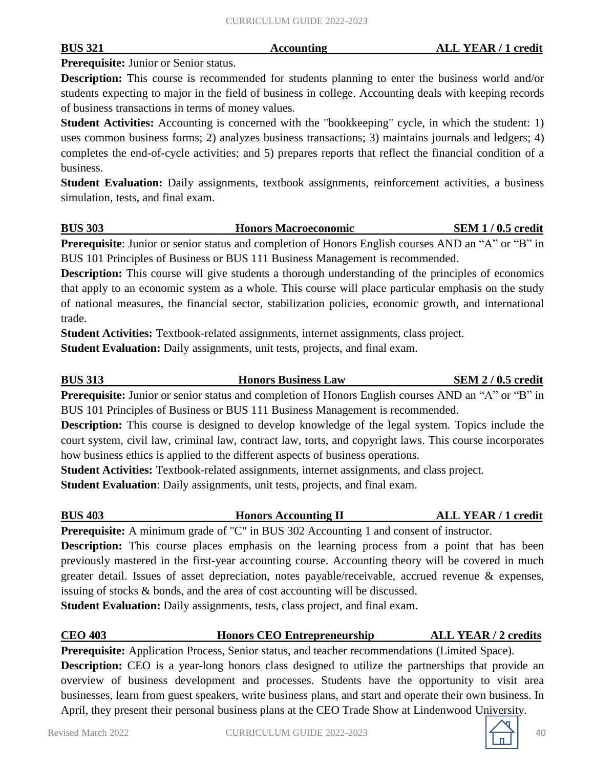**BUS 321 — Accounting — ALL YEAR / 1 credit**

**Prerequisite:** Junior or Senior status.

**Description:** This course is recommended for students planning to enter the business world and/or students expecting to major in the field of business in college. Accounting deals with keeping records of business transactions in terms of money values.

**Student Activities:** Accounting is concerned with the "bookkeeping" cycle, in which the student: 1) uses common business forms; 2) analyzes business transactions; 3) maintains journals and ledgers; 4) completes the end-of-cycle activities; and 5) prepares reports that reflect the financial condition of a business.

**Student Evaluation:** Daily assignments, textbook assignments, reinforcement activities, a business simulation, tests, and final exam.

**BUS 303 — Honors Macroeconomic — SEM 1 / 0.5 credit**

**Prerequisite**: Junior or senior status and completion of Honors English courses AND an "A" or "B" in BUS 101 Principles of Business or BUS 111 Business Management is recommended.

**Description:** This course will give students a thorough understanding of the principles of economics that apply to an economic system as a whole. This course will place particular emphasis on the study of national measures, the financial sector, stabilization policies, economic growth, and international trade.

**Student Activities:** Textbook-related assignments, internet assignments, class project.

**Student Evaluation:** Daily assignments, unit tests, projects, and final exam.

**BUS 313 — Honors Business Law — SEM 2 / 0.5 credit**

**Prerequisite:** Junior or senior status and completion of Honors English courses AND an "A" or "B" in BUS 101 Principles of Business or BUS 111 Business Management is recommended.

**Description:** This course is designed to develop knowledge of the legal system. Topics include the court system, civil law, criminal law, contract law, torts, and copyright laws. This course incorporates how business ethics is applied to the different aspects of business operations.

**Student Activities:** Textbook-related assignments, internet assignments, and class project.

**Student Evaluation**: Daily assignments, unit tests, projects, and final exam.

**BUS 403 — Honors Accounting II — ALL YEAR / 1 credit**

**Prerequisite:** A minimum grade of "C" in BUS 302 Accounting 1 and consent of instructor.

**Description:** This course places emphasis on the learning process from a point that has been previously mastered in the first-year accounting course. Accounting theory will be covered in much greater detail. Issues of asset depreciation, notes payable/receivable, accrued revenue & expenses, issuing of stocks & bonds, and the area of cost accounting will be discussed.

**Student Evaluation:** Daily assignments, tests, class project, and final exam.

**CEO 403 — Honors CEO Entrepreneurship — ALL YEAR / 2 credits**

**Prerequisite:** Application Process, Senior status, and teacher recommendations (Limited Space).

**Description:** CEO is a year-long honors class designed to utilize the partnerships that provide an overview of business development and processes. Students have the opportunity to visit area businesses, learn from guest speakers, write business plans, and start and operate their own business. In April, they present their personal business plans at the CEO Trade Show at Lindenwood University.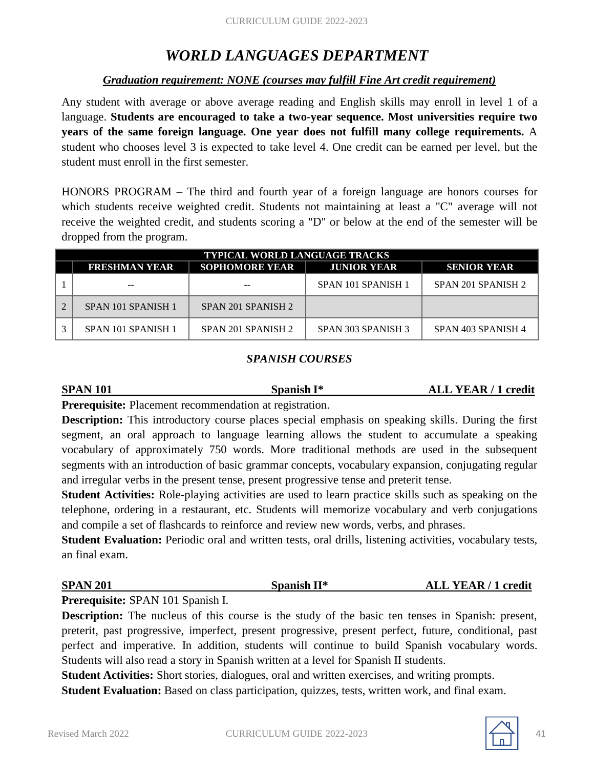# *WORLD LANGUAGES DEPARTMENT*

***Graduation requirement: NONE (courses may fulfill Fine Art credit requirement)***

Any student with average or above average reading and English skills may enroll in level 1 of a language. **Students are encouraged to take a two-year sequence. Most universities require two years of the same foreign language. One year does not fulfill many college requirements.** A student who chooses level 3 is expected to take level 4. One credit can be earned per level, but the student must enroll in the first semester.

HONORS PROGRAM – The third and fourth year of a foreign language are honors courses for which students receive weighted credit. Students not maintaining at least a "C" average will not receive the weighted credit, and students scoring a "D" or below at the end of the semester will be dropped from the program.

| TYPICAL WORLD LANGUAGE TRACKS | | | | |
|---|---|---|---|---|
| | **FRESHMAN YEAR** | **SOPHOMORE YEAR** | **JUNIOR YEAR** | **SENIOR YEAR** |
| 1 | -- | -- | SPAN 101 SPANISH 1 | SPAN 201 SPANISH 2 |
| 2 | SPAN 101 SPANISH 1 | SPAN 201 SPANISH 2 | | |
| 3 | SPAN 101 SPANISH 1 | SPAN 201 SPANISH 2 | SPAN 303 SPANISH 3 | SPAN 403 SPANISH 4 |

## *SPANISH COURSES*

**SPAN 101 — Spanish I* — ALL YEAR / 1 credit**

**Prerequisite:** Placement recommendation at registration.

**Description:** This introductory course places special emphasis on speaking skills. During the first segment, an oral approach to language learning allows the student to accumulate a speaking vocabulary of approximately 750 words. More traditional methods are used in the subsequent segments with an introduction of basic grammar concepts, vocabulary expansion, conjugating regular and irregular verbs in the present tense, present progressive tense and preterit tense.

**Student Activities:** Role-playing activities are used to learn practice skills such as speaking on the telephone, ordering in a restaurant, etc. Students will memorize vocabulary and verb conjugations and compile a set of flashcards to reinforce and review new words, verbs, and phrases.

**Student Evaluation:** Periodic oral and written tests, oral drills, listening activities, vocabulary tests, an final exam.

**SPAN 201 — Spanish II* — ALL YEAR / 1 credit**

**Prerequisite:** SPAN 101 Spanish I.

**Description:** The nucleus of this course is the study of the basic ten tenses in Spanish: present, preterit, past progressive, imperfect, present progressive, present perfect, future, conditional, past perfect and imperative. In addition, students will continue to build Spanish vocabulary words. Students will also read a story in Spanish written at a level for Spanish II students.

**Student Activities:** Short stories, dialogues, oral and written exercises, and writing prompts.

**Student Evaluation:** Based on class participation, quizzes, tests, written work, and final exam.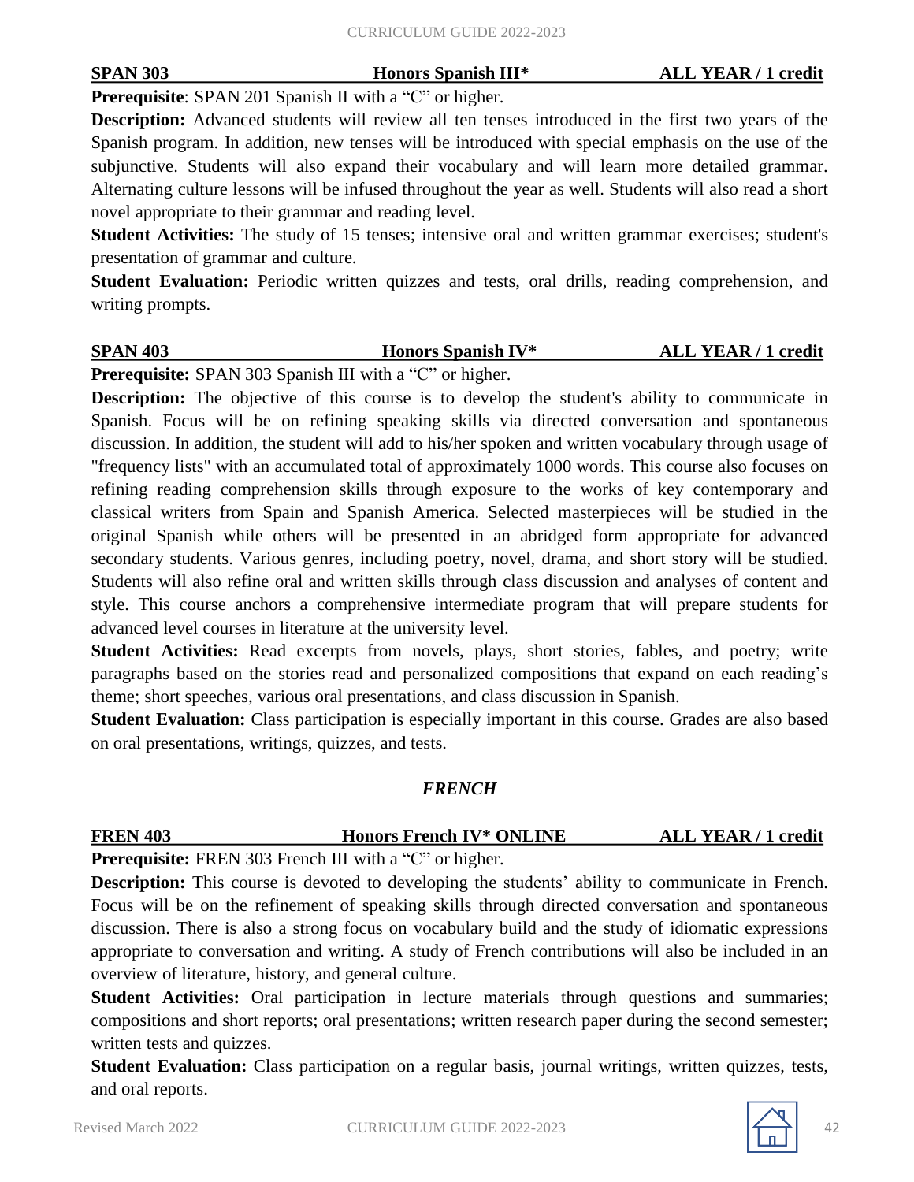**SPAN 303 Honors Spanish III* ALL YEAR / 1 credit**

**Prerequisite**: SPAN 201 Spanish II with a "C" or higher.

**Description:** Advanced students will review all ten tenses introduced in the first two years of the Spanish program. In addition, new tenses will be introduced with special emphasis on the use of the subjunctive. Students will also expand their vocabulary and will learn more detailed grammar. Alternating culture lessons will be infused throughout the year as well. Students will also read a short novel appropriate to their grammar and reading level.

**Student Activities:** The study of 15 tenses; intensive oral and written grammar exercises; student's presentation of grammar and culture.

**Student Evaluation:** Periodic written quizzes and tests, oral drills, reading comprehension, and writing prompts.

**SPAN 403 Honors Spanish IV* ALL YEAR / 1 credit**

**Prerequisite:** SPAN 303 Spanish III with a "C" or higher.

**Description:** The objective of this course is to develop the student's ability to communicate in Spanish. Focus will be on refining speaking skills via directed conversation and spontaneous discussion. In addition, the student will add to his/her spoken and written vocabulary through usage of "frequency lists" with an accumulated total of approximately 1000 words. This course also focuses on refining reading comprehension skills through exposure to the works of key contemporary and classical writers from Spain and Spanish America. Selected masterpieces will be studied in the original Spanish while others will be presented in an abridged form appropriate for advanced secondary students. Various genres, including poetry, novel, drama, and short story will be studied. Students will also refine oral and written skills through class discussion and analyses of content and style. This course anchors a comprehensive intermediate program that will prepare students for advanced level courses in literature at the university level.

**Student Activities:** Read excerpts from novels, plays, short stories, fables, and poetry; write paragraphs based on the stories read and personalized compositions that expand on each reading's theme; short speeches, various oral presentations, and class discussion in Spanish.

**Student Evaluation:** Class participation is especially important in this course. Grades are also based on oral presentations, writings, quizzes, and tests.

## *FRENCH*

**FREN 403 Honors French IV* ONLINE ALL YEAR / 1 credit**

**Prerequisite:** FREN 303 French III with a "C" or higher.

**Description:** This course is devoted to developing the students' ability to communicate in French. Focus will be on the refinement of speaking skills through directed conversation and spontaneous discussion. There is also a strong focus on vocabulary build and the study of idiomatic expressions appropriate to conversation and writing. A study of French contributions will also be included in an overview of literature, history, and general culture.

**Student Activities:** Oral participation in lecture materials through questions and summaries; compositions and short reports; oral presentations; written research paper during the second semester; written tests and quizzes.

**Student Evaluation:** Class participation on a regular basis, journal writings, written quizzes, tests, and oral reports.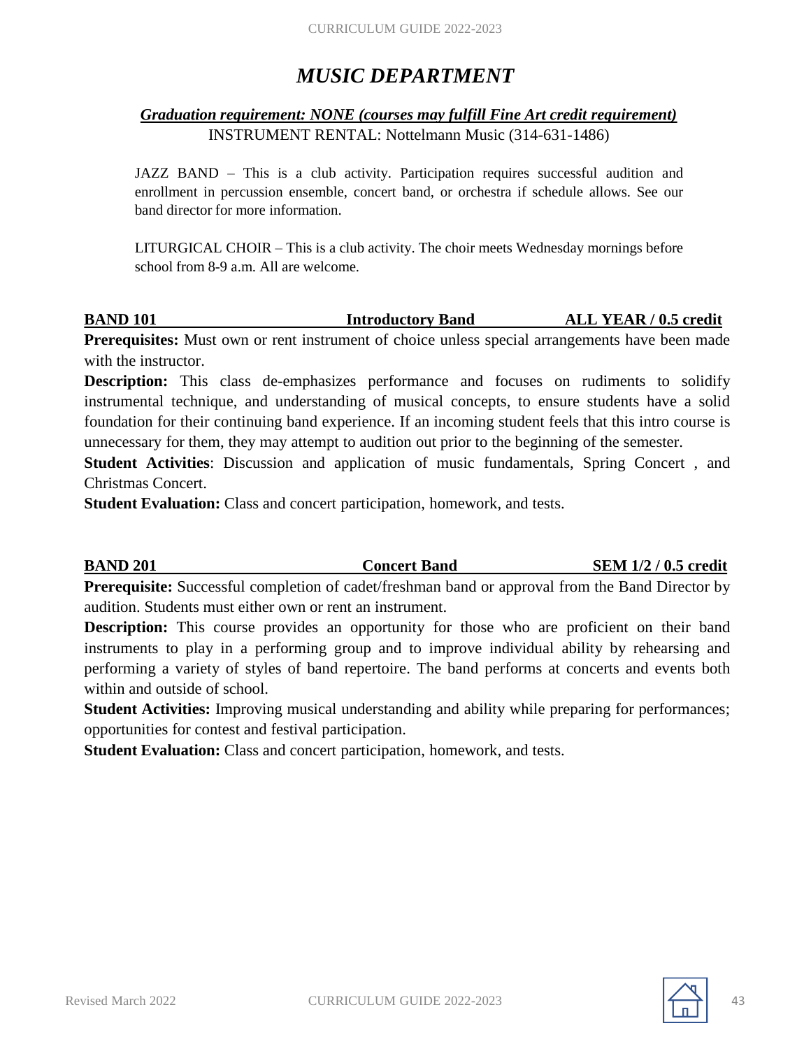# *MUSIC DEPARTMENT*

***Graduation requirement: NONE (courses may fulfill Fine Art credit requirement)***

INSTRUMENT RENTAL: Nottelmann Music (314-631-1486)

JAZZ BAND – This is a club activity. Participation requires successful audition and enrollment in percussion ensemble, concert band, or orchestra if schedule allows. See our band director for more information.

LITURGICAL CHOIR – This is a club activity. The choir meets Wednesday mornings before school from 8-9 a.m. All are welcome.

**BAND 101 — Introductory Band — ALL YEAR / 0.5 credit**

**Prerequisites:** Must own or rent instrument of choice unless special arrangements have been made with the instructor.

**Description:** This class de-emphasizes performance and focuses on rudiments to solidify instrumental technique, and understanding of musical concepts, to ensure students have a solid foundation for their continuing band experience. If an incoming student feels that this intro course is unnecessary for them, they may attempt to audition out prior to the beginning of the semester.

**Student Activities**: Discussion and application of music fundamentals, Spring Concert , and Christmas Concert.

**Student Evaluation:** Class and concert participation, homework, and tests.

**BAND 201 — Concert Band — SEM 1/2 / 0.5 credit**

**Prerequisite:** Successful completion of cadet/freshman band or approval from the Band Director by audition. Students must either own or rent an instrument.

**Description:** This course provides an opportunity for those who are proficient on their band instruments to play in a performing group and to improve individual ability by rehearsing and performing a variety of styles of band repertoire. The band performs at concerts and events both within and outside of school.

**Student Activities:** Improving musical understanding and ability while preparing for performances; opportunities for contest and festival participation.

**Student Evaluation:** Class and concert participation, homework, and tests.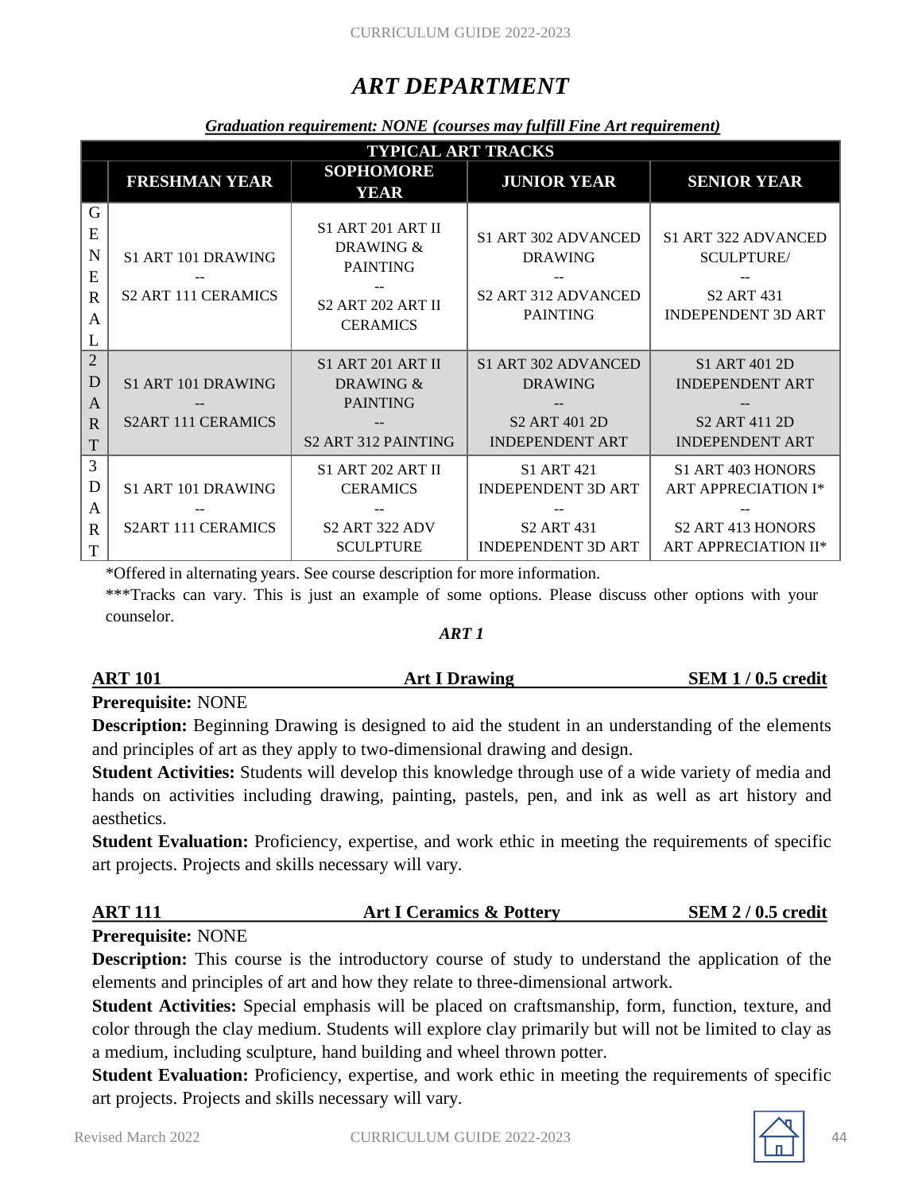# ART DEPARTMENT

***Graduation requirement: NONE (courses may fulfill Fine Art requirement)***

| TYPICAL ART TRACKS | | | | |
|---|---|---|---|---|
| | **FRESHMAN YEAR** | **SOPHOMORE YEAR** | **JUNIOR YEAR** | **SENIOR YEAR** |
| GENERAL | S1 ART 101 DRAWING -- S2 ART 111 CERAMICS | S1 ART 201 ART II DRAWING & PAINTING -- S2 ART 202 ART II CERAMICS | S1 ART 302 ADVANCED DRAWING -- S2 ART 312 ADVANCED PAINTING | S1 ART 322 ADVANCED SCULPTURE/ -- S2 ART 431 INDEPENDENT 3D ART |
| 2D ART | S1 ART 101 DRAWING -- S2ART 111 CERAMICS | S1 ART 201 ART II DRAWING & PAINTING -- S2 ART 312 PAINTING | S1 ART 302 ADVANCED DRAWING -- S2 ART 401 2D INDEPENDENT ART | S1 ART 401 2D INDEPENDENT ART -- S2 ART 411 2D INDEPENDENT ART |
| 3D ART | S1 ART 101 DRAWING -- S2ART 111 CERAMICS | S1 ART 202 ART II CERAMICS -- S2 ART 322 ADV SCULPTURE | S1 ART 421 INDEPENDENT 3D ART -- S2 ART 431 INDEPENDENT 3D ART | S1 ART 403 HONORS ART APPRECIATION I* -- S2 ART 413 HONORS ART APPRECIATION II* |

*Offered in alternating years. See course description for more information.

***Tracks can vary. This is just an example of some options. Please discuss other options with your counselor.

***ART 1***

**ART 101 — Art I Drawing — SEM 1 / 0.5 credit**

**Prerequisite:** NONE

**Description:** Beginning Drawing is designed to aid the student in an understanding of the elements and principles of art as they apply to two-dimensional drawing and design.

**Student Activities:** Students will develop this knowledge through use of a wide variety of media and hands on activities including drawing, painting, pastels, pen, and ink as well as art history and aesthetics.

**Student Evaluation:** Proficiency, expertise, and work ethic in meeting the requirements of specific art projects. Projects and skills necessary will vary.

**ART 111 — Art I Ceramics & Pottery — SEM 2 / 0.5 credit**

**Prerequisite:** NONE

**Description:** This course is the introductory course of study to understand the application of the elements and principles of art and how they relate to three-dimensional artwork.

**Student Activities:** Special emphasis will be placed on craftsmanship, form, function, texture, and color through the clay medium. Students will explore clay primarily but will not be limited to clay as a medium, including sculpture, hand building and wheel thrown potter.

**Student Evaluation:** Proficiency, expertise, and work ethic in meeting the requirements of specific art projects. Projects and skills necessary will vary.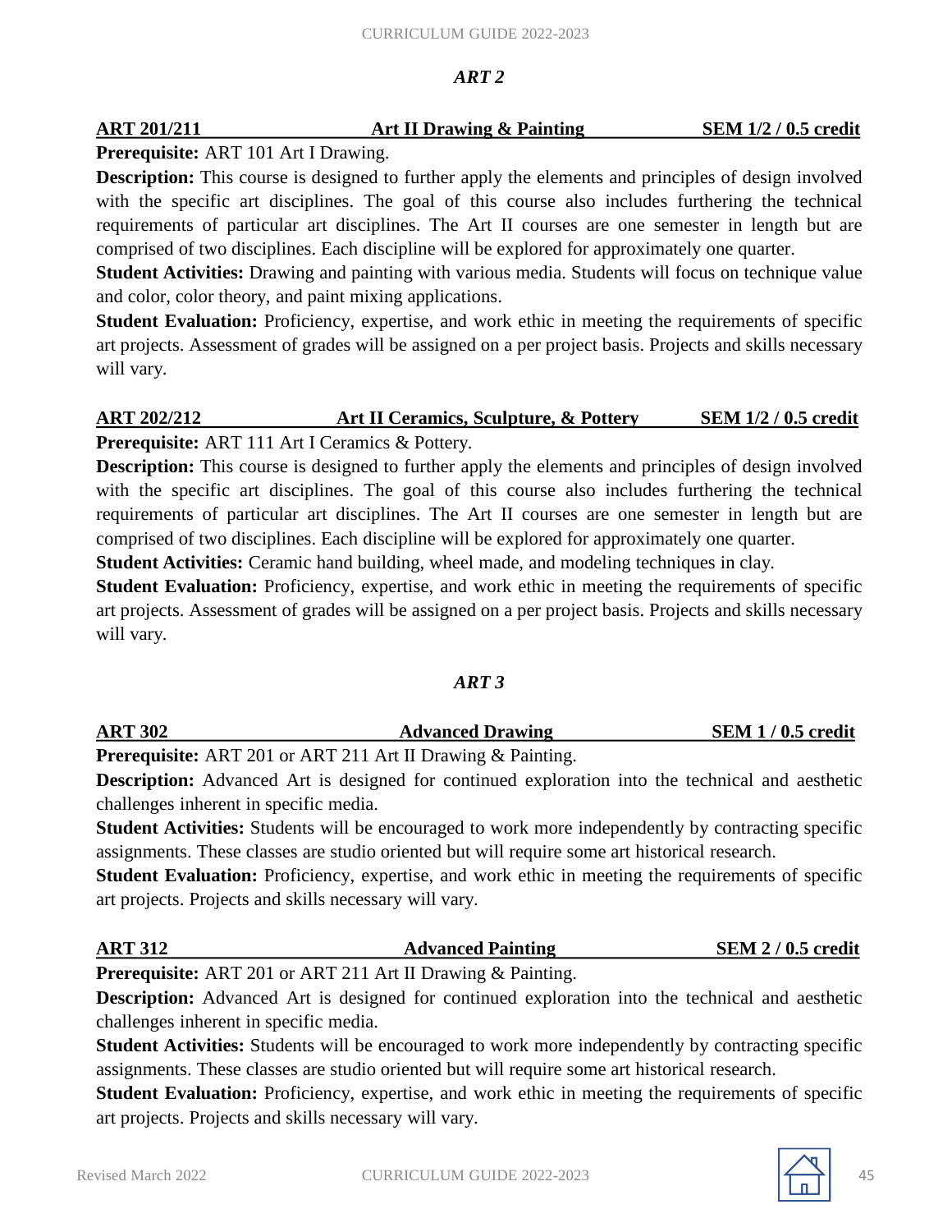## *ART 2*

**ART 201/211 — Art II Drawing & Painting — SEM 1/2 / 0.5 credit**

**Prerequisite:** ART 101 Art I Drawing.

**Description:** This course is designed to further apply the elements and principles of design involved with the specific art disciplines. The goal of this course also includes furthering the technical requirements of particular art disciplines. The Art II courses are one semester in length but are comprised of two disciplines. Each discipline will be explored for approximately one quarter.

**Student Activities:** Drawing and painting with various media. Students will focus on technique value and color, color theory, and paint mixing applications.

**Student Evaluation:** Proficiency, expertise, and work ethic in meeting the requirements of specific art projects. Assessment of grades will be assigned on a per project basis. Projects and skills necessary will vary.

**ART 202/212 — Art II Ceramics, Sculpture, & Pottery — SEM 1/2 / 0.5 credit**

**Prerequisite:** ART 111 Art I Ceramics & Pottery.

**Description:** This course is designed to further apply the elements and principles of design involved with the specific art disciplines. The goal of this course also includes furthering the technical requirements of particular art disciplines. The Art II courses are one semester in length but are comprised of two disciplines. Each discipline will be explored for approximately one quarter.

**Student Activities:** Ceramic hand building, wheel made, and modeling techniques in clay.

**Student Evaluation:** Proficiency, expertise, and work ethic in meeting the requirements of specific art projects. Assessment of grades will be assigned on a per project basis. Projects and skills necessary will vary.

## *ART 3*

**ART 302 — Advanced Drawing — SEM 1 / 0.5 credit**

**Prerequisite:** ART 201 or ART 211 Art II Drawing & Painting.

**Description:** Advanced Art is designed for continued exploration into the technical and aesthetic challenges inherent in specific media.

**Student Activities:** Students will be encouraged to work more independently by contracting specific assignments. These classes are studio oriented but will require some art historical research.

**Student Evaluation:** Proficiency, expertise, and work ethic in meeting the requirements of specific art projects. Projects and skills necessary will vary.

**ART 312 — Advanced Painting — SEM 2 / 0.5 credit**

**Prerequisite:** ART 201 or ART 211 Art II Drawing & Painting.

**Description:** Advanced Art is designed for continued exploration into the technical and aesthetic challenges inherent in specific media.

**Student Activities:** Students will be encouraged to work more independently by contracting specific assignments. These classes are studio oriented but will require some art historical research.

**Student Evaluation:** Proficiency, expertise, and work ethic in meeting the requirements of specific art projects. Projects and skills necessary will vary.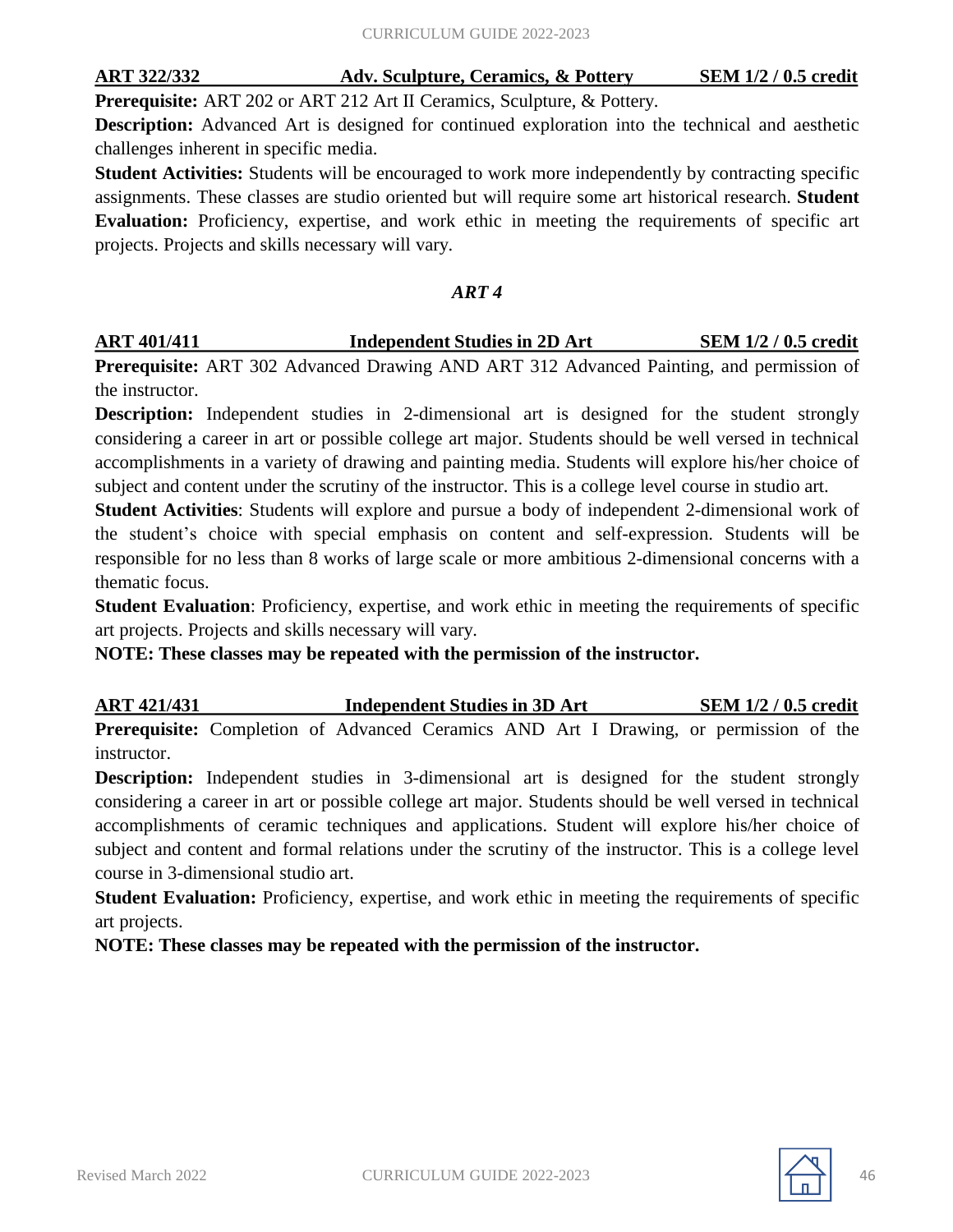**ART 322/332 — Adv. Sculpture, Ceramics, & Pottery — SEM 1/2 / 0.5 credit**

**Prerequisite:** ART 202 or ART 212 Art II Ceramics, Sculpture, & Pottery.

**Description:** Advanced Art is designed for continued exploration into the technical and aesthetic challenges inherent in specific media.

**Student Activities:** Students will be encouraged to work more independently by contracting specific assignments. These classes are studio oriented but will require some art historical research. **Student Evaluation:** Proficiency, expertise, and work ethic in meeting the requirements of specific art projects. Projects and skills necessary will vary.

## *ART 4*

**ART 401/411 — Independent Studies in 2D Art — SEM 1/2 / 0.5 credit**

**Prerequisite:** ART 302 Advanced Drawing AND ART 312 Advanced Painting, and permission of the instructor.

**Description:** Independent studies in 2-dimensional art is designed for the student strongly considering a career in art or possible college art major. Students should be well versed in technical accomplishments in a variety of drawing and painting media. Students will explore his/her choice of subject and content under the scrutiny of the instructor. This is a college level course in studio art.

**Student Activities**: Students will explore and pursue a body of independent 2-dimensional work of the student's choice with special emphasis on content and self-expression. Students will be responsible for no less than 8 works of large scale or more ambitious 2-dimensional concerns with a thematic focus.

**Student Evaluation**: Proficiency, expertise, and work ethic in meeting the requirements of specific art projects. Projects and skills necessary will vary.

**NOTE: These classes may be repeated with the permission of the instructor.**

**ART 421/431 — Independent Studies in 3D Art — SEM 1/2 / 0.5 credit**

**Prerequisite:** Completion of Advanced Ceramics AND Art I Drawing, or permission of the instructor.

**Description:** Independent studies in 3-dimensional art is designed for the student strongly considering a career in art or possible college art major. Students should be well versed in technical accomplishments of ceramic techniques and applications. Student will explore his/her choice of subject and content and formal relations under the scrutiny of the instructor. This is a college level course in 3-dimensional studio art.

**Student Evaluation:** Proficiency, expertise, and work ethic in meeting the requirements of specific art projects.

**NOTE: These classes may be repeated with the permission of the instructor.**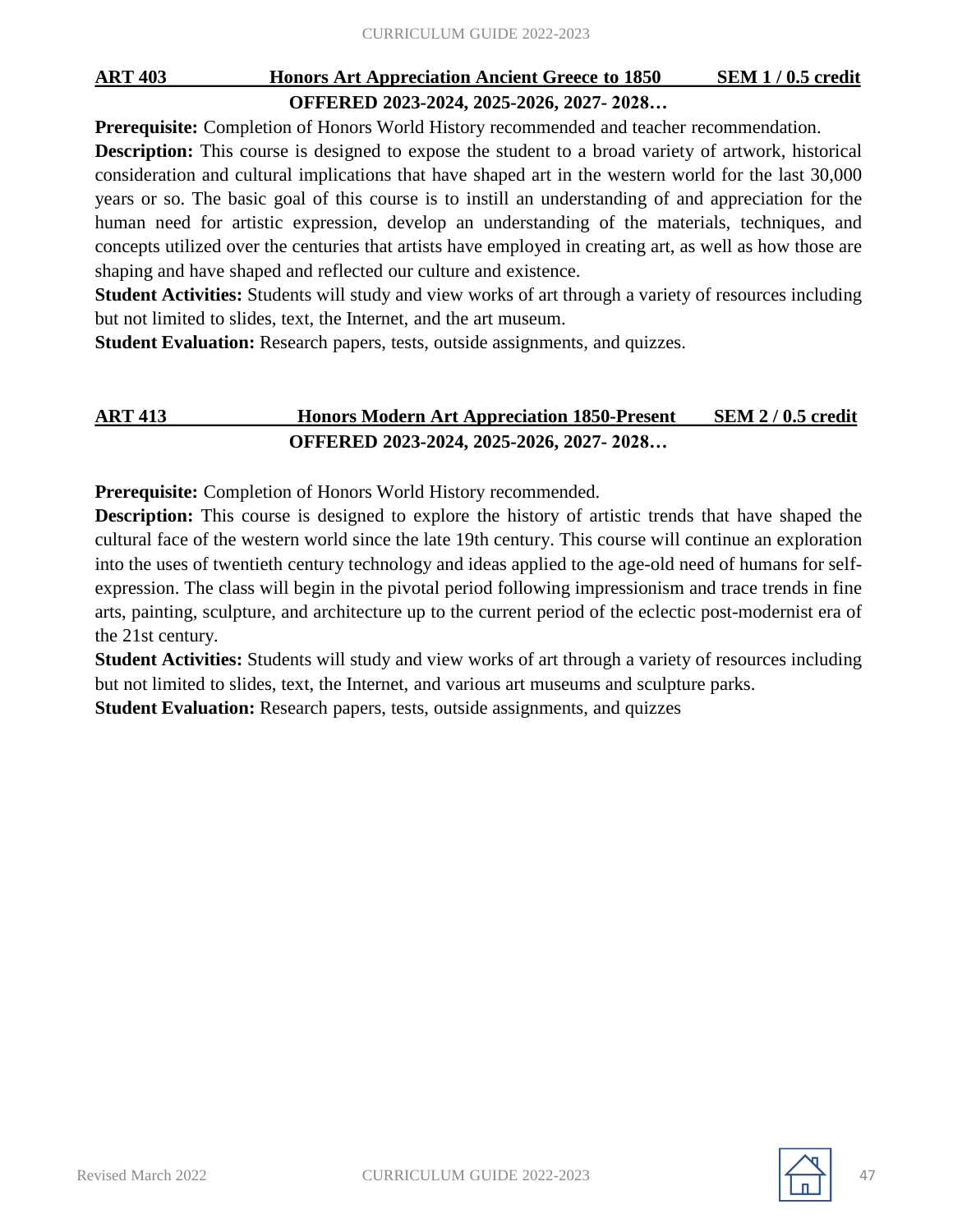**ART 403 Honors Art Appreciation Ancient Greece to 1850 SEM 1 / 0.5 credit**

**OFFERED 2023-2024, 2025-2026, 2027- 2028…**

**Prerequisite:** Completion of Honors World History recommended and teacher recommendation.

**Description:** This course is designed to expose the student to a broad variety of artwork, historical consideration and cultural implications that have shaped art in the western world for the last 30,000 years or so. The basic goal of this course is to instill an understanding of and appreciation for the human need for artistic expression, develop an understanding of the materials, techniques, and concepts utilized over the centuries that artists have employed in creating art, as well as how those are shaping and have shaped and reflected our culture and existence.

**Student Activities:** Students will study and view works of art through a variety of resources including but not limited to slides, text, the Internet, and the art museum.

**Student Evaluation:** Research papers, tests, outside assignments, and quizzes.

**ART 413 Honors Modern Art Appreciation 1850-Present SEM 2 / 0.5 credit**

**OFFERED 2023-2024, 2025-2026, 2027- 2028…**

**Prerequisite:** Completion of Honors World History recommended.

**Description:** This course is designed to explore the history of artistic trends that have shaped the cultural face of the western world since the late 19th century. This course will continue an exploration into the uses of twentieth century technology and ideas applied to the age-old need of humans for self-expression. The class will begin in the pivotal period following impressionism and trace trends in fine arts, painting, sculpture, and architecture up to the current period of the eclectic post-modernist era of the 21st century.

**Student Activities:** Students will study and view works of art through a variety of resources including but not limited to slides, text, the Internet, and various art museums and sculpture parks.

**Student Evaluation:** Research papers, tests, outside assignments, and quizzes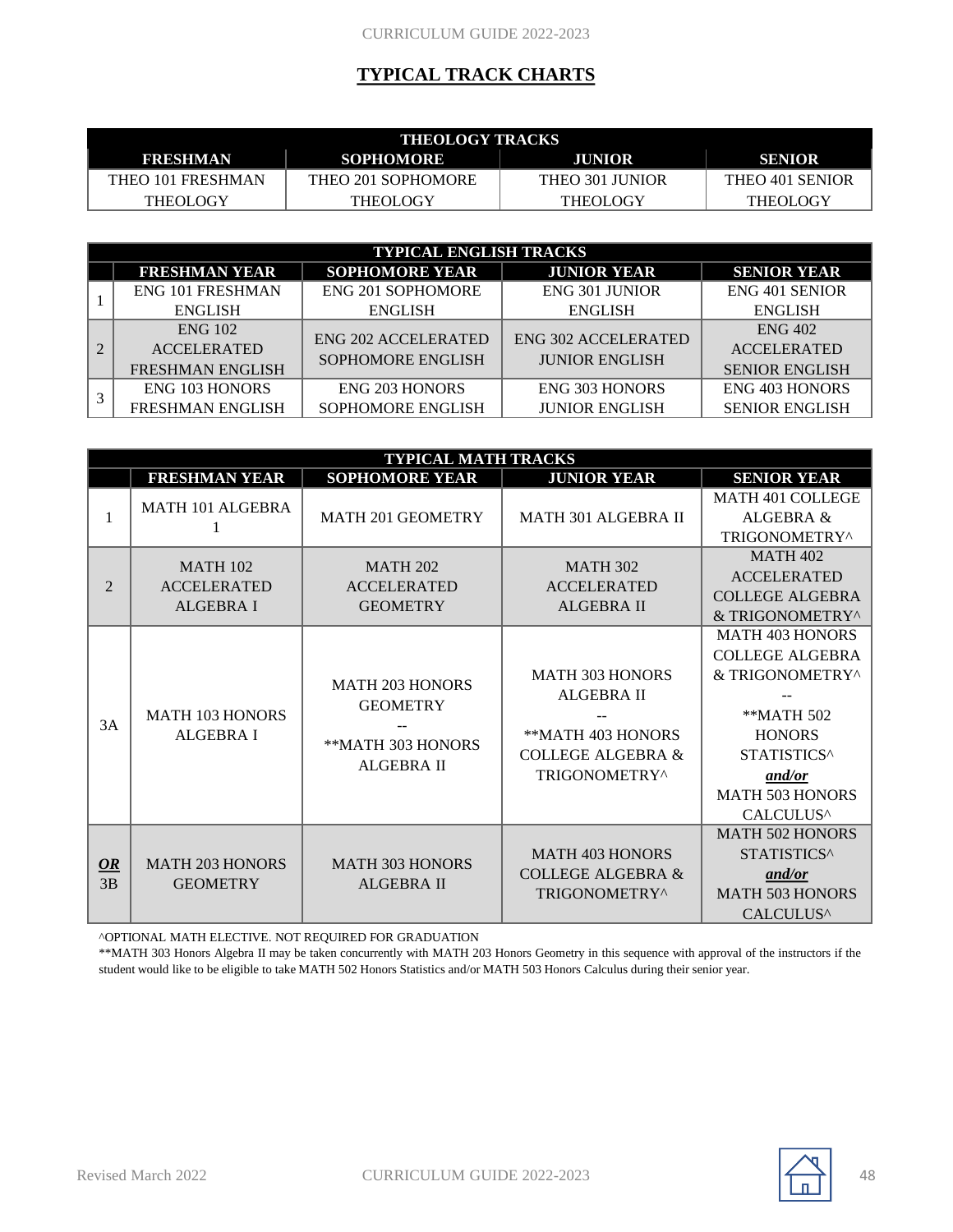# TYPICAL TRACK CHARTS

| THEOLOGY TRACKS | | | |
|---|---|---|---|
| **FRESHMAN** | **SOPHOMORE** | **JUNIOR** | **SENIOR** |
| THEO 101 FRESHMAN THEOLOGY | THEO 201 SOPHOMORE THEOLOGY | THEO 301 JUNIOR THEOLOGY | THEO 401 SENIOR THEOLOGY |

| TYPICAL ENGLISH TRACKS | | | | |
|---|---|---|---|---|
| | **FRESHMAN YEAR** | **SOPHOMORE YEAR** | **JUNIOR YEAR** | **SENIOR YEAR** |
| 1 | ENG 101 FRESHMAN ENGLISH | ENG 201 SOPHOMORE ENGLISH | ENG 301 JUNIOR ENGLISH | ENG 401 SENIOR ENGLISH |
| 2 | ENG 102 ACCELERATED FRESHMAN ENGLISH | ENG 202 ACCELERATED SOPHOMORE ENGLISH | ENG 302 ACCELERATED JUNIOR ENGLISH | ENG 402 ACCELERATED SENIOR ENGLISH |
| 3 | ENG 103 HONORS FRESHMAN ENGLISH | ENG 203 HONORS SOPHOMORE ENGLISH | ENG 303 HONORS JUNIOR ENGLISH | ENG 403 HONORS SENIOR ENGLISH |

| TYPICAL MATH TRACKS | | | | |
|---|---|---|---|---|
| | **FRESHMAN YEAR** | **SOPHOMORE YEAR** | **JUNIOR YEAR** | **SENIOR YEAR** |
| 1 | MATH 101 ALGEBRA 1 | MATH 201 GEOMETRY | MATH 301 ALGEBRA II | MATH 401 COLLEGE ALGEBRA & TRIGONOMETRY^ |
| 2 | MATH 102 ACCELERATED ALGEBRA I | MATH 202 ACCELERATED GEOMETRY | MATH 302 ACCELERATED ALGEBRA II | MATH 402 ACCELERATED COLLEGE ALGEBRA & TRIGONOMETRY^ |
| 3A | MATH 103 HONORS ALGEBRA I | MATH 203 HONORS GEOMETRY -- **MATH 303 HONORS ALGEBRA II | MATH 303 HONORS ALGEBRA II -- **MATH 403 HONORS COLLEGE ALGEBRA & TRIGONOMETRY^ | MATH 403 HONORS COLLEGE ALGEBRA & TRIGONOMETRY^ -- **MATH 502 HONORS STATISTICS^ ***and/or*** MATH 503 HONORS CALCULUS^ |
| ***OR*** 3B | MATH 203 HONORS GEOMETRY | MATH 303 HONORS ALGEBRA II | MATH 403 HONORS COLLEGE ALGEBRA & TRIGONOMETRY^ | MATH 502 HONORS STATISTICS^ ***and/or*** MATH 503 HONORS CALCULUS^ |

^OPTIONAL MATH ELECTIVE. NOT REQUIRED FOR GRADUATION

**MATH 303 Honors Algebra II may be taken concurrently with MATH 203 Honors Geometry in this sequence with approval of the instructors if the student would like to be eligible to take MATH 502 Honors Statistics and/or MATH 503 Honors Calculus during their senior year.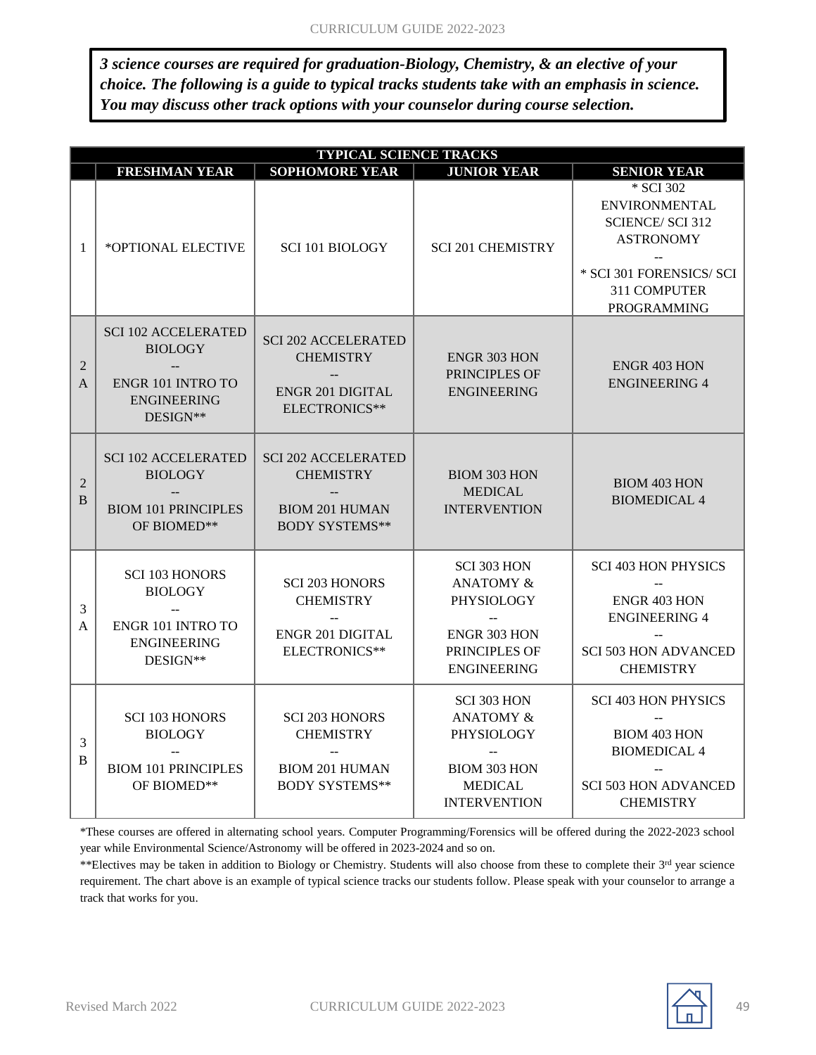***3 science courses are required for graduation-Biology, Chemistry, & an elective of your choice. The following is a guide to typical tracks students take with an emphasis in science. You may discuss other track options with your counselor during course selection.***

| TYPICAL SCIENCE TRACKS | | | | |
|---|---|---|---|---|
| | **FRESHMAN YEAR** | **SOPHOMORE YEAR** | **JUNIOR YEAR** | **SENIOR YEAR** |
| 1 | *OPTIONAL ELECTIVE | SCI 101 BIOLOGY | SCI 201 CHEMISTRY | * SCI 302 ENVIRONMENTAL SCIENCE/ SCI 312 ASTRONOMY -- * SCI 301 FORENSICS/ SCI 311 COMPUTER PROGRAMMING |
| 2 A | SCI 102 ACCELERATED BIOLOGY -- ENGR 101 INTRO TO ENGINEERING DESIGN** | SCI 202 ACCELERATED CHEMISTRY -- ENGR 201 DIGITAL ELECTRONICS** | ENGR 303 HON PRINCIPLES OF ENGINEERING | ENGR 403 HON ENGINEERING 4 |
| 2 B | SCI 102 ACCELERATED BIOLOGY -- BIOM 101 PRINCIPLES OF BIOMED** | SCI 202 ACCELERATED CHEMISTRY -- BIOM 201 HUMAN BODY SYSTEMS** | BIOM 303 HON MEDICAL INTERVENTION | BIOM 403 HON BIOMEDICAL 4 |
| 3 A | SCI 103 HONORS BIOLOGY -- ENGR 101 INTRO TO ENGINEERING DESIGN** | SCI 203 HONORS CHEMISTRY -- ENGR 201 DIGITAL ELECTRONICS** | SCI 303 HON ANATOMY & PHYSIOLOGY -- ENGR 303 HON PRINCIPLES OF ENGINEERING | SCI 403 HON PHYSICS -- ENGR 403 HON ENGINEERING 4 -- SCI 503 HON ADVANCED CHEMISTRY |
| 3 B | SCI 103 HONORS BIOLOGY -- BIOM 101 PRINCIPLES OF BIOMED** | SCI 203 HONORS CHEMISTRY -- BIOM 201 HUMAN BODY SYSTEMS** | SCI 303 HON ANATOMY & PHYSIOLOGY -- BIOM 303 HON MEDICAL INTERVENTION | SCI 403 HON PHYSICS -- BIOM 403 HON BIOMEDICAL 4 -- SCI 503 HON ADVANCED CHEMISTRY |

*These courses are offered in alternating school years. Computer Programming/Forensics will be offered during the 2022-2023 school year while Environmental Science/Astronomy will be offered in 2023-2024 and so on.

**Electives may be taken in addition to Biology or Chemistry. Students will also choose from these to complete their 3rd year science requirement. The chart above is an example of typical science tracks our students follow. Please speak with your counselor to arrange a track that works for you.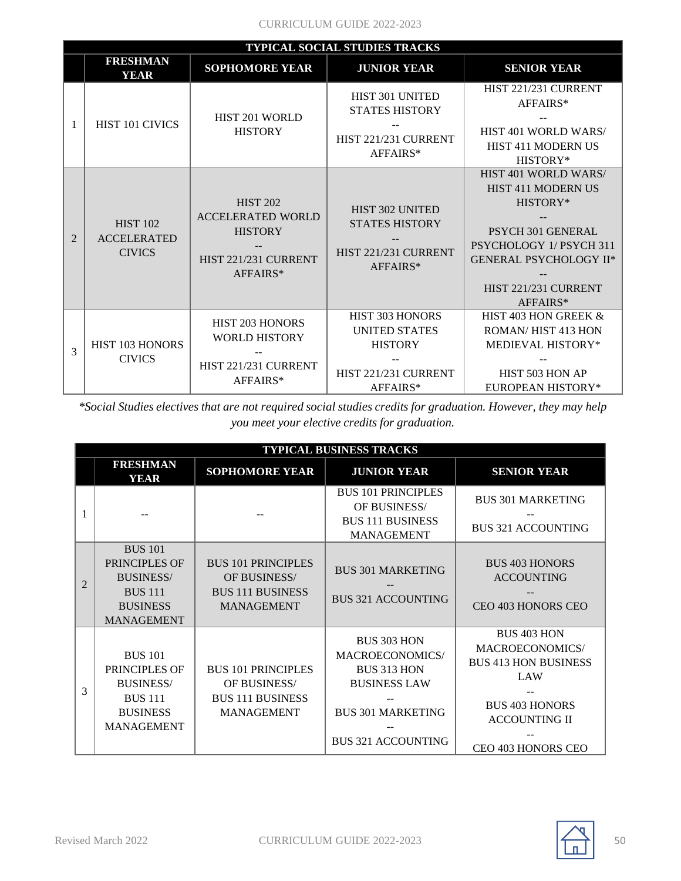| TYPICAL SOCIAL STUDIES TRACKS | | | | |
|---|---|---|---|---|
| | **FRESHMAN YEAR** | **SOPHOMORE YEAR** | **JUNIOR YEAR** | **SENIOR YEAR** |
| 1 | HIST 101 CIVICS | HIST 201 WORLD HISTORY | HIST 301 UNITED STATES HISTORY -- HIST 221/231 CURRENT AFFAIRS* | HIST 221/231 CURRENT AFFAIRS* -- HIST 401 WORLD WARS/ HIST 411 MODERN US HISTORY* |
| 2 | HIST 102 ACCELERATED CIVICS | HIST 202 ACCELERATED WORLD HISTORY -- HIST 221/231 CURRENT AFFAIRS* | HIST 302 UNITED STATES HISTORY -- HIST 221/231 CURRENT AFFAIRS* | HIST 401 WORLD WARS/ HIST 411 MODERN US HISTORY* -- PSYCH 301 GENERAL PSYCHOLOGY 1/ PSYCH 311 GENERAL PSYCHOLOGY II* -- HIST 221/231 CURRENT AFFAIRS* |
| 3 | HIST 103 HONORS CIVICS | HIST 203 HONORS WORLD HISTORY -- HIST 221/231 CURRENT AFFAIRS* | HIST 303 HONORS UNITED STATES HISTORY -- HIST 221/231 CURRENT AFFAIRS* | HIST 403 HON GREEK & ROMAN/ HIST 413 HON MEDIEVAL HISTORY* -- HIST 503 HON AP EUROPEAN HISTORY* |

*\*Social Studies electives that are not required social studies credits for graduation. However, they may help you meet your elective credits for graduation.*

| TYPICAL BUSINESS TRACKS | | | | |
|---|---|---|---|---|
| | **FRESHMAN YEAR** | **SOPHOMORE YEAR** | **JUNIOR YEAR** | **SENIOR YEAR** |
| 1 | -- | -- | BUS 101 PRINCIPLES OF BUSINESS/ BUS 111 BUSINESS MANAGEMENT | BUS 301 MARKETING -- BUS 321 ACCOUNTING |
| 2 | BUS 101 PRINCIPLES OF BUSINESS/ BUS 111 BUSINESS MANAGEMENT | BUS 101 PRINCIPLES OF BUSINESS/ BUS 111 BUSINESS MANAGEMENT | BUS 301 MARKETING -- BUS 321 ACCOUNTING | BUS 403 HONORS ACCOUNTING -- CEO 403 HONORS CEO |
| 3 | BUS 101 PRINCIPLES OF BUSINESS/ BUS 111 BUSINESS MANAGEMENT | BUS 101 PRINCIPLES OF BUSINESS/ BUS 111 BUSINESS MANAGEMENT | BUS 303 HON MACROECONOMICS/ BUS 313 HON BUSINESS LAW -- BUS 301 MARKETING -- BUS 321 ACCOUNTING | BUS 403 HON MACROECONOMICS/ BUS 413 HON BUSINESS LAW -- BUS 403 HONORS ACCOUNTING II -- CEO 403 HONORS CEO |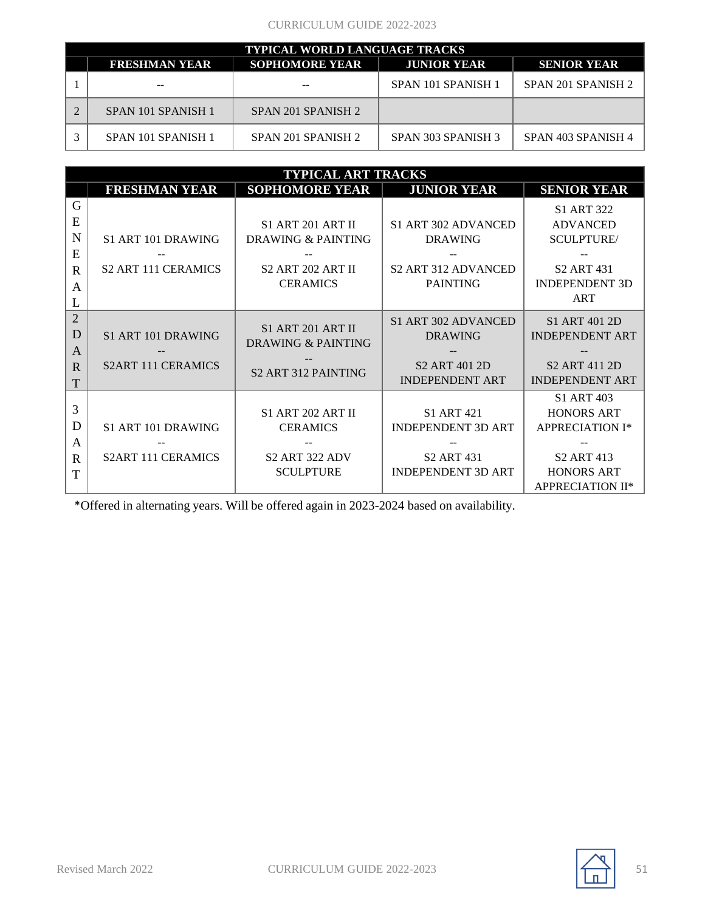| TYPICAL WORLD LANGUAGE TRACKS | | | | |
|---|---|---|---|---|
| | FRESHMAN YEAR | SOPHOMORE YEAR | JUNIOR YEAR | SENIOR YEAR |
| 1 | -- | -- | SPAN 101 SPANISH 1 | SPAN 201 SPANISH 2 |
| 2 | SPAN 101 SPANISH 1 | SPAN 201 SPANISH 2 | | |
| 3 | SPAN 101 SPANISH 1 | SPAN 201 SPANISH 2 | SPAN 303 SPANISH 3 | SPAN 403 SPANISH 4 |

| TYPICAL ART TRACKS | | | | |
|---|---|---|---|---|
| | FRESHMAN YEAR | SOPHOMORE YEAR | JUNIOR YEAR | SENIOR YEAR |
| GENERAL | S1 ART 101 DRAWING -- S2 ART 111 CERAMICS | S1 ART 201 ART II DRAWING & PAINTING -- S2 ART 202 ART II CERAMICS | S1 ART 302 ADVANCED DRAWING -- S2 ART 312 ADVANCED PAINTING | S1 ART 322 ADVANCED SCULPTURE/ -- S2 ART 431 INDEPENDENT 3D ART |
| 2D ART | S1 ART 101 DRAWING -- S2ART 111 CERAMICS | S1 ART 201 ART II DRAWING & PAINTING -- S2 ART 312 PAINTING | S1 ART 302 ADVANCED DRAWING -- S2 ART 401 2D INDEPENDENT ART | S1 ART 401 2D INDEPENDENT ART -- S2 ART 411 2D INDEPENDENT ART |
| 3D ART | S1 ART 101 DRAWING -- S2ART 111 CERAMICS | S1 ART 202 ART II CERAMICS -- S2 ART 322 ADV SCULPTURE | S1 ART 421 INDEPENDENT 3D ART -- S2 ART 431 INDEPENDENT 3D ART | S1 ART 403 HONORS ART APPRECIATION I* -- S2 ART 413 HONORS ART APPRECIATION II* |

*Offered in alternating years. Will be offered again in 2023-2024 based on availability.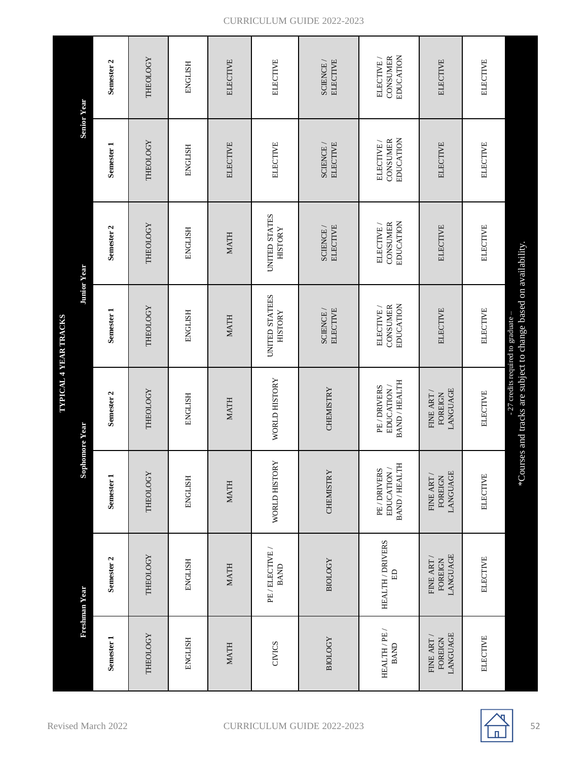## TYPICAL 4 YEAR TRACKS

| Freshman Year | | Sophomore Year | | Junior Year | | Senior Year | |
|---|---|---|---|---|---|---|---|
| Semester 1 | Semester 2 | Semester 1 | Semester 2 | Semester 1 | Semester 2 | Semester 1 | Semester 2 |
| THEOLOGY | THEOLOGY | THEOLOGY | THEOLOGY | THEOLOGY | THEOLOGY | THEOLOGY | THEOLOGY |
| ENGLISH | ENGLISH | ENGLISH | ENGLISH | ENGLISH | ENGLISH | ENGLISH | ENGLISH |
| MATH | MATH | MATH | MATH | MATH | MATH | ELECTIVE | ELECTIVE |
| CIVICS | PE / ELECTIVE / BAND | WORLD HISTORY | WORLD HISTORY | UNITED STATEES HISTORY | UNITED STATES HISTORY | ELECTIVE | ELECTIVE |
| BIOLOGY | BIOLOGY | CHEMISTRY | CHEMISTRY | SCIENCE / ELECTIVE | SCIENCE / ELECTIVE | SCIENCE / ELECTIVE | SCIENCE / ELECTIVE |
| HEALTH / PE / BAND | HEALTH / DRIVERS ED | PE / DRIVERS EDUCATION / BAND / HEALTH | PE / DRIVERS EDUCATION / BAND / HEALTH | ELECTIVE / CONSUMER EDUCATION | ELECTIVE / CONSUMER EDUCATION | ELECTIVE / CONSUMER EDUCATION | ELECTIVE / CONSUMER EDUCATION |
| FINE ART / FOREIGN LANGUAGE | FINE ART / FOREIGN LANGUAGE | FINE ART / FOREIGN LANGUAGE | FINE ART / FOREIGN LANGUAGE | ELECTIVE | ELECTIVE | ELECTIVE | ELECTIVE |
| ELECTIVE | ELECTIVE | ELECTIVE | ELECTIVE | ELECTIVE | ELECTIVE | ELECTIVE | ELECTIVE |

- 27 credits required to graduate –

*Courses and tracks are subject to change based on availability.

Revised March 2022